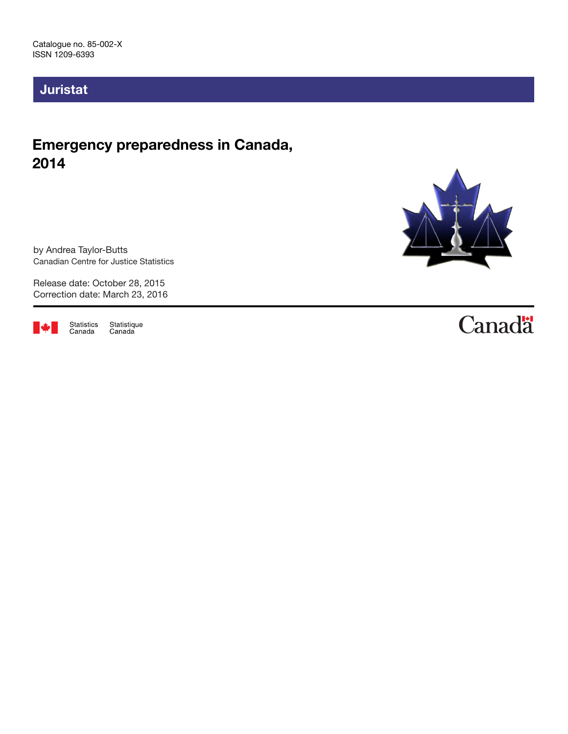Catalogue no. 85-002-X
ISSN 1209-6393

## Juristat

# Emergency preparedness in Canada, 2014

by Andrea Taylor-Butts
Canadian Centre for Justice Statistics

Release date: October 28, 2015
Correction date: March 23, 2016

Statistics Canada Statistique Canada

Canada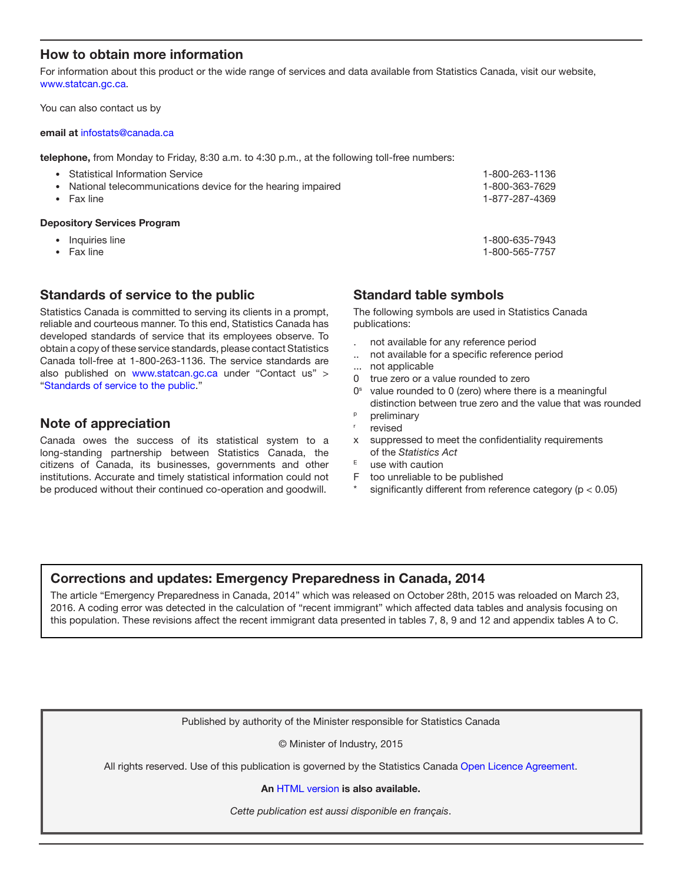## How to obtain more information

For information about this product or the wide range of services and data available from Statistics Canada, visit our website, www.statcan.gc.ca.

You can also contact us by

**email at** infostats@canada.ca

**telephone,** from Monday to Friday, 8:30 a.m. to 4:30 p.m., at the following toll-free numbers:

- Statistical Information Service 1-800-263-1136
- National telecommunications device for the hearing impaired 1-800-363-7629
- Fax line 1-877-287-4369

**Depository Services Program**

- Inquiries line 1-800-635-7943
- Fax line 1-800-565-7757

## Standards of service to the public

Statistics Canada is committed to serving its clients in a prompt, reliable and courteous manner. To this end, Statistics Canada has developed standards of service that its employees observe. To obtain a copy of these service standards, please contact Statistics Canada toll-free at 1-800-263-1136. The service standards are also published on www.statcan.gc.ca under "Contact us" > "Standards of service to the public."

## Note of appreciation

Canada owes the success of its statistical system to a long-standing partnership between Statistics Canada, the citizens of Canada, its businesses, governments and other institutions. Accurate and timely statistical information could not be produced without their continued co-operation and goodwill.

## Standard table symbols

The following symbols are used in Statistics Canada publications:

- . not available for any reference period
- .. not available for a specific reference period
- ... not applicable
- 0 true zero or a value rounded to zero
- 0[s] value rounded to 0 (zero) where there is a meaningful distinction between true zero and the value that was rounded
- [p] preliminary
- [r] revised
- x suppressed to meet the confidentiality requirements of the *Statistics Act*
- [E] use with caution
- F too unreliable to be published
- * significantly different from reference category ($p < 0.05$)

## Corrections and updates: Emergency Preparedness in Canada, 2014

The article "Emergency Preparedness in Canada, 2014" which was released on October 28th, 2015 was reloaded on March 23, 2016. A coding error was detected in the calculation of "recent immigrant" which affected data tables and analysis focusing on this population. These revisions affect the recent immigrant data presented in tables 7, 8, 9 and 12 and appendix tables A to C.

Published by authority of the Minister responsible for Statistics Canada

© Minister of Industry, 2015

All rights reserved. Use of this publication is governed by the Statistics Canada Open Licence Agreement.

**An** HTML version **is also available.**

*Cette publication est aussi disponible en français*.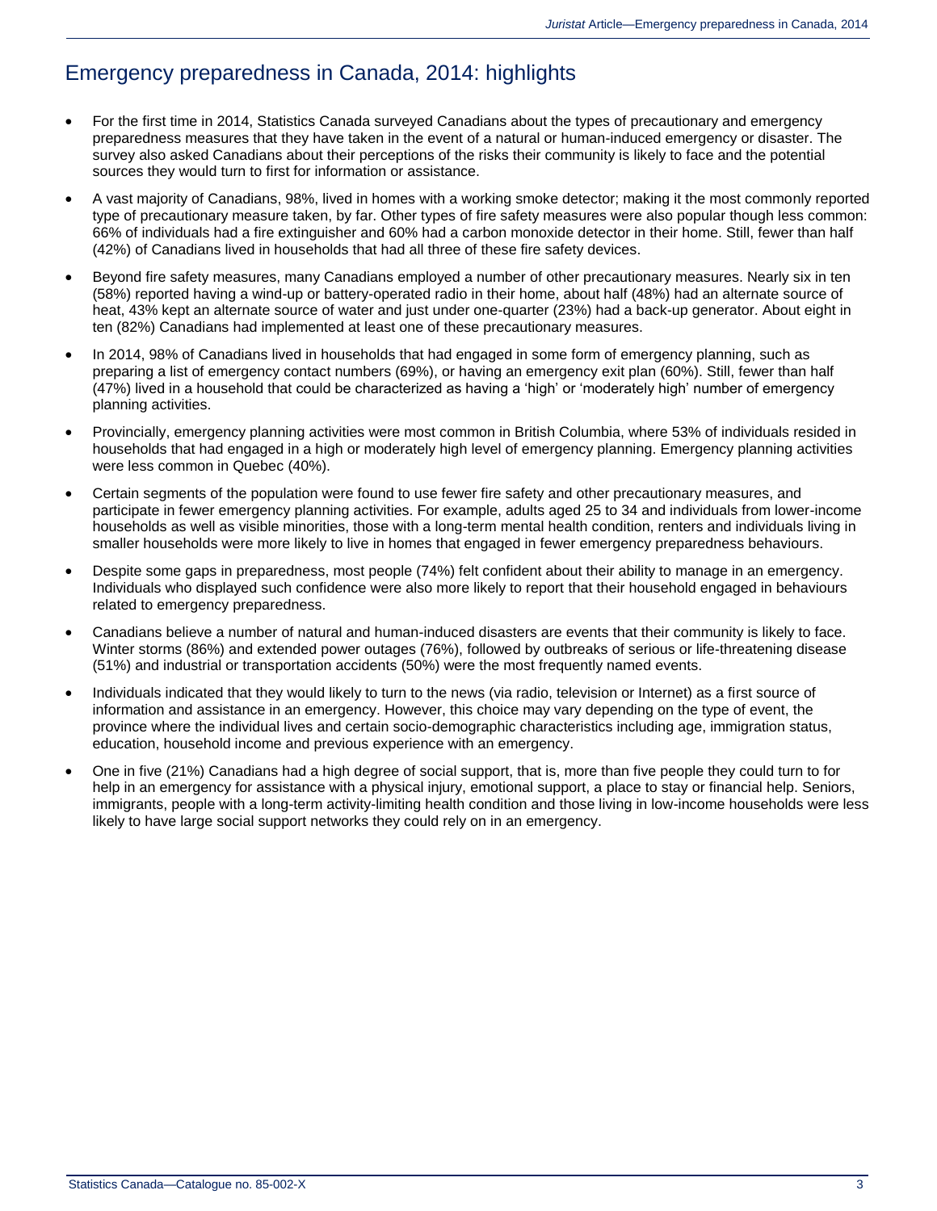## Emergency preparedness in Canada, 2014: highlights

- For the first time in 2014, Statistics Canada surveyed Canadians about the types of precautionary and emergency preparedness measures that they have taken in the event of a natural or human-induced emergency or disaster. The survey also asked Canadians about their perceptions of the risks their community is likely to face and the potential sources they would turn to first for information or assistance.
- A vast majority of Canadians, 98%, lived in homes with a working smoke detector; making it the most commonly reported type of precautionary measure taken, by far. Other types of fire safety measures were also popular though less common: 66% of individuals had a fire extinguisher and 60% had a carbon monoxide detector in their home. Still, fewer than half (42%) of Canadians lived in households that had all three of these fire safety devices.
- Beyond fire safety measures, many Canadians employed a number of other precautionary measures. Nearly six in ten (58%) reported having a wind-up or battery-operated radio in their home, about half (48%) had an alternate source of heat, 43% kept an alternate source of water and just under one-quarter (23%) had a back-up generator. About eight in ten (82%) Canadians had implemented at least one of these precautionary measures.
- In 2014, 98% of Canadians lived in households that had engaged in some form of emergency planning, such as preparing a list of emergency contact numbers (69%), or having an emergency exit plan (60%). Still, fewer than half (47%) lived in a household that could be characterized as having a 'high' or 'moderately high' number of emergency planning activities.
- Provincially, emergency planning activities were most common in British Columbia, where 53% of individuals resided in households that had engaged in a high or moderately high level of emergency planning. Emergency planning activities were less common in Quebec (40%).
- Certain segments of the population were found to use fewer fire safety and other precautionary measures, and participate in fewer emergency planning activities. For example, adults aged 25 to 34 and individuals from lower-income households as well as visible minorities, those with a long-term mental health condition, renters and individuals living in smaller households were more likely to live in homes that engaged in fewer emergency preparedness behaviours.
- Despite some gaps in preparedness, most people (74%) felt confident about their ability to manage in an emergency. Individuals who displayed such confidence were also more likely to report that their household engaged in behaviours related to emergency preparedness.
- Canadians believe a number of natural and human-induced disasters are events that their community is likely to face. Winter storms (86%) and extended power outages (76%), followed by outbreaks of serious or life-threatening disease (51%) and industrial or transportation accidents (50%) were the most frequently named events.
- Individuals indicated that they would likely to turn to the news (via radio, television or Internet) as a first source of information and assistance in an emergency. However, this choice may vary depending on the type of event, the province where the individual lives and certain socio-demographic characteristics including age, immigration status, education, household income and previous experience with an emergency.
- One in five (21%) Canadians had a high degree of social support, that is, more than five people they could turn to for help in an emergency for assistance with a physical injury, emotional support, a place to stay or financial help. Seniors, immigrants, people with a long-term activity-limiting health condition and those living in low-income households were less likely to have large social support networks they could rely on in an emergency.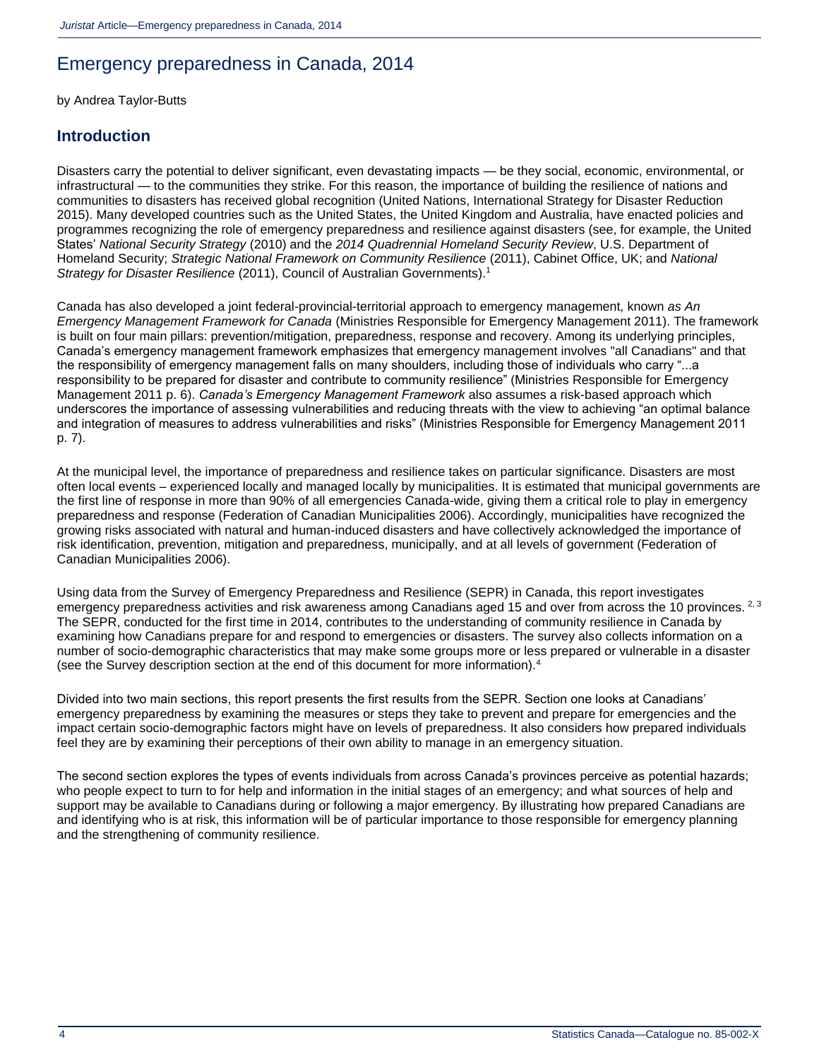# Emergency preparedness in Canada, 2014

by Andrea Taylor-Butts

## Introduction

Disasters carry the potential to deliver significant, even devastating impacts — be they social, economic, environmental, or infrastructural — to the communities they strike. For this reason, the importance of building the resilience of nations and communities to disasters has received global recognition (United Nations, International Strategy for Disaster Reduction 2015). Many developed countries such as the United States, the United Kingdom and Australia, have enacted policies and programmes recognizing the role of emergency preparedness and resilience against disasters (see, for example, the United States' *National Security Strategy* (2010) and the *2014 Quadrennial Homeland Security Review*, U.S. Department of Homeland Security; *Strategic National Framework on Community Resilience* (2011), Cabinet Office, UK; and *National Strategy for Disaster Resilience* (2011), Council of Australian Governments).[1]

Canada has also developed a joint federal-provincial-territorial approach to emergency management, known *as An Emergency Management Framework for Canada* (Ministries Responsible for Emergency Management 2011). The framework is built on four main pillars: prevention/mitigation, preparedness, response and recovery. Among its underlying principles, Canada's emergency management framework emphasizes that emergency management involves "all Canadians" and that the responsibility of emergency management falls on many shoulders, including those of individuals who carry "...a responsibility to be prepared for disaster and contribute to community resilience" (Ministries Responsible for Emergency Management 2011 p. 6). *Canada's Emergency Management Framework* also assumes a risk-based approach which underscores the importance of assessing vulnerabilities and reducing threats with the view to achieving "an optimal balance and integration of measures to address vulnerabilities and risks" (Ministries Responsible for Emergency Management 2011 p. 7).

At the municipal level, the importance of preparedness and resilience takes on particular significance. Disasters are most often local events – experienced locally and managed locally by municipalities. It is estimated that municipal governments are the first line of response in more than 90% of all emergencies Canada-wide, giving them a critical role to play in emergency preparedness and response (Federation of Canadian Municipalities 2006). Accordingly, municipalities have recognized the growing risks associated with natural and human-induced disasters and have collectively acknowledged the importance of risk identification, prevention, mitigation and preparedness, municipally, and at all levels of government (Federation of Canadian Municipalities 2006).

Using data from the Survey of Emergency Preparedness and Resilience (SEPR) in Canada, this report investigates emergency preparedness activities and risk awareness among Canadians aged 15 and over from across the 10 provinces.[2, 3] The SEPR, conducted for the first time in 2014, contributes to the understanding of community resilience in Canada by examining how Canadians prepare for and respond to emergencies or disasters. The survey also collects information on a number of socio-demographic characteristics that may make some groups more or less prepared or vulnerable in a disaster (see the Survey description section at the end of this document for more information).[4]

Divided into two main sections, this report presents the first results from the SEPR. Section one looks at Canadians' emergency preparedness by examining the measures or steps they take to prevent and prepare for emergencies and the impact certain socio-demographic factors might have on levels of preparedness. It also considers how prepared individuals feel they are by examining their perceptions of their own ability to manage in an emergency situation.

The second section explores the types of events individuals from across Canada's provinces perceive as potential hazards; who people expect to turn to for help and information in the initial stages of an emergency; and what sources of help and support may be available to Canadians during or following a major emergency. By illustrating how prepared Canadians are and identifying who is at risk, this information will be of particular importance to those responsible for emergency planning and the strengthening of community resilience.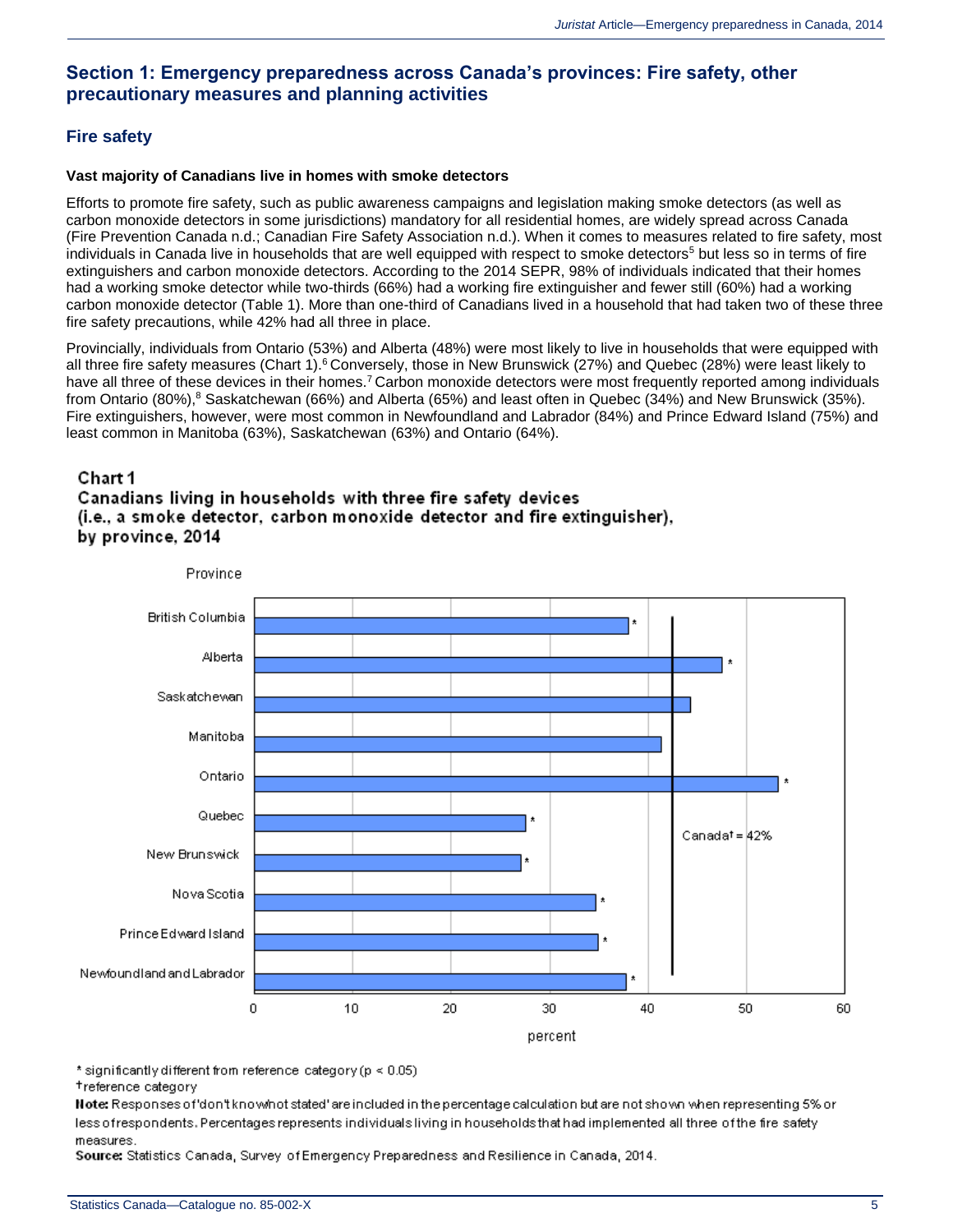## Section 1: Emergency preparedness across Canada's provinces: Fire safety, other precautionary measures and planning activities

### Fire safety

#### Vast majority of Canadians live in homes with smoke detectors

Efforts to promote fire safety, such as public awareness campaigns and legislation making smoke detectors (as well as carbon monoxide detectors in some jurisdictions) mandatory for all residential homes, are widely spread across Canada (Fire Prevention Canada n.d.; Canadian Fire Safety Association n.d.). When it comes to measures related to fire safety, most individuals in Canada live in households that are well equipped with respect to smoke detectors[5] but less so in terms of fire extinguishers and carbon monoxide detectors. According to the 2014 SEPR, 98% of individuals indicated that their homes had a working smoke detector while two-thirds (66%) had a working fire extinguisher and fewer still (60%) had a working carbon monoxide detector (Table 1). More than one-third of Canadians lived in a household that had taken two of these three fire safety precautions, while 42% had all three in place.

Provincially, individuals from Ontario (53%) and Alberta (48%) were most likely to live in households that were equipped with all three fire safety measures (Chart 1).[6] Conversely, those in New Brunswick (27%) and Quebec (28%) were least likely to have all three of these devices in their homes.[7] Carbon monoxide detectors were most frequently reported among individuals from Ontario (80%),[8] Saskatchewan (66%) and Alberta (65%) and least often in Quebec (34%) and New Brunswick (35%). Fire extinguishers, however, were most common in Newfoundland and Labrador (84%) and Prince Edward Island (75%) and least common in Manitoba (63%), Saskatchewan (63%) and Ontario (64%).

**Chart 1**
**Canadians living in households with three fire safety devices (i.e., a smoke detector, carbon monoxide detector and fire extinguisher), by province, 2014**

| Province | percent |
|---|---|
| British Columbia | 38* |
| Alberta | 48* |
| Saskatchewan | 44 |
| Manitoba | 41 |
| Ontario | 53* |
| Quebec | 28* |
| New Brunswick | 27* |
| Nova Scotia | 35* |
| Prince Edward Island | 35* |
| Newfoundland and Labrador | 38* |

Canada† = 42%

\* significantly different from reference category ($p < 0.05$)
† reference category
**Note:** Responses of 'don't know/not stated' are included in the percentage calculation but are not shown when representing 5% or less of respondents. Percentages represents individuals living in households that had implemented all three of the fire safety measures.
**Source:** Statistics Canada, Survey of Emergency Preparedness and Resilience in Canada, 2014.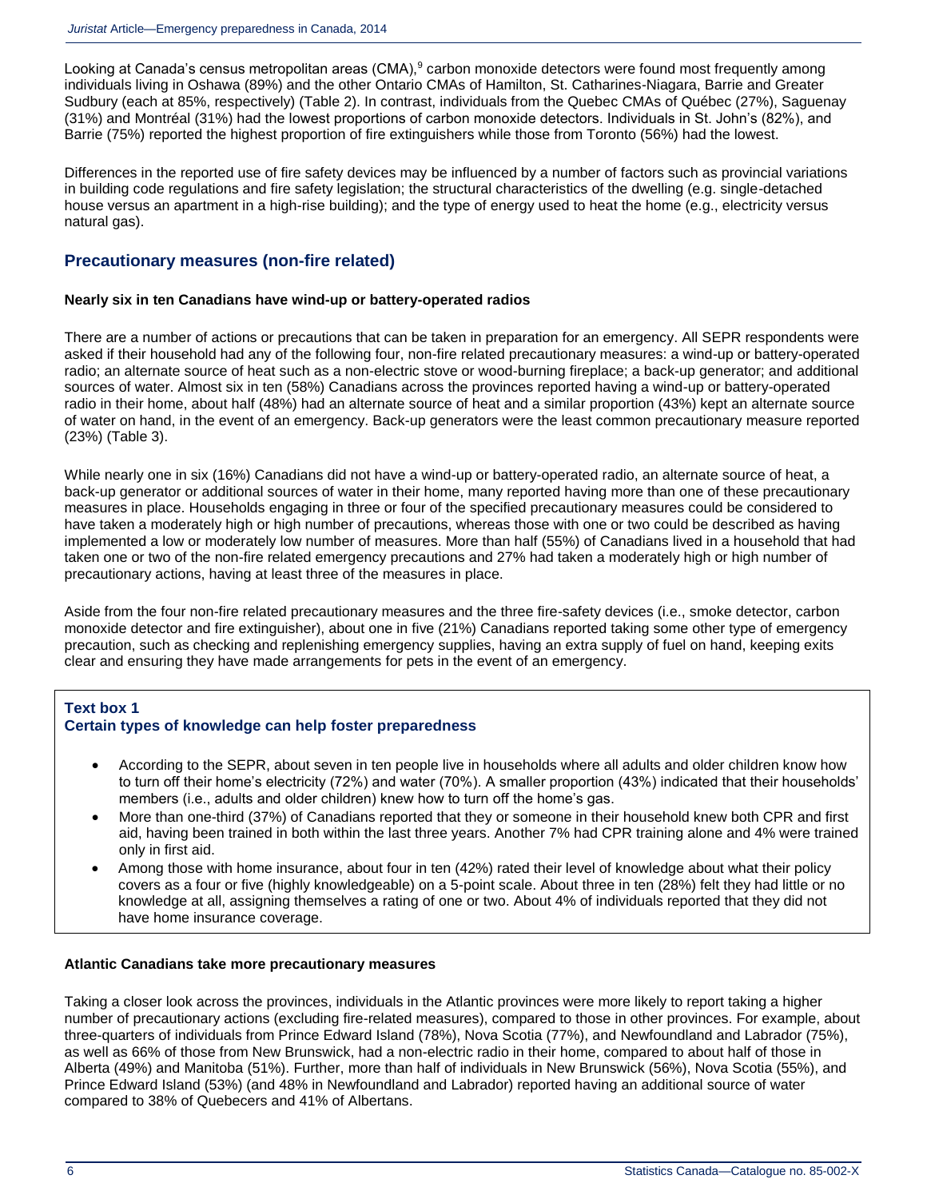Looking at Canada's census metropolitan areas (CMA),[9] carbon monoxide detectors were found most frequently among individuals living in Oshawa (89%) and the other Ontario CMAs of Hamilton, St. Catharines-Niagara, Barrie and Greater Sudbury (each at 85%, respectively) (Table 2). In contrast, individuals from the Quebec CMAs of Québec (27%), Saguenay (31%) and Montréal (31%) had the lowest proportions of carbon monoxide detectors. Individuals in St. John's (82%), and Barrie (75%) reported the highest proportion of fire extinguishers while those from Toronto (56%) had the lowest.

Differences in the reported use of fire safety devices may be influenced by a number of factors such as provincial variations in building code regulations and fire safety legislation; the structural characteristics of the dwelling (e.g. single-detached house versus an apartment in a high-rise building); and the type of energy used to heat the home (e.g., electricity versus natural gas).

## Precautionary measures (non-fire related)

**Nearly six in ten Canadians have wind-up or battery-operated radios**

There are a number of actions or precautions that can be taken in preparation for an emergency. All SEPR respondents were asked if their household had any of the following four, non-fire related precautionary measures: a wind-up or battery-operated radio; an alternate source of heat such as a non-electric stove or wood-burning fireplace; a back-up generator; and additional sources of water. Almost six in ten (58%) Canadians across the provinces reported having a wind-up or battery-operated radio in their home, about half (48%) had an alternate source of heat and a similar proportion (43%) kept an alternate source of water on hand, in the event of an emergency. Back-up generators were the least common precautionary measure reported (23%) (Table 3).

While nearly one in six (16%) Canadians did not have a wind-up or battery-operated radio, an alternate source of heat, a back-up generator or additional sources of water in their home, many reported having more than one of these precautionary measures in place. Households engaging in three or four of the specified precautionary measures could be considered to have taken a moderately high or high number of precautions, whereas those with one or two could be described as having implemented a low or moderately low number of measures. More than half (55%) of Canadians lived in a household that had taken one or two of the non-fire related emergency precautions and 27% had taken a moderately high or high number of precautionary actions, having at least three of the measures in place.

Aside from the four non-fire related precautionary measures and the three fire-safety devices (i.e., smoke detector, carbon monoxide detector and fire extinguisher), about one in five (21%) Canadians reported taking some other type of emergency precaution, such as checking and replenishing emergency supplies, having an extra supply of fuel on hand, keeping exits clear and ensuring they have made arrangements for pets in the event of an emergency.

### Text box 1
### Certain types of knowledge can help foster preparedness

- According to the SEPR, about seven in ten people live in households where all adults and older children know how to turn off their home's electricity (72%) and water (70%). A smaller proportion (43%) indicated that their households' members (i.e., adults and older children) knew how to turn off the home's gas.
- More than one-third (37%) of Canadians reported that they or someone in their household knew both CPR and first aid, having been trained in both within the last three years. Another 7% had CPR training alone and 4% were trained only in first aid.
- Among those with home insurance, about four in ten (42%) rated their level of knowledge about what their policy covers as a four or five (highly knowledgeable) on a 5-point scale. About three in ten (28%) felt they had little or no knowledge at all, assigning themselves a rating of one or two. About 4% of individuals reported that they did not have home insurance coverage.

**Atlantic Canadians take more precautionary measures**

Taking a closer look across the provinces, individuals in the Atlantic provinces were more likely to report taking a higher number of precautionary actions (excluding fire-related measures), compared to those in other provinces. For example, about three-quarters of individuals from Prince Edward Island (78%), Nova Scotia (77%), and Newfoundland and Labrador (75%), as well as 66% of those from New Brunswick, had a non-electric radio in their home, compared to about half of those in Alberta (49%) and Manitoba (51%). Further, more than half of individuals in New Brunswick (56%), Nova Scotia (55%), and Prince Edward Island (53%) (and 48% in Newfoundland and Labrador) reported having an additional source of water compared to 38% of Quebecers and 41% of Albertans.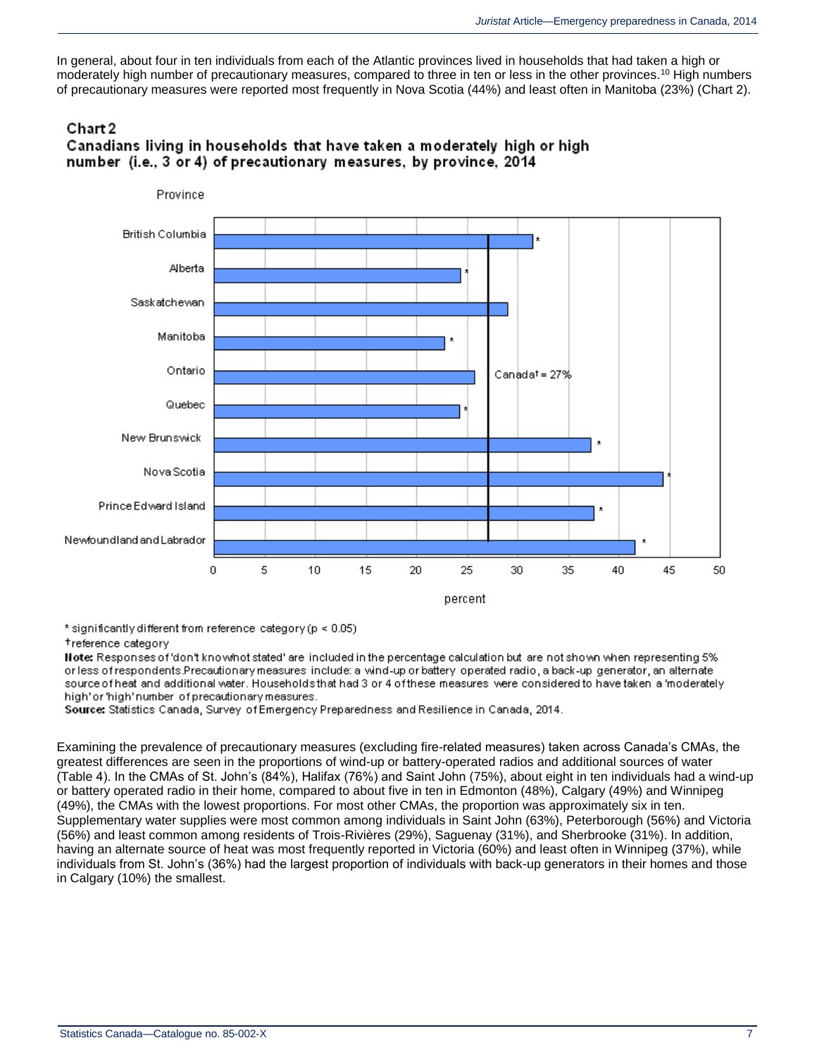In general, about four in ten individuals from each of the Atlantic provinces lived in households that had taken a high or moderately high number of precautionary measures, compared to three in ten or less in the other provinces.[10] High numbers of precautionary measures were reported most frequently in Nova Scotia (44%) and least often in Manitoba (23%) (Chart 2).

### Chart 2
### Canadians living in households that have taken a moderately high or high number (i.e., 3 or 4) of precautionary measures, by province, 2014

Province

British Columbia *
Alberta *
Saskatchewan
Manitoba *
Ontario
Quebec *
New Brunswick *
Nova Scotia *
Prince Edward Island *
Newfoundland and Labrador *

Canada† = 27%

0 5 10 15 20 25 30 35 40 45 50

percent

\* significantly different from reference category ($p < 0.05$)

† reference category

**Note:** Responses of 'don't know/not stated' are included in the percentage calculation but are not shown when representing 5% or less of respondents. Precautionary measures include: a wind-up or battery operated radio, a back-up generator, an alternate source of heat and additional water. Households that had 3 or 4 of these measures were considered to have taken a 'moderately high' or 'high' number of precautionary measures.

**Source:** Statistics Canada, Survey of Emergency Preparedness and Resilience in Canada, 2014.

Examining the prevalence of precautionary measures (excluding fire-related measures) taken across Canada's CMAs, the greatest differences are seen in the proportions of wind-up or battery-operated radios and additional sources of water (Table 4). In the CMAs of St. John's (84%), Halifax (76%) and Saint John (75%), about eight in ten individuals had a wind-up or battery operated radio in their home, compared to about five in ten in Edmonton (48%), Calgary (49%) and Winnipeg (49%), the CMAs with the lowest proportions. For most other CMAs, the proportion was approximately six in ten. Supplementary water supplies were most common among individuals in Saint John (63%), Peterborough (56%) and Victoria (56%) and least common among residents of Trois-Rivières (29%), Saguenay (31%), and Sherbrooke (31%). In addition, having an alternate source of heat was most frequently reported in Victoria (60%) and least often in Winnipeg (37%), while individuals from St. John's (36%) had the largest proportion of individuals with back-up generators in their homes and those in Calgary (10%) the smallest.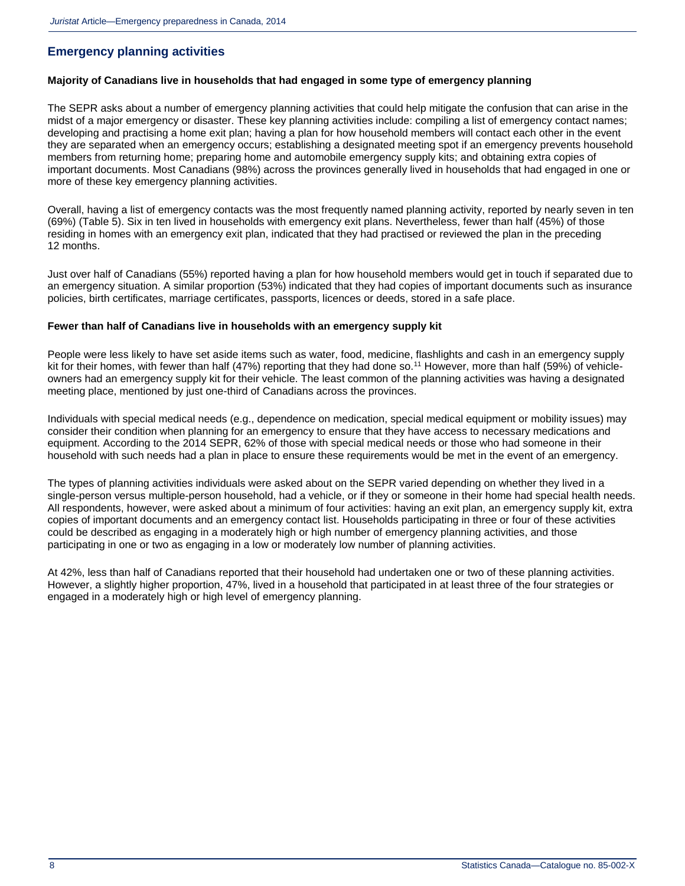## Emergency planning activities

### Majority of Canadians live in households that had engaged in some type of emergency planning

The SEPR asks about a number of emergency planning activities that could help mitigate the confusion that can arise in the midst of a major emergency or disaster. These key planning activities include: compiling a list of emergency contact names; developing and practising a home exit plan; having a plan for how household members will contact each other in the event they are separated when an emergency occurs; establishing a designated meeting spot if an emergency prevents household members from returning home; preparing home and automobile emergency supply kits; and obtaining extra copies of important documents. Most Canadians (98%) across the provinces generally lived in households that had engaged in one or more of these key emergency planning activities.

Overall, having a list of emergency contacts was the most frequently named planning activity, reported by nearly seven in ten (69%) (Table 5). Six in ten lived in households with emergency exit plans. Nevertheless, fewer than half (45%) of those residing in homes with an emergency exit plan, indicated that they had practised or reviewed the plan in the preceding 12 months.

Just over half of Canadians (55%) reported having a plan for how household members would get in touch if separated due to an emergency situation. A similar proportion (53%) indicated that they had copies of important documents such as insurance policies, birth certificates, marriage certificates, passports, licences or deeds, stored in a safe place.

### Fewer than half of Canadians live in households with an emergency supply kit

People were less likely to have set aside items such as water, food, medicine, flashlights and cash in an emergency supply kit for their homes, with fewer than half (47%) reporting that they had done so.[11] However, more than half (59%) of vehicle-owners had an emergency supply kit for their vehicle. The least common of the planning activities was having a designated meeting place, mentioned by just one-third of Canadians across the provinces.

Individuals with special medical needs (e.g., dependence on medication, special medical equipment or mobility issues) may consider their condition when planning for an emergency to ensure that they have access to necessary medications and equipment. According to the 2014 SEPR, 62% of those with special medical needs or those who had someone in their household with such needs had a plan in place to ensure these requirements would be met in the event of an emergency.

The types of planning activities individuals were asked about on the SEPR varied depending on whether they lived in a single-person versus multiple-person household, had a vehicle, or if they or someone in their home had special health needs. All respondents, however, were asked about a minimum of four activities: having an exit plan, an emergency supply kit, extra copies of important documents and an emergency contact list. Households participating in three or four of these activities could be described as engaging in a moderately high or high number of emergency planning activities, and those participating in one or two as engaging in a low or moderately low number of planning activities.

At 42%, less than half of Canadians reported that their household had undertaken one or two of these planning activities. However, a slightly higher proportion, 47%, lived in a household that participated in at least three of the four strategies or engaged in a moderately high or high level of emergency planning.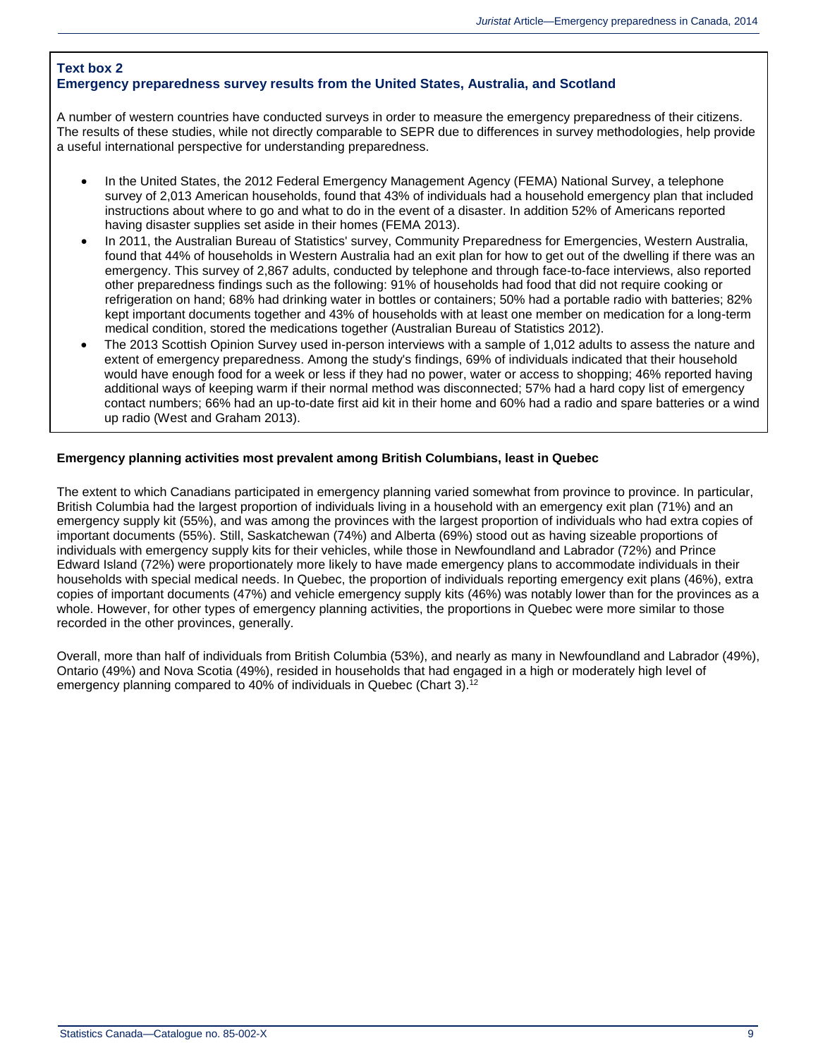### Text box 2
### Emergency preparedness survey results from the United States, Australia, and Scotland

A number of western countries have conducted surveys in order to measure the emergency preparedness of their citizens. The results of these studies, while not directly comparable to SEPR due to differences in survey methodologies, help provide a useful international perspective for understanding preparedness.

- In the United States, the 2012 Federal Emergency Management Agency (FEMA) National Survey, a telephone survey of 2,013 American households, found that 43% of individuals had a household emergency plan that included instructions about where to go and what to do in the event of a disaster. In addition 52% of Americans reported having disaster supplies set aside in their homes (FEMA 2013).
- In 2011, the Australian Bureau of Statistics' survey, Community Preparedness for Emergencies, Western Australia, found that 44% of households in Western Australia had an exit plan for how to get out of the dwelling if there was an emergency. This survey of 2,867 adults, conducted by telephone and through face-to-face interviews, also reported other preparedness findings such as the following: 91% of households had food that did not require cooking or refrigeration on hand; 68% had drinking water in bottles or containers; 50% had a portable radio with batteries; 82% kept important documents together and 43% of households with at least one member on medication for a long-term medical condition, stored the medications together (Australian Bureau of Statistics 2012).
- The 2013 Scottish Opinion Survey used in-person interviews with a sample of 1,012 adults to assess the nature and extent of emergency preparedness. Among the study's findings, 69% of individuals indicated that their household would have enough food for a week or less if they had no power, water or access to shopping; 46% reported having additional ways of keeping warm if their normal method was disconnected; 57% had a hard copy list of emergency contact numbers; 66% had an up-to-date first aid kit in their home and 60% had a radio and spare batteries or a wind up radio (West and Graham 2013).

**Emergency planning activities most prevalent among British Columbians, least in Quebec**

The extent to which Canadians participated in emergency planning varied somewhat from province to province. In particular, British Columbia had the largest proportion of individuals living in a household with an emergency exit plan (71%) and an emergency supply kit (55%), and was among the provinces with the largest proportion of individuals who had extra copies of important documents (55%). Still, Saskatchewan (74%) and Alberta (69%) stood out as having sizeable proportions of individuals with emergency supply kits for their vehicles, while those in Newfoundland and Labrador (72%) and Prince Edward Island (72%) were proportionately more likely to have made emergency plans to accommodate individuals in their households with special medical needs. In Quebec, the proportion of individuals reporting emergency exit plans (46%), extra copies of important documents (47%) and vehicle emergency supply kits (46%) was notably lower than for the provinces as a whole. However, for other types of emergency planning activities, the proportions in Quebec were more similar to those recorded in the other provinces, generally.

Overall, more than half of individuals from British Columbia (53%), and nearly as many in Newfoundland and Labrador (49%), Ontario (49%) and Nova Scotia (49%), resided in households that had engaged in a high or moderately high level of emergency planning compared to 40% of individuals in Quebec (Chart 3).[12]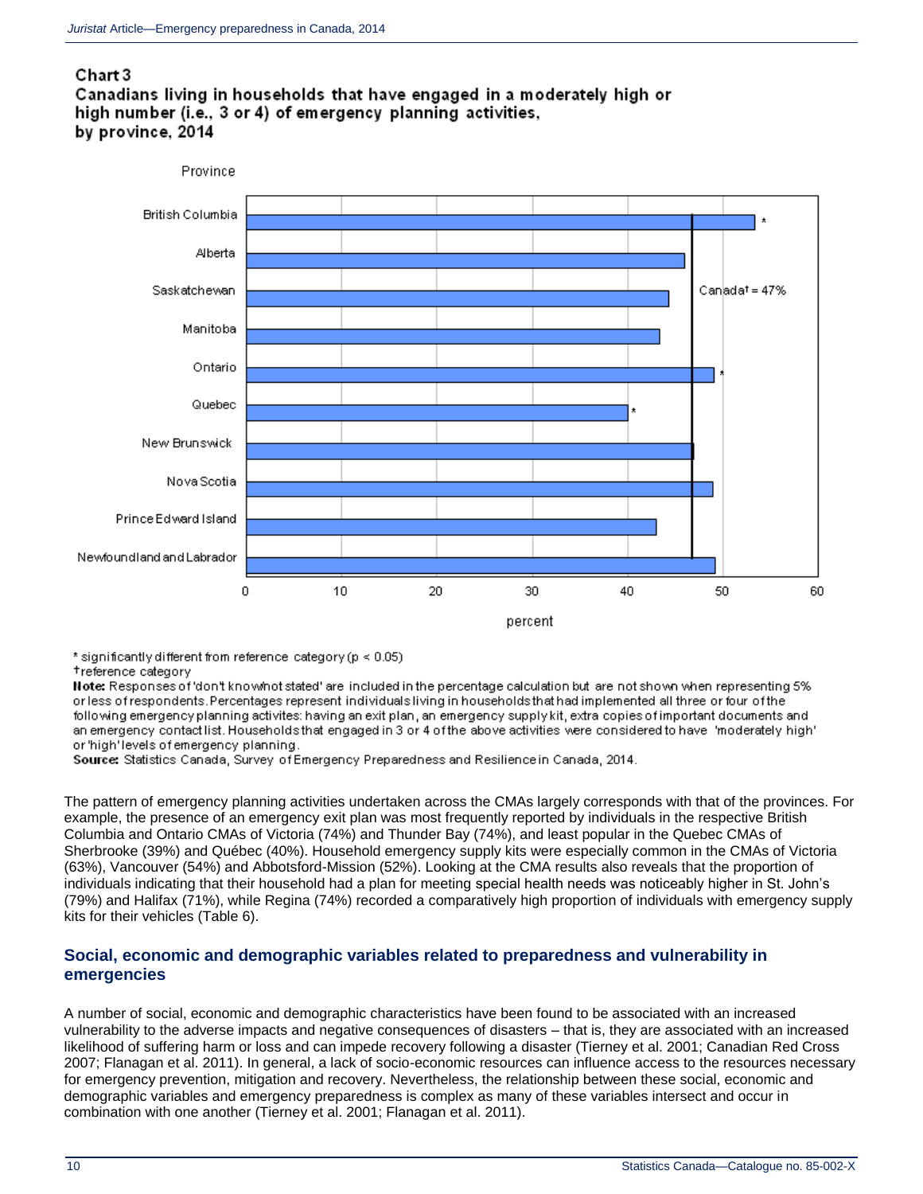Chart 3
Canadians living in households that have engaged in a moderately high or high number (i.e., 3 or 4) of emergency planning activities, by province, 2014

| Province | percent |
|---|---|
| British Columbia | 53 * |
| Alberta | 46 |
| Saskatchewan | 44 |
| Manitoba | 43 |
| Ontario | 49 * |
| Quebec | 40 * |
| New Brunswick | 47 |
| Nova Scotia | 49 |
| Prince Edward Island | 43 |
| Newfoundland and Labrador | 49 |

Canada† = 47%

\* significantly different from reference category ($p < 0.05$)

† reference category

**Note:** Responses of 'don't know/not stated' are included in the percentage calculation but are not shown when representing 5% or less of respondents. Percentages represent individuals living in households that had implemented all three or four of the following emergency planning activites: having an exit plan, an emergency supply kit, extra copies of important documents and an emergency contact list. Households that engaged in 3 or 4 of the above activities were considered to have 'moderately high' or 'high' levels of emergency planning.

**Source:** Statistics Canada, Survey of Emergency Preparedness and Resilience in Canada, 2014.

The pattern of emergency planning activities undertaken across the CMAs largely corresponds with that of the provinces. For example, the presence of an emergency exit plan was most frequently reported by individuals in the respective British Columbia and Ontario CMAs of Victoria (74%) and Thunder Bay (74%), and least popular in the Quebec CMAs of Sherbrooke (39%) and Québec (40%). Household emergency supply kits were especially common in the CMAs of Victoria (63%), Vancouver (54%) and Abbotsford-Mission (52%). Looking at the CMA results also reveals that the proportion of individuals indicating that their household had a plan for meeting special health needs was noticeably higher in St. John's (79%) and Halifax (71%), while Regina (74%) recorded a comparatively high proportion of individuals with emergency supply kits for their vehicles (Table 6).

## Social, economic and demographic variables related to preparedness and vulnerability in emergencies

A number of social, economic and demographic characteristics have been found to be associated with an increased vulnerability to the adverse impacts and negative consequences of disasters – that is, they are associated with an increased likelihood of suffering harm or loss and can impede recovery following a disaster (Tierney et al. 2001; Canadian Red Cross 2007; Flanagan et al. 2011). In general, a lack of socio-economic resources can influence access to the resources necessary for emergency prevention, mitigation and recovery. Nevertheless, the relationship between these social, economic and demographic variables and emergency preparedness is complex as many of these variables intersect and occur in combination with one another (Tierney et al. 2001; Flanagan et al. 2011).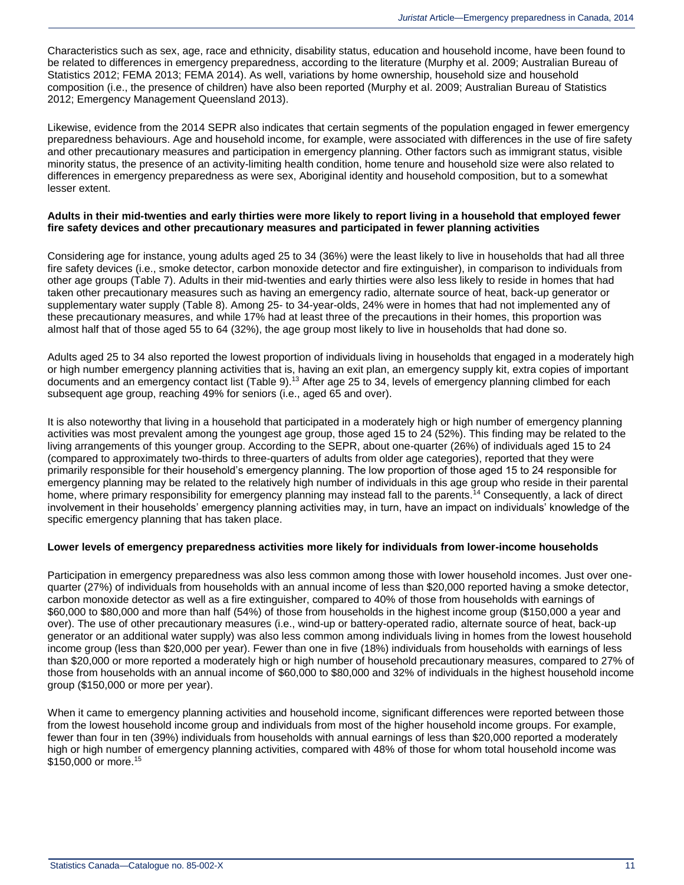Characteristics such as sex, age, race and ethnicity, disability status, education and household income, have been found to be related to differences in emergency preparedness, according to the literature (Murphy et al. 2009; Australian Bureau of Statistics 2012; FEMA 2013; FEMA 2014). As well, variations by home ownership, household size and household composition (i.e., the presence of children) have also been reported (Murphy et al. 2009; Australian Bureau of Statistics 2012; Emergency Management Queensland 2013).

Likewise, evidence from the 2014 SEPR also indicates that certain segments of the population engaged in fewer emergency preparedness behaviours. Age and household income, for example, were associated with differences in the use of fire safety and other precautionary measures and participation in emergency planning. Other factors such as immigrant status, visible minority status, the presence of an activity-limiting health condition, home tenure and household size were also related to differences in emergency preparedness as were sex, Aboriginal identity and household composition, but to a somewhat lesser extent.

**Adults in their mid-twenties and early thirties were more likely to report living in a household that employed fewer fire safety devices and other precautionary measures and participated in fewer planning activities**

Considering age for instance, young adults aged 25 to 34 (36%) were the least likely to live in households that had all three fire safety devices (i.e., smoke detector, carbon monoxide detector and fire extinguisher), in comparison to individuals from other age groups (Table 7). Adults in their mid-twenties and early thirties were also less likely to reside in homes that had taken other precautionary measures such as having an emergency radio, alternate source of heat, back-up generator or supplementary water supply (Table 8). Among 25- to 34-year-olds, 24% were in homes that had not implemented any of these precautionary measures, and while 17% had at least three of the precautions in their homes, this proportion was almost half that of those aged 55 to 64 (32%), the age group most likely to live in households that had done so.

Adults aged 25 to 34 also reported the lowest proportion of individuals living in households that engaged in a moderately high or high number emergency planning activities that is, having an exit plan, an emergency supply kit, extra copies of important documents and an emergency contact list (Table 9).[13] After age 25 to 34, levels of emergency planning climbed for each subsequent age group, reaching 49% for seniors (i.e., aged 65 and over).

It is also noteworthy that living in a household that participated in a moderately high or high number of emergency planning activities was most prevalent among the youngest age group, those aged 15 to 24 (52%). This finding may be related to the living arrangements of this younger group. According to the SEPR, about one-quarter (26%) of individuals aged 15 to 24 (compared to approximately two-thirds to three-quarters of adults from older age categories), reported that they were primarily responsible for their household's emergency planning. The low proportion of those aged 15 to 24 responsible for emergency planning may be related to the relatively high number of individuals in this age group who reside in their parental home, where primary responsibility for emergency planning may instead fall to the parents.[14] Consequently, a lack of direct involvement in their households' emergency planning activities may, in turn, have an impact on individuals' knowledge of the specific emergency planning that has taken place.

**Lower levels of emergency preparedness activities more likely for individuals from lower-income households**

Participation in emergency preparedness was also less common among those with lower household incomes. Just over one-quarter (27%) of individuals from households with an annual income of less than $20,000 reported having a smoke detector, carbon monoxide detector as well as a fire extinguisher, compared to 40% of those from households with earnings of $60,000 to $80,000 and more than half (54%) of those from households in the highest income group ($150,000 a year and over). The use of other precautionary measures (i.e., wind-up or battery-operated radio, alternate source of heat, back-up generator or an additional water supply) was also less common among individuals living in homes from the lowest household income group (less than $20,000 per year). Fewer than one in five (18%) individuals from households with earnings of less than $20,000 or more reported a moderately high or high number of household precautionary measures, compared to 27% of those from households with an annual income of $60,000 to $80,000 and 32% of individuals in the highest household income group ($150,000 or more per year).

When it came to emergency planning activities and household income, significant differences were reported between those from the lowest household income group and individuals from most of the higher household income groups. For example, fewer than four in ten (39%) individuals from households with annual earnings of less than $20,000 reported a moderately high or high number of emergency planning activities, compared with 48% of those for whom total household income was $150,000 or more.[15]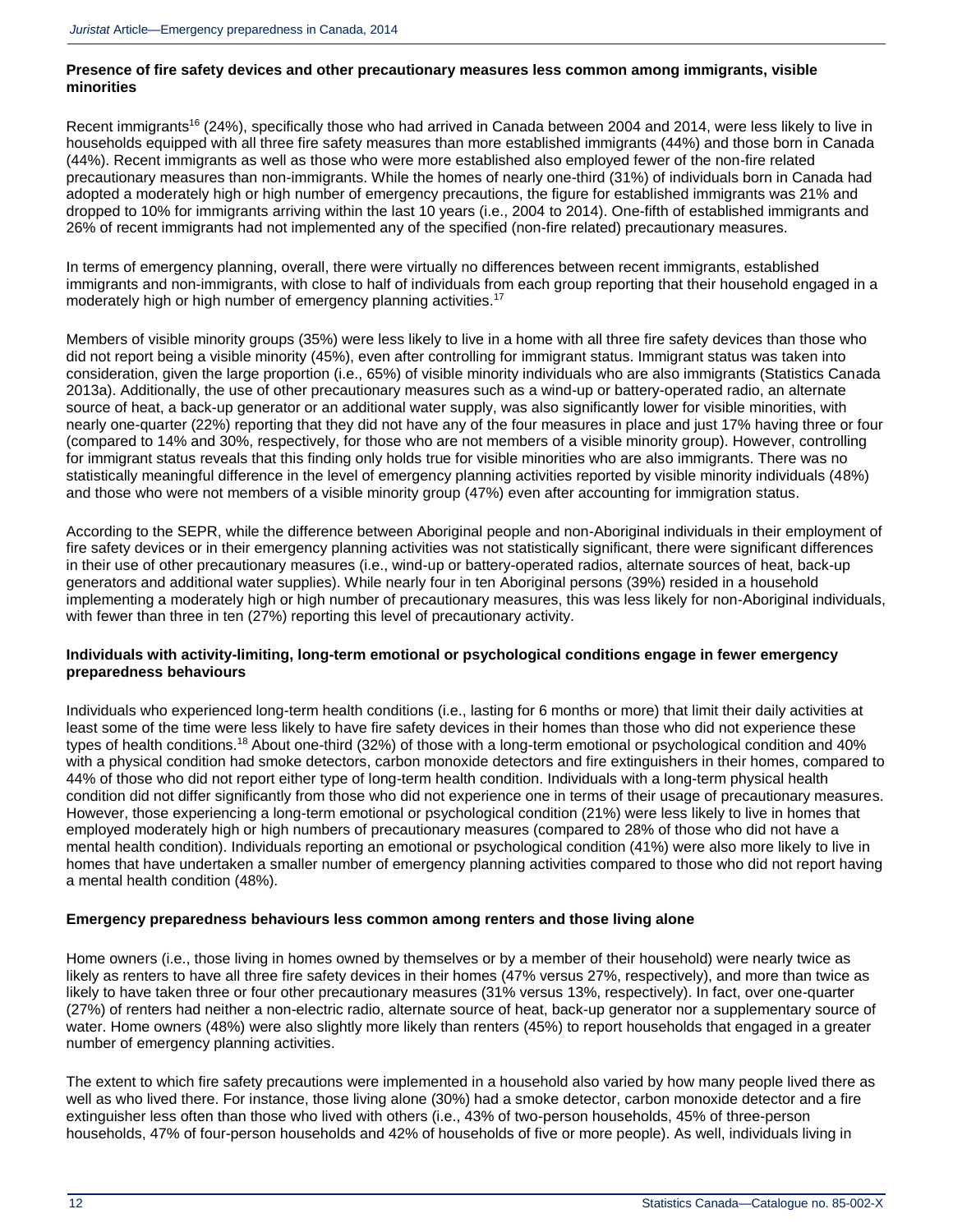### Presence of fire safety devices and other precautionary measures less common among immigrants, visible minorities

Recent immigrants[16] (24%), specifically those who had arrived in Canada between 2004 and 2014, were less likely to live in households equipped with all three fire safety measures than more established immigrants (44%) and those born in Canada (44%). Recent immigrants as well as those who were more established also employed fewer of the non-fire related precautionary measures than non-immigrants. While the homes of nearly one-third (31%) of individuals born in Canada had adopted a moderately high or high number of emergency precautions, the figure for established immigrants was 21% and dropped to 10% for immigrants arriving within the last 10 years (i.e., 2004 to 2014). One-fifth of established immigrants and 26% of recent immigrants had not implemented any of the specified (non-fire related) precautionary measures.

In terms of emergency planning, overall, there were virtually no differences between recent immigrants, established immigrants and non-immigrants, with close to half of individuals from each group reporting that their household engaged in a moderately high or high number of emergency planning activities.[17]

Members of visible minority groups (35%) were less likely to live in a home with all three fire safety devices than those who did not report being a visible minority (45%), even after controlling for immigrant status. Immigrant status was taken into consideration, given the large proportion (i.e., 65%) of visible minority individuals who are also immigrants (Statistics Canada 2013a). Additionally, the use of other precautionary measures such as a wind-up or battery-operated radio, an alternate source of heat, a back-up generator or an additional water supply, was also significantly lower for visible minorities, with nearly one-quarter (22%) reporting that they did not have any of the four measures in place and just 17% having three or four (compared to 14% and 30%, respectively, for those who are not members of a visible minority group). However, controlling for immigrant status reveals that this finding only holds true for visible minorities who are also immigrants. There was no statistically meaningful difference in the level of emergency planning activities reported by visible minority individuals (48%) and those who were not members of a visible minority group (47%) even after accounting for immigration status.

According to the SEPR, while the difference between Aboriginal people and non-Aboriginal individuals in their employment of fire safety devices or in their emergency planning activities was not statistically significant, there were significant differences in their use of other precautionary measures (i.e., wind-up or battery-operated radios, alternate sources of heat, back-up generators and additional water supplies). While nearly four in ten Aboriginal persons (39%) resided in a household implementing a moderately high or high number of precautionary measures, this was less likely for non-Aboriginal individuals, with fewer than three in ten (27%) reporting this level of precautionary activity.

### Individuals with activity-limiting, long-term emotional or psychological conditions engage in fewer emergency preparedness behaviours

Individuals who experienced long-term health conditions (i.e., lasting for 6 months or more) that limit their daily activities at least some of the time were less likely to have fire safety devices in their homes than those who did not experience these types of health conditions.[18] About one-third (32%) of those with a long-term emotional or psychological condition and 40% with a physical condition had smoke detectors, carbon monoxide detectors and fire extinguishers in their homes, compared to 44% of those who did not report either type of long-term health condition. Individuals with a long-term physical health condition did not differ significantly from those who did not experience one in terms of their usage of precautionary measures. However, those experiencing a long-term emotional or psychological condition (21%) were less likely to live in homes that employed moderately high or high numbers of precautionary measures (compared to 28% of those who did not have a mental health condition). Individuals reporting an emotional or psychological condition (41%) were also more likely to live in homes that have undertaken a smaller number of emergency planning activities compared to those who did not report having a mental health condition (48%).

### Emergency preparedness behaviours less common among renters and those living alone

Home owners (i.e., those living in homes owned by themselves or by a member of their household) were nearly twice as likely as renters to have all three fire safety devices in their homes (47% versus 27%, respectively), and more than twice as likely to have taken three or four other precautionary measures (31% versus 13%, respectively). In fact, over one-quarter (27%) of renters had neither a non-electric radio, alternate source of heat, back-up generator nor a supplementary source of water. Home owners (48%) were also slightly more likely than renters (45%) to report households that engaged in a greater number of emergency planning activities.

The extent to which fire safety precautions were implemented in a household also varied by how many people lived there as well as who lived there. For instance, those living alone (30%) had a smoke detector, carbon monoxide detector and a fire extinguisher less often than those who lived with others (i.e., 43% of two-person households, 45% of three-person households, 47% of four-person households and 42% of households of five or more people). As well, individuals living in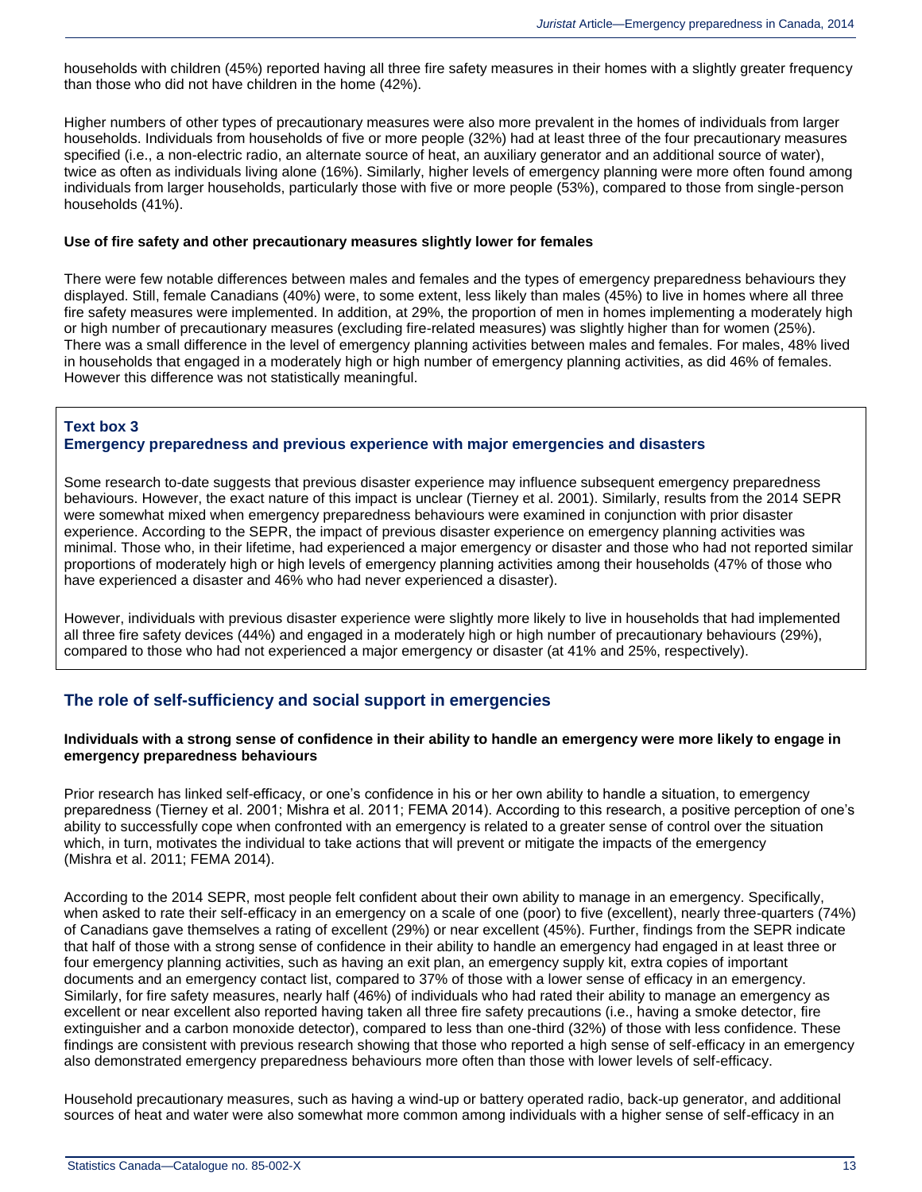households with children (45%) reported having all three fire safety measures in their homes with a slightly greater frequency than those who did not have children in the home (42%).

Higher numbers of other types of precautionary measures were also more prevalent in the homes of individuals from larger households. Individuals from households of five or more people (32%) had at least three of the four precautionary measures specified (i.e., a non-electric radio, an alternate source of heat, an auxiliary generator and an additional source of water), twice as often as individuals living alone (16%). Similarly, higher levels of emergency planning were more often found among individuals from larger households, particularly those with five or more people (53%), compared to those from single-person households (41%).

#### Use of fire safety and other precautionary measures slightly lower for females

There were few notable differences between males and females and the types of emergency preparedness behaviours they displayed. Still, female Canadians (40%) were, to some extent, less likely than males (45%) to live in homes where all three fire safety measures were implemented. In addition, at 29%, the proportion of men in homes implementing a moderately high or high number of precautionary measures (excluding fire-related measures) was slightly higher than for women (25%). There was a small difference in the level of emergency planning activities between males and females. For males, 48% lived in households that engaged in a moderately high or high number of emergency planning activities, as did 46% of females. However this difference was not statistically meaningful.

#### Text box 3
#### Emergency preparedness and previous experience with major emergencies and disasters

Some research to-date suggests that previous disaster experience may influence subsequent emergency preparedness behaviours. However, the exact nature of this impact is unclear (Tierney et al. 2001). Similarly, results from the 2014 SEPR were somewhat mixed when emergency preparedness behaviours were examined in conjunction with prior disaster experience. According to the SEPR, the impact of previous disaster experience on emergency planning activities was minimal. Those who, in their lifetime, had experienced a major emergency or disaster and those who had not reported similar proportions of moderately high or high levels of emergency planning activities among their households (47% of those who have experienced a disaster and 46% who had never experienced a disaster).

However, individuals with previous disaster experience were slightly more likely to live in households that had implemented all three fire safety devices (44%) and engaged in a moderately high or high number of precautionary behaviours (29%), compared to those who had not experienced a major emergency or disaster (at 41% and 25%, respectively).

## The role of self-sufficiency and social support in emergencies

#### Individuals with a strong sense of confidence in their ability to handle an emergency were more likely to engage in emergency preparedness behaviours

Prior research has linked self-efficacy, or one's confidence in his or her own ability to handle a situation, to emergency preparedness (Tierney et al. 2001; Mishra et al. 2011; FEMA 2014). According to this research, a positive perception of one's ability to successfully cope when confronted with an emergency is related to a greater sense of control over the situation which, in turn, motivates the individual to take actions that will prevent or mitigate the impacts of the emergency (Mishra et al. 2011; FEMA 2014).

According to the 2014 SEPR, most people felt confident about their own ability to manage in an emergency. Specifically, when asked to rate their self-efficacy in an emergency on a scale of one (poor) to five (excellent), nearly three-quarters (74%) of Canadians gave themselves a rating of excellent (29%) or near excellent (45%). Further, findings from the SEPR indicate that half of those with a strong sense of confidence in their ability to handle an emergency had engaged in at least three or four emergency planning activities, such as having an exit plan, an emergency supply kit, extra copies of important documents and an emergency contact list, compared to 37% of those with a lower sense of efficacy in an emergency. Similarly, for fire safety measures, nearly half (46%) of individuals who had rated their ability to manage an emergency as excellent or near excellent also reported having taken all three fire safety precautions (i.e., having a smoke detector, fire extinguisher and a carbon monoxide detector), compared to less than one-third (32%) of those with less confidence. These findings are consistent with previous research showing that those who reported a high sense of self-efficacy in an emergency also demonstrated emergency preparedness behaviours more often than those with lower levels of self-efficacy.

Household precautionary measures, such as having a wind-up or battery operated radio, back-up generator, and additional sources of heat and water were also somewhat more common among individuals with a higher sense of self-efficacy in an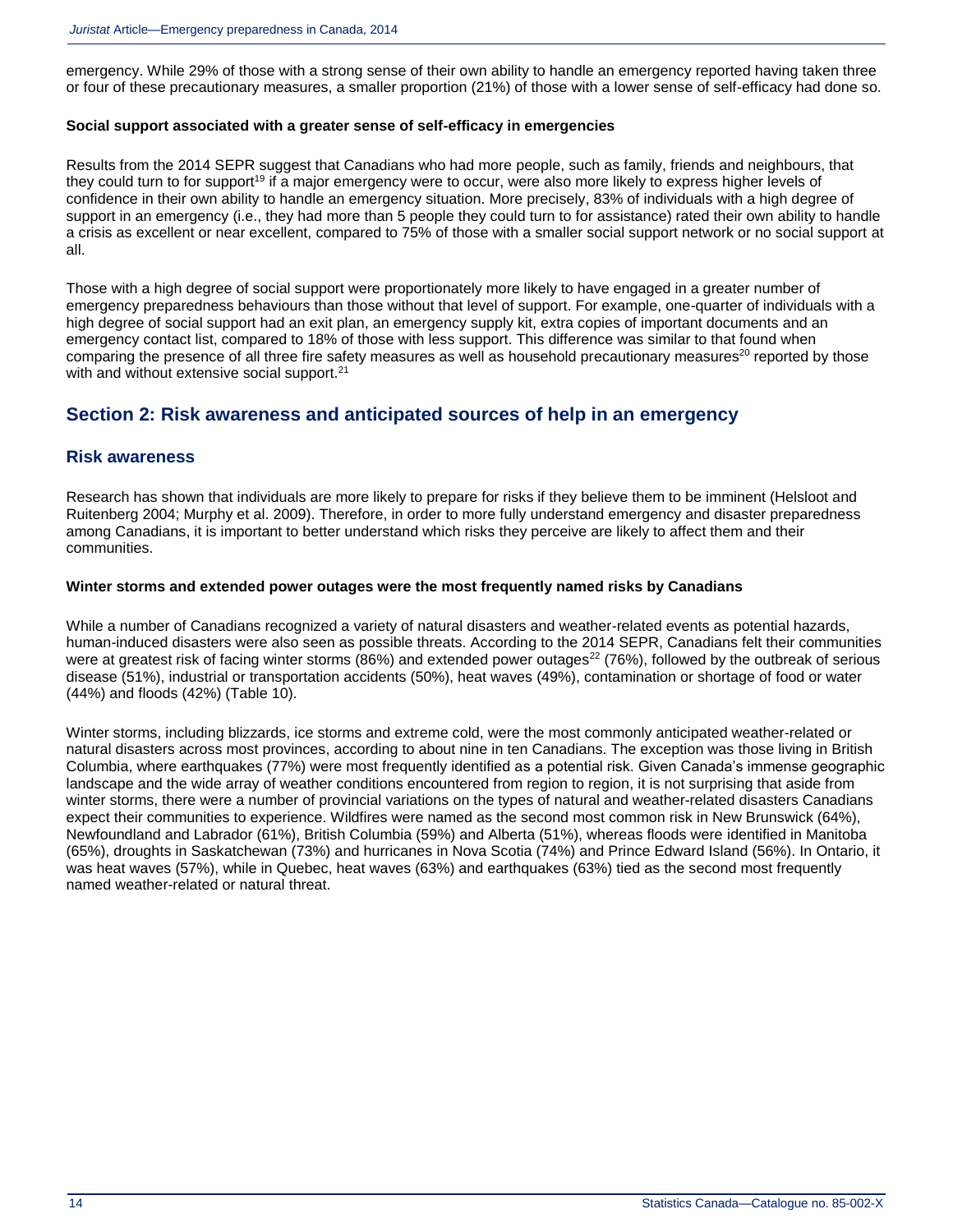emergency. While 29% of those with a strong sense of their own ability to handle an emergency reported having taken three or four of these precautionary measures, a smaller proportion (21%) of those with a lower sense of self-efficacy had done so.

#### Social support associated with a greater sense of self-efficacy in emergencies

Results from the 2014 SEPR suggest that Canadians who had more people, such as family, friends and neighbours, that they could turn to for support[19] if a major emergency were to occur, were also more likely to express higher levels of confidence in their own ability to handle an emergency situation. More precisely, 83% of individuals with a high degree of support in an emergency (i.e., they had more than 5 people they could turn to for assistance) rated their own ability to handle a crisis as excellent or near excellent, compared to 75% of those with a smaller social support network or no social support at all.

Those with a high degree of social support were proportionately more likely to have engaged in a greater number of emergency preparedness behaviours than those without that level of support. For example, one-quarter of individuals with a high degree of social support had an exit plan, an emergency supply kit, extra copies of important documents and an emergency contact list, compared to 18% of those with less support. This difference was similar to that found when comparing the presence of all three fire safety measures as well as household precautionary measures[20] reported by those with and without extensive social support.[21]

## Section 2: Risk awareness and anticipated sources of help in an emergency

### Risk awareness

Research has shown that individuals are more likely to prepare for risks if they believe them to be imminent (Helsloot and Ruitenberg 2004; Murphy et al. 2009). Therefore, in order to more fully understand emergency and disaster preparedness among Canadians, it is important to better understand which risks they perceive are likely to affect them and their communities.

#### Winter storms and extended power outages were the most frequently named risks by Canadians

While a number of Canadians recognized a variety of natural disasters and weather-related events as potential hazards, human-induced disasters were also seen as possible threats. According to the 2014 SEPR, Canadians felt their communities were at greatest risk of facing winter storms (86%) and extended power outages[22] (76%), followed by the outbreak of serious disease (51%), industrial or transportation accidents (50%), heat waves (49%), contamination or shortage of food or water (44%) and floods (42%) (Table 10).

Winter storms, including blizzards, ice storms and extreme cold, were the most commonly anticipated weather-related or natural disasters across most provinces, according to about nine in ten Canadians. The exception was those living in British Columbia, where earthquakes (77%) were most frequently identified as a potential risk. Given Canada's immense geographic landscape and the wide array of weather conditions encountered from region to region, it is not surprising that aside from winter storms, there were a number of provincial variations on the types of natural and weather-related disasters Canadians expect their communities to experience. Wildfires were named as the second most common risk in New Brunswick (64%), Newfoundland and Labrador (61%), British Columbia (59%) and Alberta (51%), whereas floods were identified in Manitoba (65%), droughts in Saskatchewan (73%) and hurricanes in Nova Scotia (74%) and Prince Edward Island (56%). In Ontario, it was heat waves (57%), while in Quebec, heat waves (63%) and earthquakes (63%) tied as the second most frequently named weather-related or natural threat.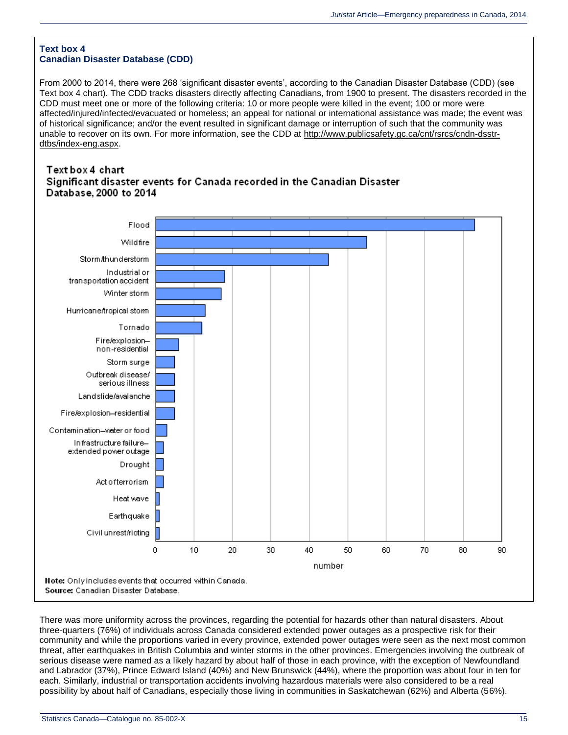**Text box 4**
**Canadian Disaster Database (CDD)**

From 2000 to 2014, there were 268 'significant disaster events', according to the Canadian Disaster Database (CDD) (see Text box 4 chart). The CDD tracks disasters directly affecting Canadians, from 1900 to present. The disasters recorded in the CDD must meet one or more of the following criteria: 10 or more people were killed in the event; 100 or more were affected/injured/infected/evacuated or homeless; an appeal for national or international assistance was made; the event was of historical significance; and/or the event resulted in significant damage or interruption of such that the community was unable to recover on its own. For more information, see the CDD at http://www.publicsafety.gc.ca/cnt/rsrcs/cndn-dsstr-dtbs/index-eng.aspx.

**Text box 4 chart**
**Significant disaster events for Canada recorded in the Canadian Disaster Database, 2000 to 2014**

| Event type | number |
|---|---|
| Flood | 83 |
| Wildfire | 55 |
| Storm/thunderstorm | 45 |
| Industrial or transportation accident | 18 |
| Winter storm | 17 |
| Hurricane/tropical storm | 13 |
| Tornado | 12 |
| Fire/explosion—non-residential | 6 |
| Storm surge | 5 |
| Outbreak disease/serious illness | 5 |
| Landslide/avalanche | 5 |
| Fire/explosion—residential | 5 |
| Contamination—water or food | 3 |
| Infrastructure failure—extended power outage | 2 |
| Drought | 2 |
| Act of terrorism | 2 |
| Heat wave | 1 |
| Earthquake | 1 |
| Civil unrest/rioting | 1 |

**Note:** Only includes events that occurred within Canada.
**Source:** Canadian Disaster Database.

There was more uniformity across the provinces, regarding the potential for hazards other than natural disasters. About three-quarters (76%) of individuals across Canada considered extended power outages as a prospective risk for their community and while the proportions varied in every province, extended power outages were seen as the next most common threat, after earthquakes in British Columbia and winter storms in the other provinces. Emergencies involving the outbreak of serious disease were named as a likely hazard by about half of those in each province, with the exception of Newfoundland and Labrador (37%), Prince Edward Island (40%) and New Brunswick (44%), where the proportion was about four in ten for each. Similarly, industrial or transportation accidents involving hazardous materials were also considered to be a real possibility by about half of Canadians, especially those living in communities in Saskatchewan (62%) and Alberta (56%).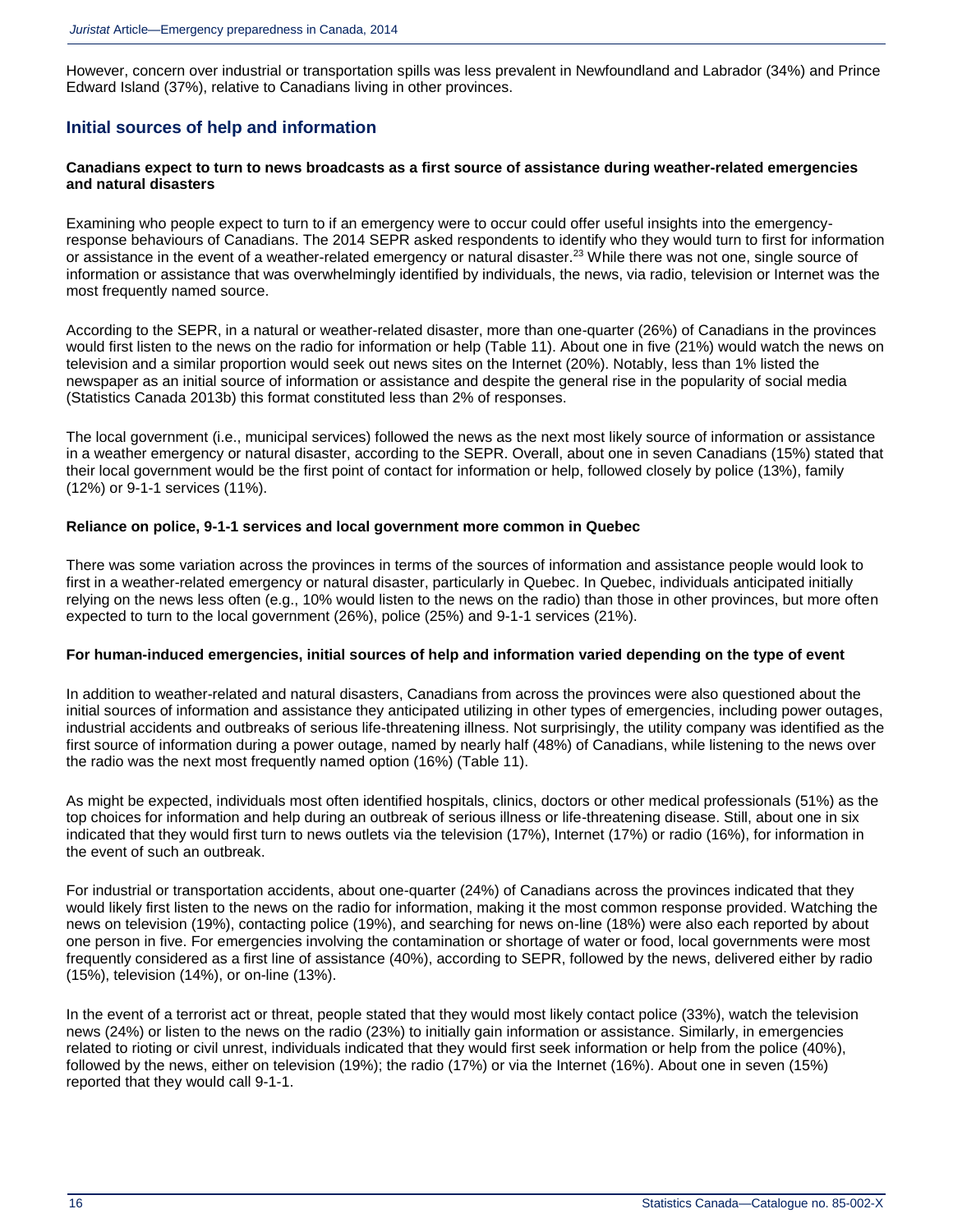However, concern over industrial or transportation spills was less prevalent in Newfoundland and Labrador (34%) and Prince Edward Island (37%), relative to Canadians living in other provinces.

## Initial sources of help and information

### Canadians expect to turn to news broadcasts as a first source of assistance during weather-related emergencies and natural disasters

Examining who people expect to turn to if an emergency were to occur could offer useful insights into the emergency-response behaviours of Canadians. The 2014 SEPR asked respondents to identify who they would turn to first for information or assistance in the event of a weather-related emergency or natural disaster.[23] While there was not one, single source of information or assistance that was overwhelmingly identified by individuals, the news, via radio, television or Internet was the most frequently named source.

According to the SEPR, in a natural or weather-related disaster, more than one-quarter (26%) of Canadians in the provinces would first listen to the news on the radio for information or help (Table 11). About one in five (21%) would watch the news on television and a similar proportion would seek out news sites on the Internet (20%). Notably, less than 1% listed the newspaper as an initial source of information or assistance and despite the general rise in the popularity of social media (Statistics Canada 2013b) this format constituted less than 2% of responses.

The local government (i.e., municipal services) followed the news as the next most likely source of information or assistance in a weather emergency or natural disaster, according to the SEPR. Overall, about one in seven Canadians (15%) stated that their local government would be the first point of contact for information or help, followed closely by police (13%), family (12%) or 9-1-1 services (11%).

### Reliance on police, 9-1-1 services and local government more common in Quebec

There was some variation across the provinces in terms of the sources of information and assistance people would look to first in a weather-related emergency or natural disaster, particularly in Quebec. In Quebec, individuals anticipated initially relying on the news less often (e.g., 10% would listen to the news on the radio) than those in other provinces, but more often expected to turn to the local government (26%), police (25%) and 9-1-1 services (21%).

### For human-induced emergencies, initial sources of help and information varied depending on the type of event

In addition to weather-related and natural disasters, Canadians from across the provinces were also questioned about the initial sources of information and assistance they anticipated utilizing in other types of emergencies, including power outages, industrial accidents and outbreaks of serious life-threatening illness. Not surprisingly, the utility company was identified as the first source of information during a power outage, named by nearly half (48%) of Canadians, while listening to the news over the radio was the next most frequently named option (16%) (Table 11).

As might be expected, individuals most often identified hospitals, clinics, doctors or other medical professionals (51%) as the top choices for information and help during an outbreak of serious illness or life-threatening disease. Still, about one in six indicated that they would first turn to news outlets via the television (17%), Internet (17%) or radio (16%), for information in the event of such an outbreak.

For industrial or transportation accidents, about one-quarter (24%) of Canadians across the provinces indicated that they would likely first listen to the news on the radio for information, making it the most common response provided. Watching the news on television (19%), contacting police (19%), and searching for news on-line (18%) were also each reported by about one person in five. For emergencies involving the contamination or shortage of water or food, local governments were most frequently considered as a first line of assistance (40%), according to SEPR, followed by the news, delivered either by radio (15%), television (14%), or on-line (13%).

In the event of a terrorist act or threat, people stated that they would most likely contact police (33%), watch the television news (24%) or listen to the news on the radio (23%) to initially gain information or assistance. Similarly, in emergencies related to rioting or civil unrest, individuals indicated that they would first seek information or help from the police (40%), followed by the news, either on television (19%); the radio (17%) or via the Internet (16%). About one in seven (15%) reported that they would call 9-1-1.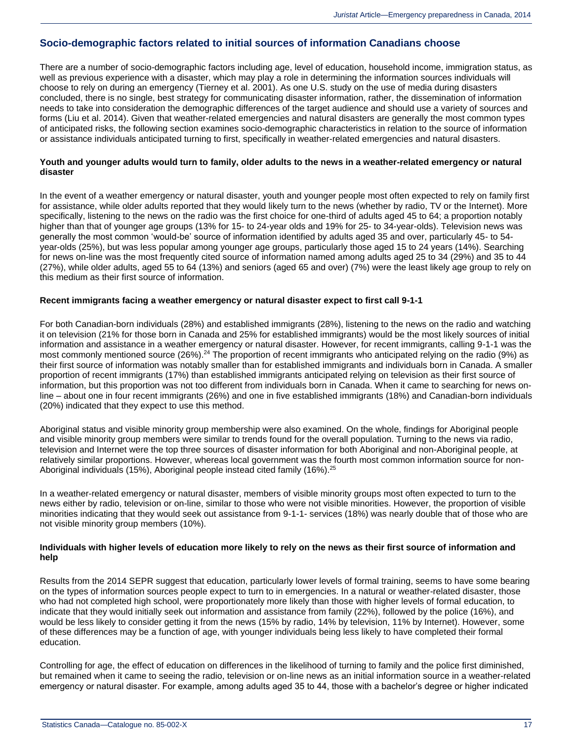## Socio-demographic factors related to initial sources of information Canadians choose

There are a number of socio-demographic factors including age, level of education, household income, immigration status, as well as previous experience with a disaster, which may play a role in determining the information sources individuals will choose to rely on during an emergency (Tierney et al. 2001). As one U.S. study on the use of media during disasters concluded, there is no single, best strategy for communicating disaster information, rather, the dissemination of information needs to take into consideration the demographic differences of the target audience and should use a variety of sources and forms (Liu et al. 2014). Given that weather-related emergencies and natural disasters are generally the most common types of anticipated risks, the following section examines socio-demographic characteristics in relation to the source of information or assistance individuals anticipated turning to first, specifically in weather-related emergencies and natural disasters.

### Youth and younger adults would turn to family, older adults to the news in a weather-related emergency or natural disaster

In the event of a weather emergency or natural disaster, youth and younger people most often expected to rely on family first for assistance, while older adults reported that they would likely turn to the news (whether by radio, TV or the Internet). More specifically, listening to the news on the radio was the first choice for one-third of adults aged 45 to 64; a proportion notably higher than that of younger age groups (13% for 15- to 24-year olds and 19% for 25- to 34-year-olds). Television news was generally the most common 'would-be' source of information identified by adults aged 35 and over, particularly 45- to 54-year-olds (25%), but was less popular among younger age groups, particularly those aged 15 to 24 years (14%). Searching for news on-line was the most frequently cited source of information named among adults aged 25 to 34 (29%) and 35 to 44 (27%), while older adults, aged 55 to 64 (13%) and seniors (aged 65 and over) (7%) were the least likely age group to rely on this medium as their first source of information.

### Recent immigrants facing a weather emergency or natural disaster expect to first call 9-1-1

For both Canadian-born individuals (28%) and established immigrants (28%), listening to the news on the radio and watching it on television (21% for those born in Canada and 25% for established immigrants) would be the most likely sources of initial information and assistance in a weather emergency or natural disaster. However, for recent immigrants, calling 9-1-1 was the most commonly mentioned source (26%).[24] The proportion of recent immigrants who anticipated relying on the radio (9%) as their first source of information was notably smaller than for established immigrants and individuals born in Canada. A smaller proportion of recent immigrants (17%) than established immigrants anticipated relying on television as their first source of information, but this proportion was not too different from individuals born in Canada. When it came to searching for news on-line – about one in four recent immigrants (26%) and one in five established immigrants (18%) and Canadian-born individuals (20%) indicated that they expect to use this method.

Aboriginal status and visible minority group membership were also examined. On the whole, findings for Aboriginal people and visible minority group members were similar to trends found for the overall population. Turning to the news via radio, television and Internet were the top three sources of disaster information for both Aboriginal and non-Aboriginal people, at relatively similar proportions. However, whereas local government was the fourth most common information source for non-Aboriginal individuals (15%), Aboriginal people instead cited family (16%).[25]

In a weather-related emergency or natural disaster, members of visible minority groups most often expected to turn to the news either by radio, television or on-line, similar to those who were not visible minorities. However, the proportion of visible minorities indicating that they would seek out assistance from 9-1-1- services (18%) was nearly double that of those who are not visible minority group members (10%).

### Individuals with higher levels of education more likely to rely on the news as their first source of information and help

Results from the 2014 SEPR suggest that education, particularly lower levels of formal training, seems to have some bearing on the types of information sources people expect to turn to in emergencies. In a natural or weather-related disaster, those who had not completed high school, were proportionately more likely than those with higher levels of formal education, to indicate that they would initially seek out information and assistance from family (22%), followed by the police (16%), and would be less likely to consider getting it from the news (15% by radio, 14% by television, 11% by Internet). However, some of these differences may be a function of age, with younger individuals being less likely to have completed their formal education.

Controlling for age, the effect of education on differences in the likelihood of turning to family and the police first diminished, but remained when it came to seeing the radio, television or on-line news as an initial information source in a weather-related emergency or natural disaster. For example, among adults aged 35 to 44, those with a bachelor's degree or higher indicated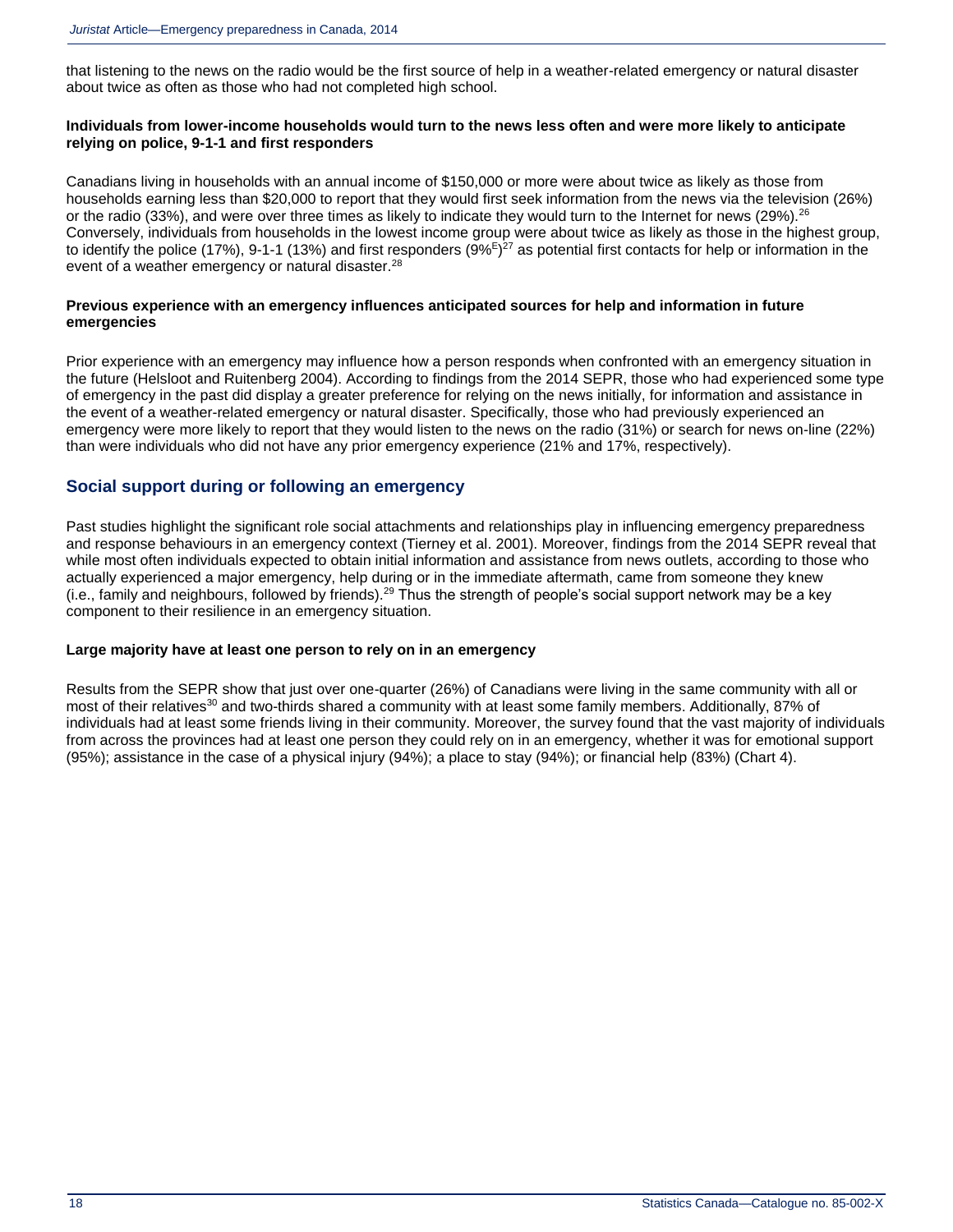that listening to the news on the radio would be the first source of help in a weather-related emergency or natural disaster about twice as often as those who had not completed high school.

**Individuals from lower-income households would turn to the news less often and were more likely to anticipate relying on police, 9-1-1 and first responders**

Canadians living in households with an annual income of $150,000 or more were about twice as likely as those from households earning less than $20,000 to report that they would first seek information from the news via the television (26%) or the radio (33%), and were over three times as likely to indicate they would turn to the Internet for news (29%).[26] Conversely, individuals from households in the lowest income group were about twice as likely as those in the highest group, to identify the police (17%), 9-1-1 (13%) and first responders (9%[E])[27] as potential first contacts for help or information in the event of a weather emergency or natural disaster.[28]

**Previous experience with an emergency influences anticipated sources for help and information in future emergencies**

Prior experience with an emergency may influence how a person responds when confronted with an emergency situation in the future (Helsloot and Ruitenberg 2004). According to findings from the 2014 SEPR, those who had experienced some type of emergency in the past did display a greater preference for relying on the news initially, for information and assistance in the event of a weather-related emergency or natural disaster. Specifically, those who had previously experienced an emergency were more likely to report that they would listen to the news on the radio (31%) or search for news on-line (22%) than were individuals who did not have any prior emergency experience (21% and 17%, respectively).

## Social support during or following an emergency

Past studies highlight the significant role social attachments and relationships play in influencing emergency preparedness and response behaviours in an emergency context (Tierney et al. 2001). Moreover, findings from the 2014 SEPR reveal that while most often individuals expected to obtain initial information and assistance from news outlets, according to those who actually experienced a major emergency, help during or in the immediate aftermath, came from someone they knew (i.e., family and neighbours, followed by friends).[29] Thus the strength of people's social support network may be a key component to their resilience in an emergency situation.

**Large majority have at least one person to rely on in an emergency**

Results from the SEPR show that just over one-quarter (26%) of Canadians were living in the same community with all or most of their relatives[30] and two-thirds shared a community with at least some family members. Additionally, 87% of individuals had at least some friends living in their community. Moreover, the survey found that the vast majority of individuals from across the provinces had at least one person they could rely on in an emergency, whether it was for emotional support (95%); assistance in the case of a physical injury (94%); a place to stay (94%); or financial help (83%) (Chart 4).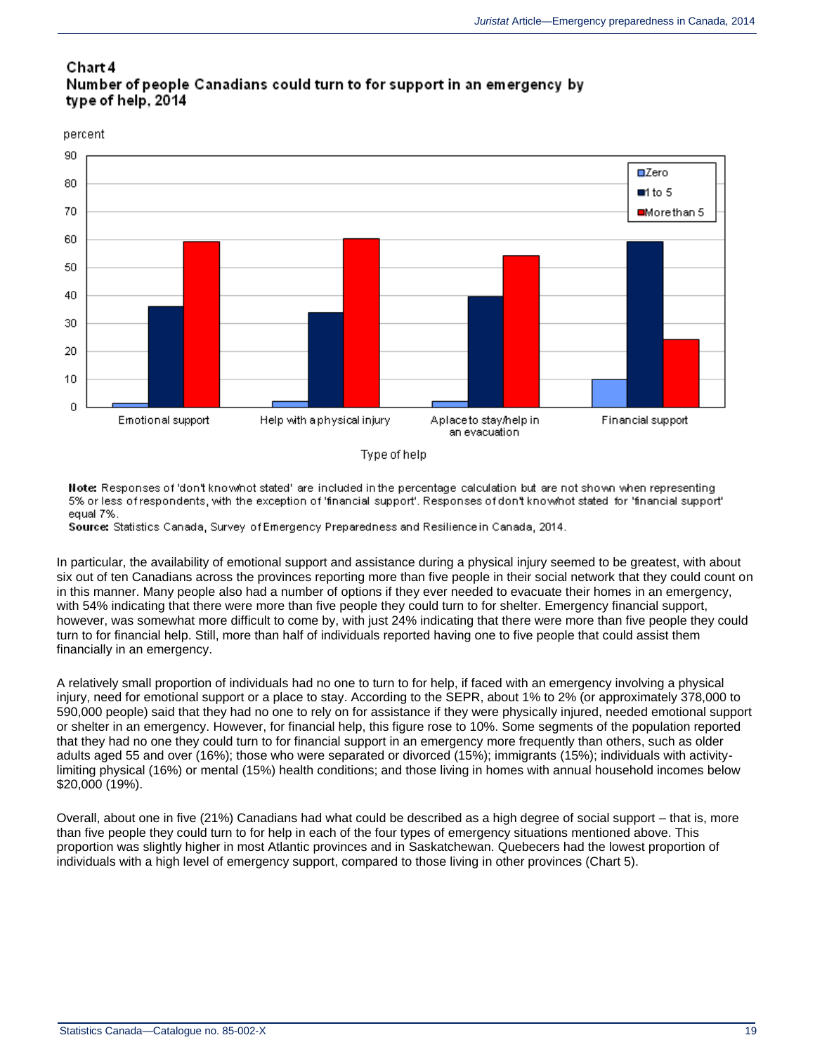### Chart 4
### Number of people Canadians could turn to for support in an emergency by type of help, 2014

**Note:** Responses of 'don't know/not stated' are included in the percentage calculation but are not shown when representing 5% or less of respondents, with the exception of 'financial support'. Responses of don't know/not stated for 'financial support' equal 7%.
**Source:** Statistics Canada, Survey of Emergency Preparedness and Resilience in Canada, 2014.

In particular, the availability of emotional support and assistance during a physical injury seemed to be greatest, with about six out of ten Canadians across the provinces reporting more than five people in their social network that they could count on in this manner. Many people also had a number of options if they ever needed to evacuate their homes in an emergency, with 54% indicating that there were more than five people they could turn to for shelter. Emergency financial support, however, was somewhat more difficult to come by, with just 24% indicating that there were more than five people they could turn to for financial help. Still, more than half of individuals reported having one to five people that could assist them financially in an emergency.

A relatively small proportion of individuals had no one to turn to for help, if faced with an emergency involving a physical injury, need for emotional support or a place to stay. According to the SEPR, about 1% to 2% (or approximately 378,000 to 590,000 people) said that they had no one to rely on for assistance if they were physically injured, needed emotional support or shelter in an emergency. However, for financial help, this figure rose to 10%. Some segments of the population reported that they had no one they could turn to for financial support in an emergency more frequently than others, such as older adults aged 55 and over (16%); those who were separated or divorced (15%); immigrants (15%); individuals with activity-limiting physical (16%) or mental (15%) health conditions; and those living in homes with annual household incomes below $20,000 (19%).

Overall, about one in five (21%) Canadians had what could be described as a high degree of social support – that is, more than five people they could turn to for help in each of the four types of emergency situations mentioned above. This proportion was slightly higher in most Atlantic provinces and in Saskatchewan. Quebecers had the lowest proportion of individuals with a high level of emergency support, compared to those living in other provinces (Chart 5).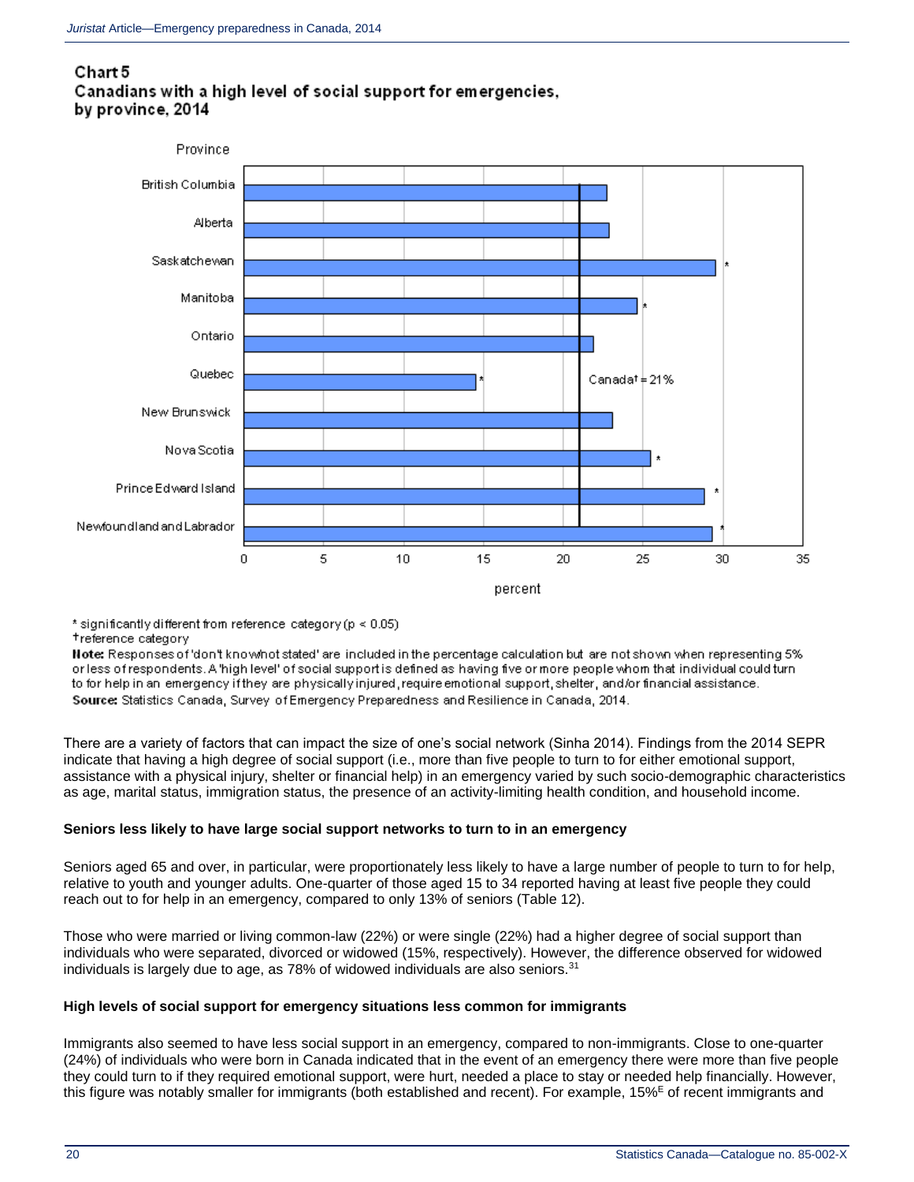**Chart 5**
**Canadians with a high level of social support for emergencies, by province, 2014**

\* significantly different from reference category ($p < 0.05$)
† reference category
**Note:** Responses of 'don't know/not stated' are included in the percentage calculation but are not shown when representing 5% or less of respondents. A 'high level' of social support is defined as having five or more people whom that individual could turn to for help in an emergency if they are physically injured, require emotional support, shelter, and/or financial assistance.
**Source:** Statistics Canada, Survey of Emergency Preparedness and Resilience in Canada, 2014.

There are a variety of factors that can impact the size of one's social network (Sinha 2014). Findings from the 2014 SEPR indicate that having a high degree of social support (i.e., more than five people to turn to for either emotional support, assistance with a physical injury, shelter or financial help) in an emergency varied by such socio-demographic characteristics as age, marital status, immigration status, the presence of an activity-limiting health condition, and household income.

**Seniors less likely to have large social support networks to turn to in an emergency**

Seniors aged 65 and over, in particular, were proportionately less likely to have a large number of people to turn to for help, relative to youth and younger adults. One-quarter of those aged 15 to 34 reported having at least five people they could reach out to for help in an emergency, compared to only 13% of seniors (Table 12).

Those who were married or living common-law (22%) or were single (22%) had a higher degree of social support than individuals who were separated, divorced or widowed (15%, respectively). However, the difference observed for widowed individuals is largely due to age, as 78% of widowed individuals are also seniors.[31]

**High levels of social support for emergency situations less common for immigrants**

Immigrants also seemed to have less social support in an emergency, compared to non-immigrants. Close to one-quarter (24%) of individuals who were born in Canada indicated that in the event of an emergency there were more than five people they could turn to if they required emotional support, were hurt, needed a place to stay or needed help financially. However, this figure was notably smaller for immigrants (both established and recent). For example, 15%[E] of recent immigrants and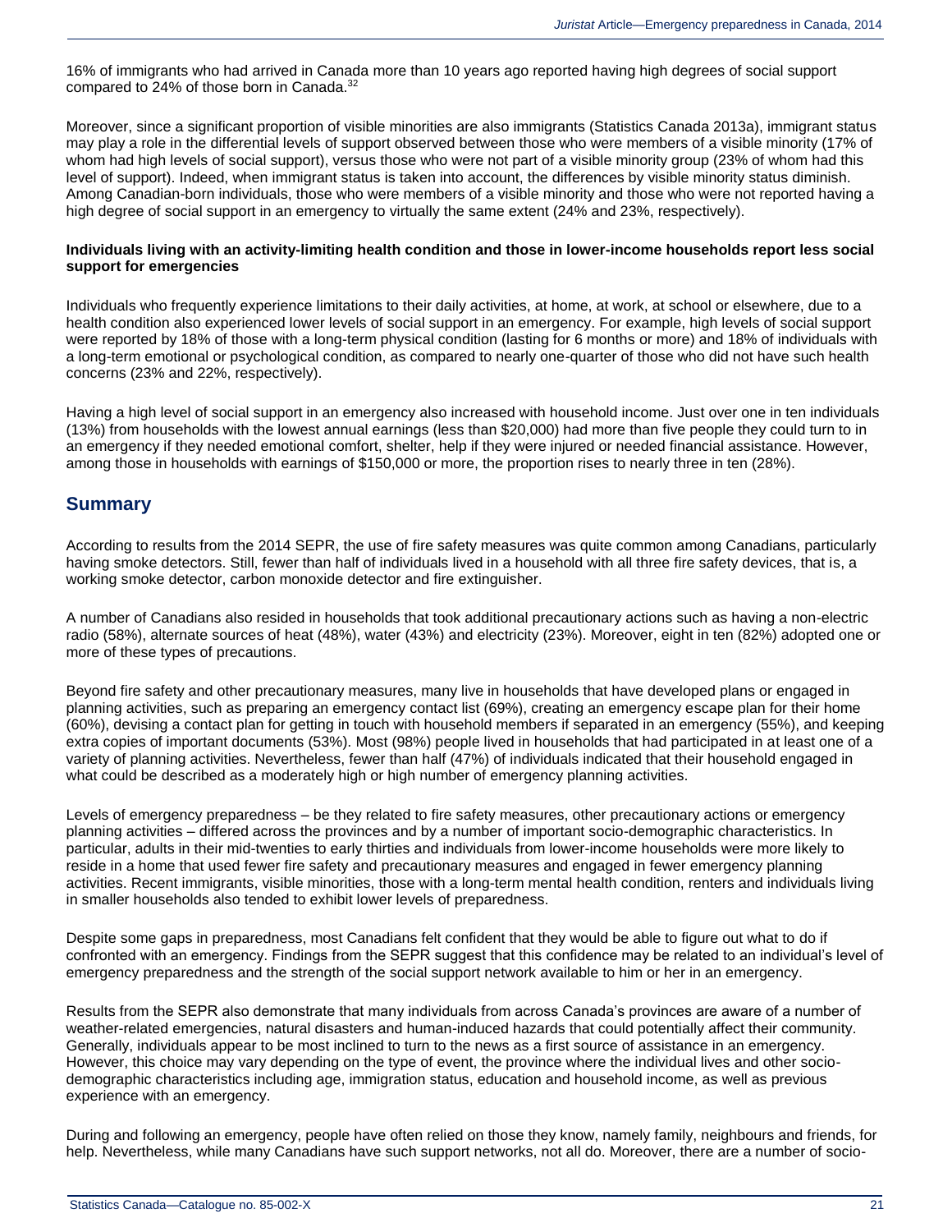16% of immigrants who had arrived in Canada more than 10 years ago reported having high degrees of social support compared to 24% of those born in Canada.[32]

Moreover, since a significant proportion of visible minorities are also immigrants (Statistics Canada 2013a), immigrant status may play a role in the differential levels of support observed between those who were members of a visible minority (17% of whom had high levels of social support), versus those who were not part of a visible minority group (23% of whom had this level of support). Indeed, when immigrant status is taken into account, the differences by visible minority status diminish. Among Canadian-born individuals, those who were members of a visible minority and those who were not reported having a high degree of social support in an emergency to virtually the same extent (24% and 23%, respectively).

**Individuals living with an activity-limiting health condition and those in lower-income households report less social support for emergencies**

Individuals who frequently experience limitations to their daily activities, at home, at work, at school or elsewhere, due to a health condition also experienced lower levels of social support in an emergency. For example, high levels of social support were reported by 18% of those with a long-term physical condition (lasting for 6 months or more) and 18% of individuals with a long-term emotional or psychological condition, as compared to nearly one-quarter of those who did not have such health concerns (23% and 22%, respectively).

Having a high level of social support in an emergency also increased with household income. Just over one in ten individuals (13%) from households with the lowest annual earnings (less than $20,000) had more than five people they could turn to in an emergency if they needed emotional comfort, shelter, help if they were injured or needed financial assistance. However, among those in households with earnings of $150,000 or more, the proportion rises to nearly three in ten (28%).

## Summary

According to results from the 2014 SEPR, the use of fire safety measures was quite common among Canadians, particularly having smoke detectors. Still, fewer than half of individuals lived in a household with all three fire safety devices, that is, a working smoke detector, carbon monoxide detector and fire extinguisher.

A number of Canadians also resided in households that took additional precautionary actions such as having a non-electric radio (58%), alternate sources of heat (48%), water (43%) and electricity (23%). Moreover, eight in ten (82%) adopted one or more of these types of precautions.

Beyond fire safety and other precautionary measures, many live in households that have developed plans or engaged in planning activities, such as preparing an emergency contact list (69%), creating an emergency escape plan for their home (60%), devising a contact plan for getting in touch with household members if separated in an emergency (55%), and keeping extra copies of important documents (53%). Most (98%) people lived in households that had participated in at least one of a variety of planning activities. Nevertheless, fewer than half (47%) of individuals indicated that their household engaged in what could be described as a moderately high or high number of emergency planning activities.

Levels of emergency preparedness – be they related to fire safety measures, other precautionary actions or emergency planning activities – differed across the provinces and by a number of important socio-demographic characteristics. In particular, adults in their mid-twenties to early thirties and individuals from lower-income households were more likely to reside in a home that used fewer fire safety and precautionary measures and engaged in fewer emergency planning activities. Recent immigrants, visible minorities, those with a long-term mental health condition, renters and individuals living in smaller households also tended to exhibit lower levels of preparedness.

Despite some gaps in preparedness, most Canadians felt confident that they would be able to figure out what to do if confronted with an emergency. Findings from the SEPR suggest that this confidence may be related to an individual's level of emergency preparedness and the strength of the social support network available to him or her in an emergency.

Results from the SEPR also demonstrate that many individuals from across Canada's provinces are aware of a number of weather-related emergencies, natural disasters and human-induced hazards that could potentially affect their community. Generally, individuals appear to be most inclined to turn to the news as a first source of assistance in an emergency. However, this choice may vary depending on the type of event, the province where the individual lives and other socio-demographic characteristics including age, immigration status, education and household income, as well as previous experience with an emergency.

During and following an emergency, people have often relied on those they know, namely family, neighbours and friends, for help. Nevertheless, while many Canadians have such support networks, not all do. Moreover, there are a number of socio-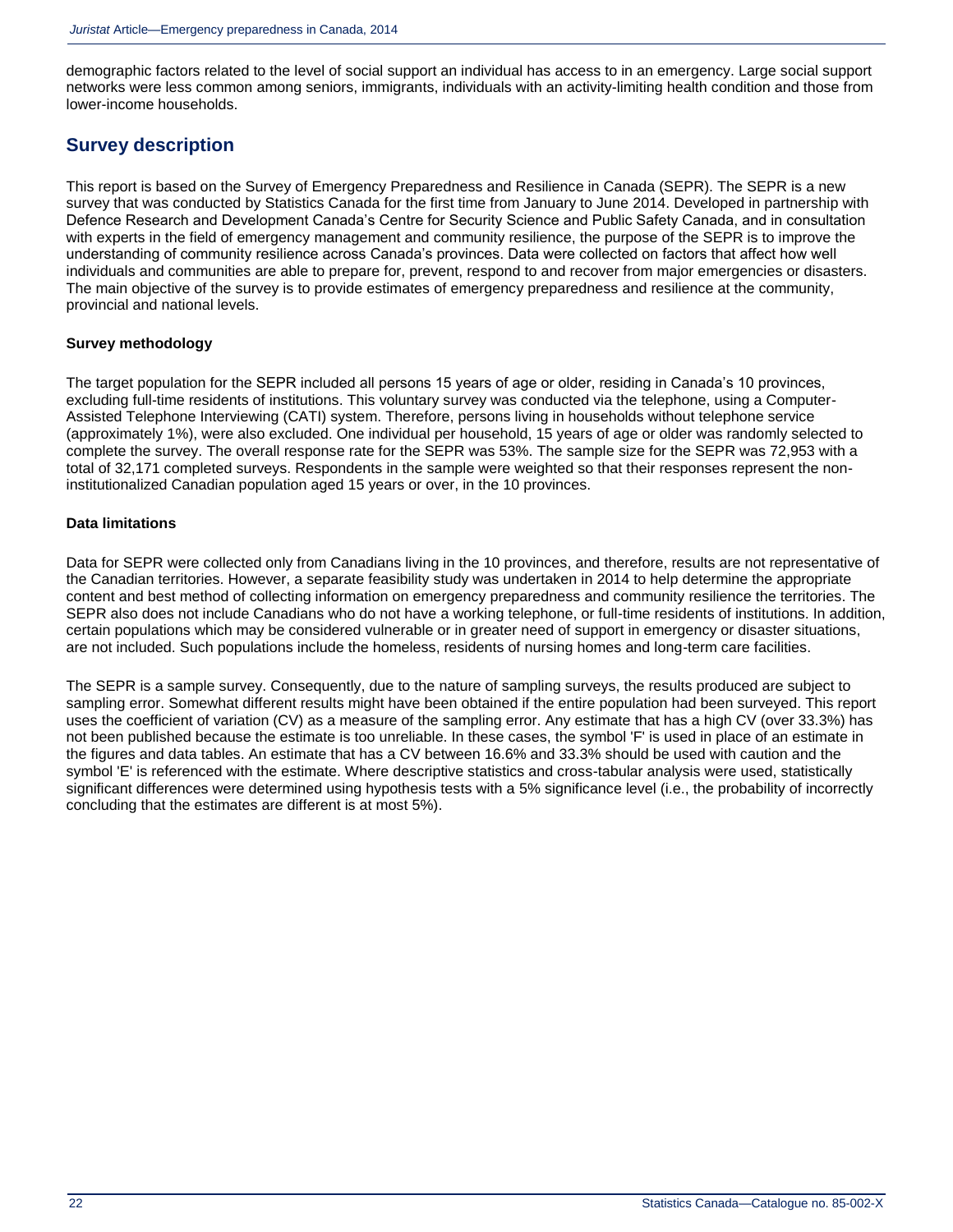demographic factors related to the level of social support an individual has access to in an emergency. Large social support networks were less common among seniors, immigrants, individuals with an activity-limiting health condition and those from lower-income households.

## Survey description

This report is based on the Survey of Emergency Preparedness and Resilience in Canada (SEPR). The SEPR is a new survey that was conducted by Statistics Canada for the first time from January to June 2014. Developed in partnership with Defence Research and Development Canada's Centre for Security Science and Public Safety Canada, and in consultation with experts in the field of emergency management and community resilience, the purpose of the SEPR is to improve the understanding of community resilience across Canada's provinces. Data were collected on factors that affect how well individuals and communities are able to prepare for, prevent, respond to and recover from major emergencies or disasters. The main objective of the survey is to provide estimates of emergency preparedness and resilience at the community, provincial and national levels.

### Survey methodology

The target population for the SEPR included all persons 15 years of age or older, residing in Canada's 10 provinces, excluding full-time residents of institutions. This voluntary survey was conducted via the telephone, using a Computer-Assisted Telephone Interviewing (CATI) system. Therefore, persons living in households without telephone service (approximately 1%), were also excluded. One individual per household, 15 years of age or older was randomly selected to complete the survey. The overall response rate for the SEPR was 53%. The sample size for the SEPR was 72,953 with a total of 32,171 completed surveys. Respondents in the sample were weighted so that their responses represent the non-institutionalized Canadian population aged 15 years or over, in the 10 provinces.

### Data limitations

Data for SEPR were collected only from Canadians living in the 10 provinces, and therefore, results are not representative of the Canadian territories. However, a separate feasibility study was undertaken in 2014 to help determine the appropriate content and best method of collecting information on emergency preparedness and community resilience the territories. The SEPR also does not include Canadians who do not have a working telephone, or full-time residents of institutions. In addition, certain populations which may be considered vulnerable or in greater need of support in emergency or disaster situations, are not included. Such populations include the homeless, residents of nursing homes and long-term care facilities.

The SEPR is a sample survey. Consequently, due to the nature of sampling surveys, the results produced are subject to sampling error. Somewhat different results might have been obtained if the entire population had been surveyed. This report uses the coefficient of variation (CV) as a measure of the sampling error. Any estimate that has a high CV (over 33.3%) has not been published because the estimate is too unreliable. In these cases, the symbol 'F' is used in place of an estimate in the figures and data tables. An estimate that has a CV between 16.6% and 33.3% should be used with caution and the symbol 'E' is referenced with the estimate. Where descriptive statistics and cross-tabular analysis were used, statistically significant differences were determined using hypothesis tests with a 5% significance level (i.e., the probability of incorrectly concluding that the estimates are different is at most 5%).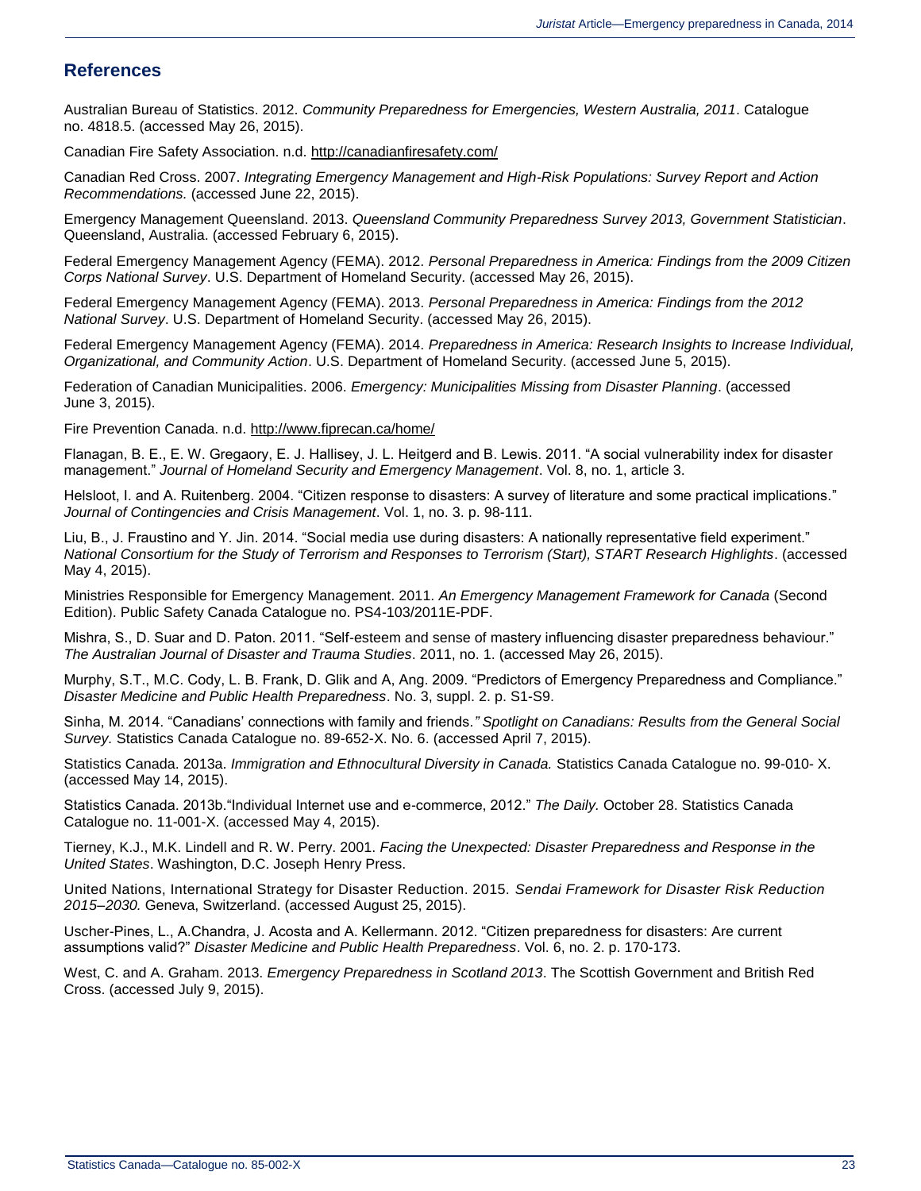## References

Australian Bureau of Statistics. 2012. *Community Preparedness for Emergencies, Western Australia, 2011*. Catalogue no. 4818.5. (accessed May 26, 2015).

Canadian Fire Safety Association. n.d. http://canadianfiresafety.com/

Canadian Red Cross. 2007. *Integrating Emergency Management and High-Risk Populations: Survey Report and Action Recommendations.* (accessed June 22, 2015).

Emergency Management Queensland. 2013. *Queensland Community Preparedness Survey 2013, Government Statistician*. Queensland, Australia. (accessed February 6, 2015).

Federal Emergency Management Agency (FEMA). 2012. *Personal Preparedness in America: Findings from the 2009 Citizen Corps National Survey*. U.S. Department of Homeland Security. (accessed May 26, 2015).

Federal Emergency Management Agency (FEMA). 2013. *Personal Preparedness in America: Findings from the 2012 National Survey*. U.S. Department of Homeland Security. (accessed May 26, 2015).

Federal Emergency Management Agency (FEMA). 2014. *Preparedness in America: Research Insights to Increase Individual, Organizational, and Community Action*. U.S. Department of Homeland Security. (accessed June 5, 2015).

Federation of Canadian Municipalities. 2006. *Emergency: Municipalities Missing from Disaster Planning*. (accessed June 3, 2015).

Fire Prevention Canada. n.d. http://www.fiprecan.ca/home/

Flanagan, B. E., E. W. Gregaory, E. J. Hallisey, J. L. Heitgerd and B. Lewis. 2011. "A social vulnerability index for disaster management." *Journal of Homeland Security and Emergency Management*. Vol. 8, no. 1, article 3.

Helsloot, I. and A. Ruitenberg. 2004. "Citizen response to disasters: A survey of literature and some practical implications." *Journal of Contingencies and Crisis Management*. Vol. 1, no. 3. p. 98-111.

Liu, B., J. Fraustino and Y. Jin. 2014. "Social media use during disasters: A nationally representative field experiment." *National Consortium for the Study of Terrorism and Responses to Terrorism (Start), START Research Highlights*. (accessed May 4, 2015).

Ministries Responsible for Emergency Management. 2011. *An Emergency Management Framework for Canada* (Second Edition). Public Safety Canada Catalogue no. PS4-103/2011E-PDF.

Mishra, S., D. Suar and D. Paton. 2011. "Self-esteem and sense of mastery influencing disaster preparedness behaviour." *The Australian Journal of Disaster and Trauma Studies*. 2011, no. 1. (accessed May 26, 2015).

Murphy, S.T., M.C. Cody, L. B. Frank, D. Glik and A, Ang. 2009. "Predictors of Emergency Preparedness and Compliance." *Disaster Medicine and Public Health Preparedness*. No. 3, suppl. 2. p. S1-S9.

Sinha, M. 2014. "Canadians' connections with family and friends." *Spotlight on Canadians: Results from the General Social Survey.* Statistics Canada Catalogue no. 89-652-X. No. 6. (accessed April 7, 2015).

Statistics Canada. 2013a. *Immigration and Ethnocultural Diversity in Canada.* Statistics Canada Catalogue no. 99-010- X. (accessed May 14, 2015).

Statistics Canada. 2013b."Individual Internet use and e-commerce, 2012." *The Daily.* October 28. Statistics Canada Catalogue no. 11-001-X. (accessed May 4, 2015).

Tierney, K.J., M.K. Lindell and R. W. Perry. 2001. *Facing the Unexpected: Disaster Preparedness and Response in the United States*. Washington, D.C. Joseph Henry Press.

United Nations, International Strategy for Disaster Reduction. 2015. *Sendai Framework for Disaster Risk Reduction 2015–2030.* Geneva, Switzerland. (accessed August 25, 2015).

Uscher-Pines, L., A.Chandra, J. Acosta and A. Kellermann. 2012. "Citizen preparedness for disasters: Are current assumptions valid?" *Disaster Medicine and Public Health Preparedness*. Vol. 6, no. 2. p. 170-173.

West, C. and A. Graham. 2013. *Emergency Preparedness in Scotland 2013*. The Scottish Government and British Red Cross. (accessed July 9, 2015).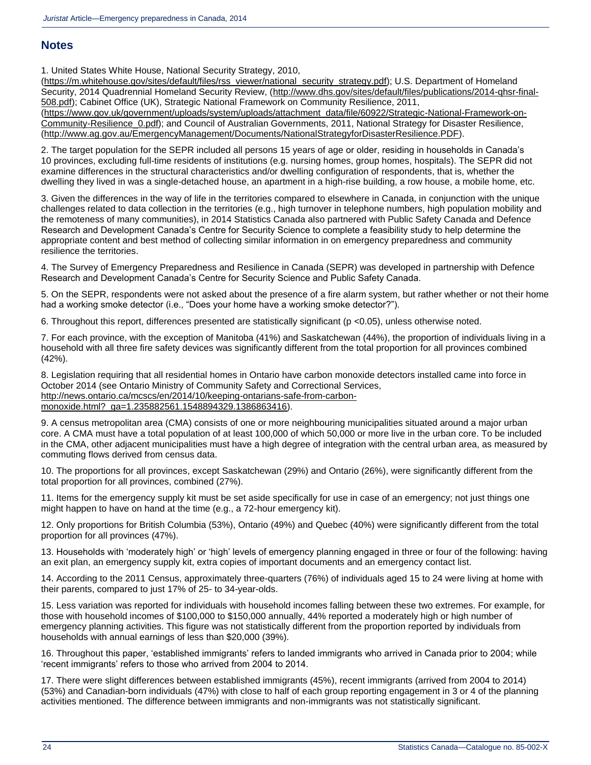## Notes

1. United States White House, National Security Strategy, 2010, (https://m.whitehouse.gov/sites/default/files/rss_viewer/national_security_strategy.pdf); U.S. Department of Homeland Security, 2014 Quadrennial Homeland Security Review, (http://www.dhs.gov/sites/default/files/publications/2014-qhsr-final-508.pdf); Cabinet Office (UK), Strategic National Framework on Community Resilience, 2011, (https://www.gov.uk/government/uploads/system/uploads/attachment_data/file/60922/Strategic-National-Framework-on-Community-Resilience_0.pdf); and Council of Australian Governments, 2011, National Strategy for Disaster Resilience, (http://www.ag.gov.au/EmergencyManagement/Documents/NationalStrategyforDisasterResilience.PDF).

2. The target population for the SEPR included all persons 15 years of age or older, residing in households in Canada's 10 provinces, excluding full-time residents of institutions (e.g. nursing homes, group homes, hospitals). The SEPR did not examine differences in the structural characteristics and/or dwelling configuration of respondents, that is, whether the dwelling they lived in was a single-detached house, an apartment in a high-rise building, a row house, a mobile home, etc.

3. Given the differences in the way of life in the territories compared to elsewhere in Canada, in conjunction with the unique challenges related to data collection in the territories (e.g., high turnover in telephone numbers, high population mobility and the remoteness of many communities), in 2014 Statistics Canada also partnered with Public Safety Canada and Defence Research and Development Canada's Centre for Security Science to complete a feasibility study to help determine the appropriate content and best method of collecting similar information in on emergency preparedness and community resilience the territories.

4. The Survey of Emergency Preparedness and Resilience in Canada (SEPR) was developed in partnership with Defence Research and Development Canada's Centre for Security Science and Public Safety Canada.

5. On the SEPR, respondents were not asked about the presence of a fire alarm system, but rather whether or not their home had a working smoke detector (i.e., "Does your home have a working smoke detector?").

6. Throughout this report, differences presented are statistically significant ($p < 0.05$), unless otherwise noted.

7. For each province, with the exception of Manitoba (41%) and Saskatchewan (44%), the proportion of individuals living in a household with all three fire safety devices was significantly different from the total proportion for all provinces combined (42%).

8. Legislation requiring that all residential homes in Ontario have carbon monoxide detectors installed came into force in October 2014 (see Ontario Ministry of Community Safety and Correctional Services, http://news.ontario.ca/mcscs/en/2014/10/keeping-ontarians-safe-from-carbon-monoxide.html?_ga=1.235882561.1548894329.1386863416).

9. A census metropolitan area (CMA) consists of one or more neighbouring municipalities situated around a major urban core. A CMA must have a total population of at least 100,000 of which 50,000 or more live in the urban core. To be included in the CMA, other adjacent municipalities must have a high degree of integration with the central urban area, as measured by commuting flows derived from census data.

10. The proportions for all provinces, except Saskatchewan (29%) and Ontario (26%), were significantly different from the total proportion for all provinces, combined (27%).

11. Items for the emergency supply kit must be set aside specifically for use in case of an emergency; not just things one might happen to have on hand at the time (e.g., a 72-hour emergency kit).

12. Only proportions for British Columbia (53%), Ontario (49%) and Quebec (40%) were significantly different from the total proportion for all provinces (47%).

13. Households with 'moderately high' or 'high' levels of emergency planning engaged in three or four of the following: having an exit plan, an emergency supply kit, extra copies of important documents and an emergency contact list.

14. According to the 2011 Census, approximately three-quarters (76%) of individuals aged 15 to 24 were living at home with their parents, compared to just 17% of 25- to 34-year-olds.

15. Less variation was reported for individuals with household incomes falling between these two extremes. For example, for those with household incomes of $100,000 to $150,000 annually, 44% reported a moderately high or high number of emergency planning activities. This figure was not statistically different from the proportion reported by individuals from households with annual earnings of less than $20,000 (39%).

16. Throughout this paper, 'established immigrants' refers to landed immigrants who arrived in Canada prior to 2004; while 'recent immigrants' refers to those who arrived from 2004 to 2014.

17. There were slight differences between established immigrants (45%), recent immigrants (arrived from 2004 to 2014) (53%) and Canadian-born individuals (47%) with close to half of each group reporting engagement in 3 or 4 of the planning activities mentioned. The difference between immigrants and non-immigrants was not statistically significant.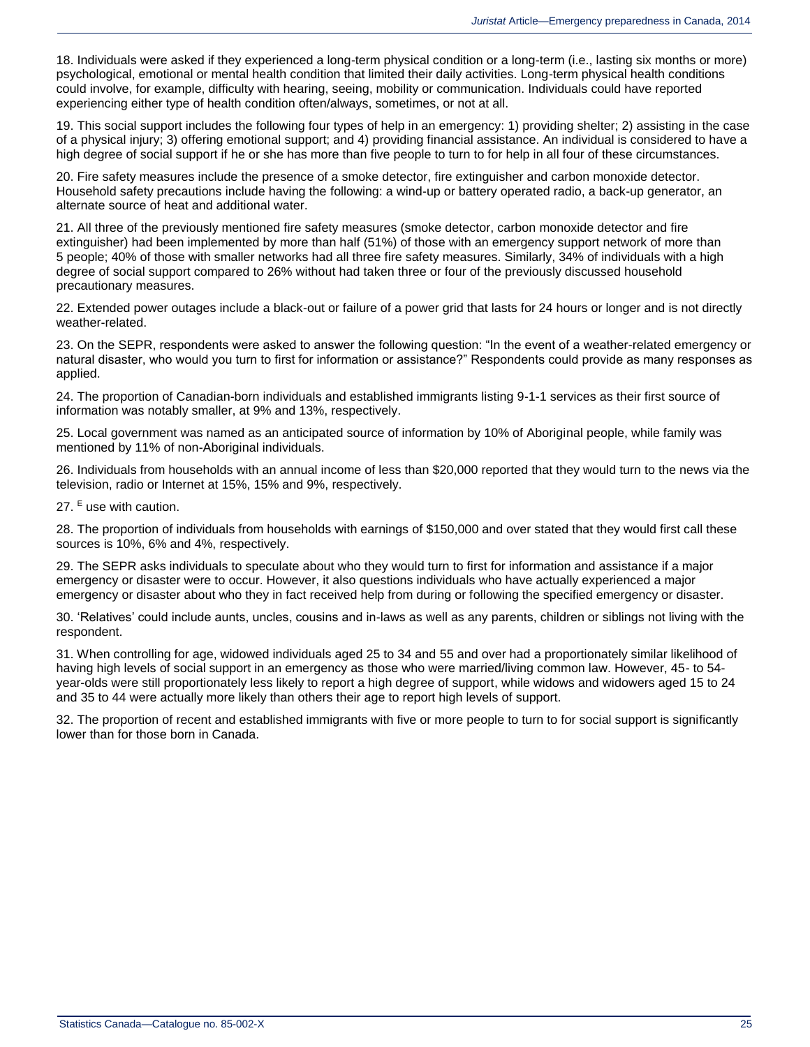18. Individuals were asked if they experienced a long-term physical condition or a long-term (i.e., lasting six months or more) psychological, emotional or mental health condition that limited their daily activities. Long-term physical health conditions could involve, for example, difficulty with hearing, seeing, mobility or communication. Individuals could have reported experiencing either type of health condition often/always, sometimes, or not at all.

19. This social support includes the following four types of help in an emergency: 1) providing shelter; 2) assisting in the case of a physical injury; 3) offering emotional support; and 4) providing financial assistance. An individual is considered to have a high degree of social support if he or she has more than five people to turn to for help in all four of these circumstances.

20. Fire safety measures include the presence of a smoke detector, fire extinguisher and carbon monoxide detector. Household safety precautions include having the following: a wind-up or battery operated radio, a back-up generator, an alternate source of heat and additional water.

21. All three of the previously mentioned fire safety measures (smoke detector, carbon monoxide detector and fire extinguisher) had been implemented by more than half (51%) of those with an emergency support network of more than 5 people; 40% of those with smaller networks had all three fire safety measures. Similarly, 34% of individuals with a high degree of social support compared to 26% without had taken three or four of the previously discussed household precautionary measures.

22. Extended power outages include a black-out or failure of a power grid that lasts for 24 hours or longer and is not directly weather-related.

23. On the SEPR, respondents were asked to answer the following question: "In the event of a weather-related emergency or natural disaster, who would you turn to first for information or assistance?" Respondents could provide as many responses as applied.

24. The proportion of Canadian-born individuals and established immigrants listing 9-1-1 services as their first source of information was notably smaller, at 9% and 13%, respectively.

25. Local government was named as an anticipated source of information by 10% of Aboriginal people, while family was mentioned by 11% of non-Aboriginal individuals.

26. Individuals from households with an annual income of less than $20,000 reported that they would turn to the news via the television, radio or Internet at 15%, 15% and 9%, respectively.

27. [E] use with caution.

28. The proportion of individuals from households with earnings of $150,000 and over stated that they would first call these sources is 10%, 6% and 4%, respectively.

29. The SEPR asks individuals to speculate about who they would turn to first for information and assistance if a major emergency or disaster were to occur. However, it also questions individuals who have actually experienced a major emergency or disaster about who they in fact received help from during or following the specified emergency or disaster.

30. 'Relatives' could include aunts, uncles, cousins and in-laws as well as any parents, children or siblings not living with the respondent.

31. When controlling for age, widowed individuals aged 25 to 34 and 55 and over had a proportionately similar likelihood of having high levels of social support in an emergency as those who were married/living common law. However, 45- to 54-year-olds were still proportionately less likely to report a high degree of support, while widows and widowers aged 15 to 24 and 35 to 44 were actually more likely than others their age to report high levels of support.

32. The proportion of recent and established immigrants with five or more people to turn to for social support is significantly lower than for those born in Canada.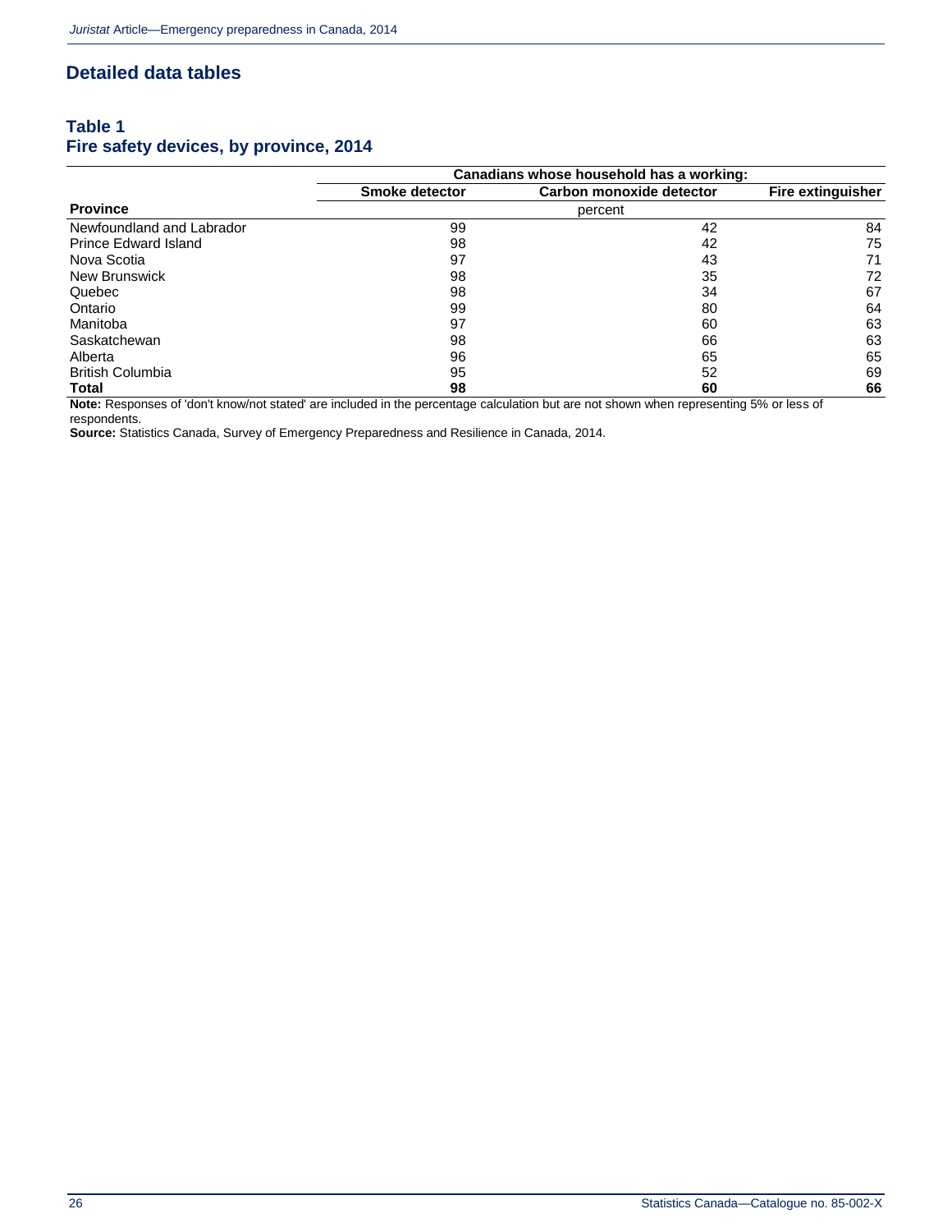## Detailed data tables

### Table 1
### Fire safety devices, by province, 2014

| Province | Canadians whose household has a working: | | |
|---|---|---|---|
| | Smoke detector | Carbon monoxide detector | Fire extinguisher |
| | percent | | |
| Newfoundland and Labrador | 99 | 42 | 84 |
| Prince Edward Island | 98 | 42 | 75 |
| Nova Scotia | 97 | 43 | 71 |
| New Brunswick | 98 | 35 | 72 |
| Quebec | 98 | 34 | 67 |
| Ontario | 99 | 80 | 64 |
| Manitoba | 97 | 60 | 63 |
| Saskatchewan | 98 | 66 | 63 |
| Alberta | 96 | 65 | 65 |
| British Columbia | 95 | 52 | 69 |
| **Total** | **98** | **60** | **66** |

**Note:** Responses of 'don't know/not stated' are included in the percentage calculation but are not shown when representing 5% or less of respondents.

**Source:** Statistics Canada, Survey of Emergency Preparedness and Resilience in Canada, 2014.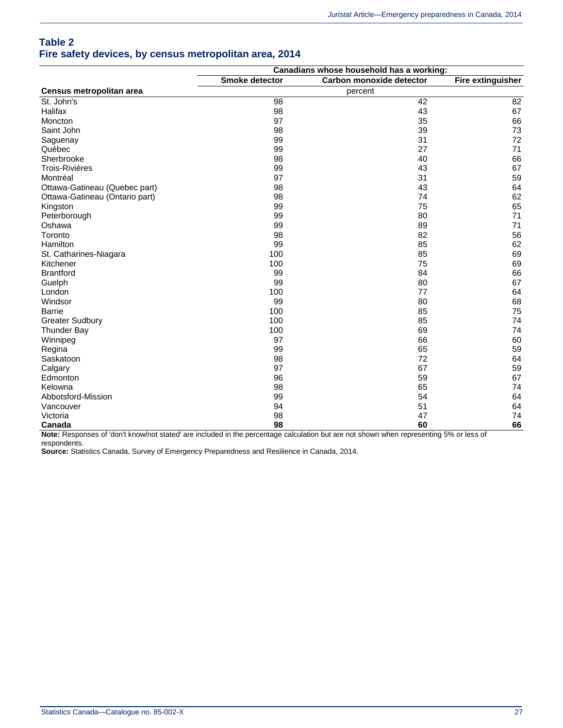## Table 2
## Fire safety devices, by census metropolitan area, 2014

| | Canadians whose household has a working: | | |
|---|---|---|---|
| | Smoke detector | Carbon monoxide detector | Fire extinguisher |
| Census metropolitan area | percent | | |
| St. John's | 98 | 42 | 82 |
| Halifax | 98 | 43 | 67 |
| Moncton | 97 | 35 | 66 |
| Saint John | 98 | 39 | 73 |
| Saguenay | 99 | 31 | 72 |
| Québec | 99 | 27 | 71 |
| Sherbrooke | 98 | 40 | 66 |
| Trois-Rivières | 99 | 43 | 67 |
| Montréal | 97 | 31 | 59 |
| Ottawa-Gatineau (Quebec part) | 98 | 43 | 64 |
| Ottawa-Gatineau (Ontario part) | 98 | 74 | 62 |
| Kingston | 99 | 75 | 65 |
| Peterborough | 99 | 80 | 71 |
| Oshawa | 99 | 89 | 71 |
| Toronto | 98 | 82 | 56 |
| Hamilton | 99 | 85 | 62 |
| St. Catharines-Niagara | 100 | 85 | 69 |
| Kitchener | 100 | 75 | 69 |
| Brantford | 99 | 84 | 66 |
| Guelph | 99 | 80 | 67 |
| London | 100 | 77 | 64 |
| Windsor | 99 | 80 | 68 |
| Barrie | 100 | 85 | 75 |
| Greater Sudbury | 100 | 85 | 74 |
| Thunder Bay | 100 | 69 | 74 |
| Winnipeg | 97 | 66 | 60 |
| Regina | 99 | 65 | 59 |
| Saskatoon | 98 | 72 | 64 |
| Calgary | 97 | 67 | 59 |
| Edmonton | 96 | 59 | 67 |
| Kelowna | 98 | 65 | 74 |
| Abbotsford-Mission | 99 | 54 | 64 |
| Vancouver | 94 | 51 | 64 |
| Victoria | 98 | 47 | 74 |
| **Canada** | **98** | **60** | **66** |

**Note:** Responses of 'don't know/not stated' are included in the percentage calculation but are not shown when representing 5% or less of respondents.

**Source:** Statistics Canada, Survey of Emergency Preparedness and Resilience in Canada, 2014.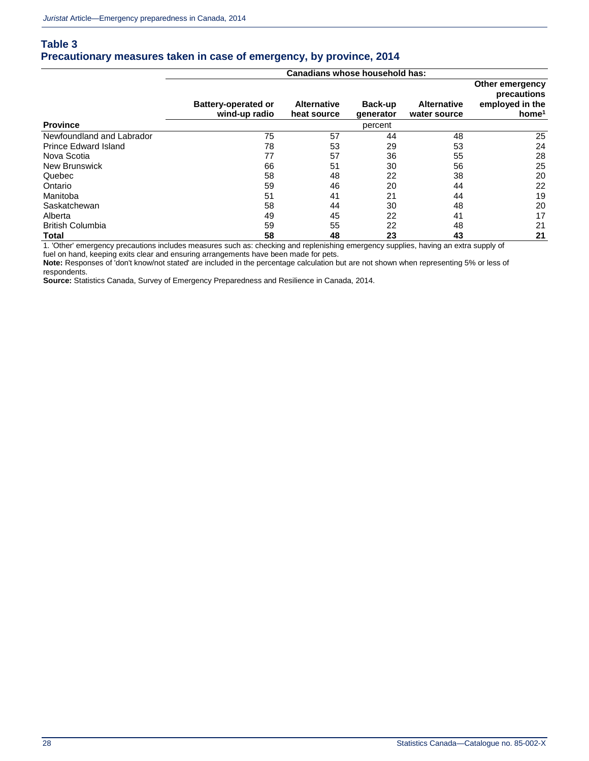## Table 3
## Precautionary measures taken in case of emergency, by province, 2014

| | Canadians whose household has: | | | | |
|---|---|---|---|---|---|
| | Battery-operated or wind-up radio | Alternative heat source | Back-up generator | Alternative water source | Other emergency precautions employed in the home[1] |
| **Province** | | | percent | | |
| Newfoundland and Labrador | 75 | 57 | 44 | 48 | 25 |
| Prince Edward Island | 78 | 53 | 29 | 53 | 24 |
| Nova Scotia | 77 | 57 | 36 | 55 | 28 |
| New Brunswick | 66 | 51 | 30 | 56 | 25 |
| Quebec | 58 | 48 | 22 | 38 | 20 |
| Ontario | 59 | 46 | 20 | 44 | 22 |
| Manitoba | 51 | 41 | 21 | 44 | 19 |
| Saskatchewan | 58 | 44 | 30 | 48 | 20 |
| Alberta | 49 | 45 | 22 | 41 | 17 |
| British Columbia | 59 | 55 | 22 | 48 | 21 |
| **Total** | **58** | **48** | **23** | **43** | **21** |

1. 'Other' emergency precautions includes measures such as: checking and replenishing emergency supplies, having an extra supply of fuel on hand, keeping exits clear and ensuring arrangements have been made for pets.

**Note:** Responses of 'don't know/not stated' are included in the percentage calculation but are not shown when representing 5% or less of respondents.

**Source:** Statistics Canada, Survey of Emergency Preparedness and Resilience in Canada, 2014.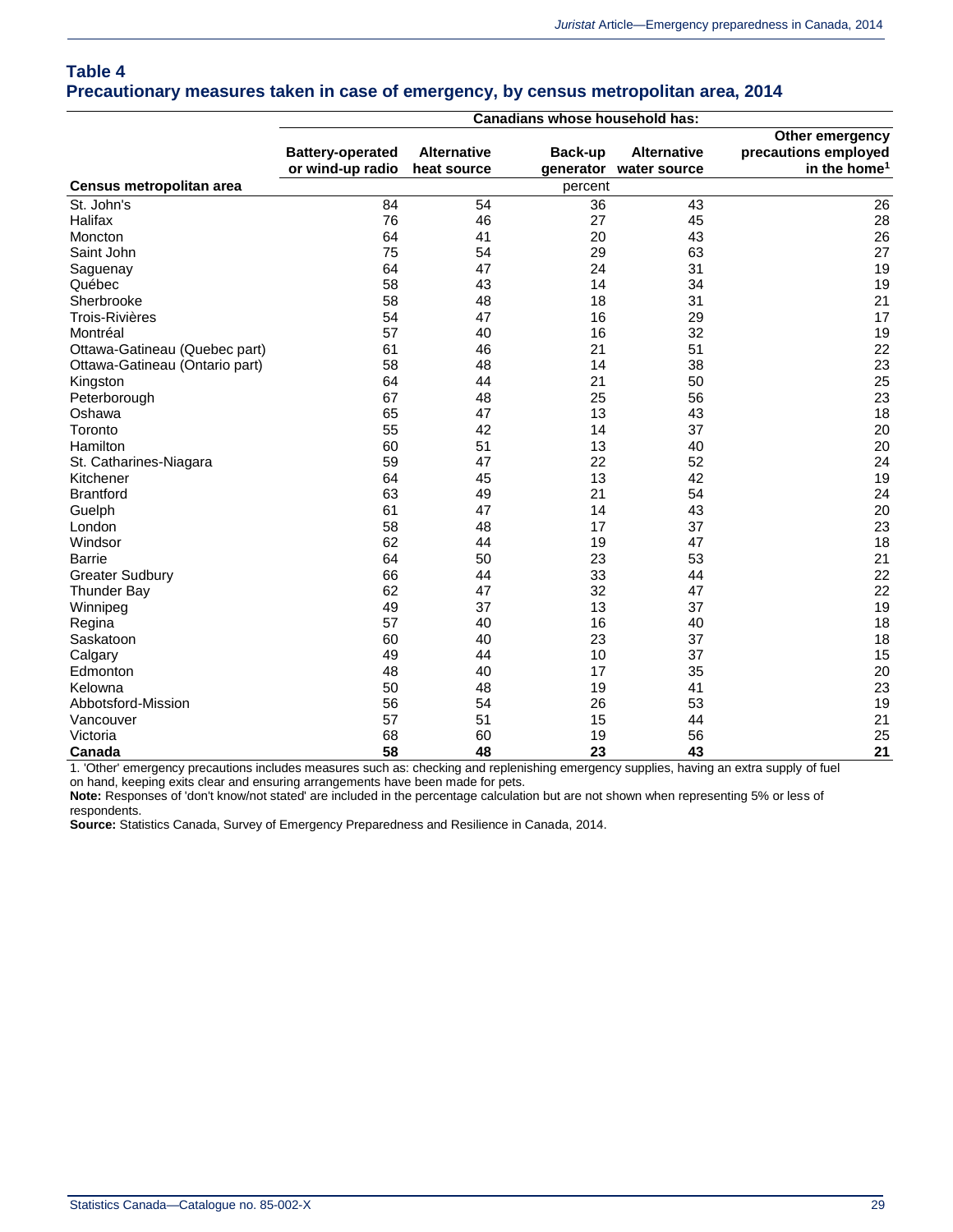## Table 4
## Precautionary measures taken in case of emergency, by census metropolitan area, 2014

| | Canadians whose household has: | | | | |
|---|---|---|---|---|---|
| Census metropolitan area | Battery-operated or wind-up radio | Alternative heat source | Back-up generator | Alternative water source | Other emergency precautions employed in the home[1] |
| | percent | | | | |
| St. John's | 84 | 54 | 36 | 43 | 26 |
| Halifax | 76 | 46 | 27 | 45 | 28 |
| Moncton | 64 | 41 | 20 | 43 | 26 |
| Saint John | 75 | 54 | 29 | 63 | 27 |
| Saguenay | 64 | 47 | 24 | 31 | 19 |
| Québec | 58 | 43 | 14 | 34 | 19 |
| Sherbrooke | 58 | 48 | 18 | 31 | 21 |
| Trois-Rivières | 54 | 47 | 16 | 29 | 17 |
| Montréal | 57 | 40 | 16 | 32 | 19 |
| Ottawa-Gatineau (Quebec part) | 61 | 46 | 21 | 51 | 22 |
| Ottawa-Gatineau (Ontario part) | 58 | 48 | 14 | 38 | 23 |
| Kingston | 64 | 44 | 21 | 50 | 25 |
| Peterborough | 67 | 48 | 25 | 56 | 23 |
| Oshawa | 65 | 47 | 13 | 43 | 18 |
| Toronto | 55 | 42 | 14 | 37 | 20 |
| Hamilton | 60 | 51 | 13 | 40 | 20 |
| St. Catharines-Niagara | 59 | 47 | 22 | 52 | 24 |
| Kitchener | 64 | 45 | 13 | 42 | 19 |
| Brantford | 63 | 49 | 21 | 54 | 24 |
| Guelph | 61 | 47 | 14 | 43 | 20 |
| London | 58 | 48 | 17 | 37 | 23 |
| Windsor | 62 | 44 | 19 | 47 | 18 |
| Barrie | 64 | 50 | 23 | 53 | 21 |
| Greater Sudbury | 66 | 44 | 33 | 44 | 22 |
| Thunder Bay | 62 | 47 | 32 | 47 | 22 |
| Winnipeg | 49 | 37 | 13 | 37 | 19 |
| Regina | 57 | 40 | 16 | 40 | 18 |
| Saskatoon | 60 | 40 | 23 | 37 | 18 |
| Calgary | 49 | 44 | 10 | 37 | 15 |
| Edmonton | 48 | 40 | 17 | 35 | 20 |
| Kelowna | 50 | 48 | 19 | 41 | 23 |
| Abbotsford-Mission | 56 | 54 | 26 | 53 | 19 |
| Vancouver | 57 | 51 | 15 | 44 | 21 |
| Victoria | 68 | 60 | 19 | 56 | 25 |
| **Canada** | **58** | **48** | **23** | **43** | **21** |

1. 'Other' emergency precautions includes measures such as: checking and replenishing emergency supplies, having an extra supply of fuel on hand, keeping exits clear and ensuring arrangements have been made for pets.

**Note:** Responses of 'don't know/not stated' are included in the percentage calculation but are not shown when representing 5% or less of respondents.

**Source:** Statistics Canada, Survey of Emergency Preparedness and Resilience in Canada, 2014.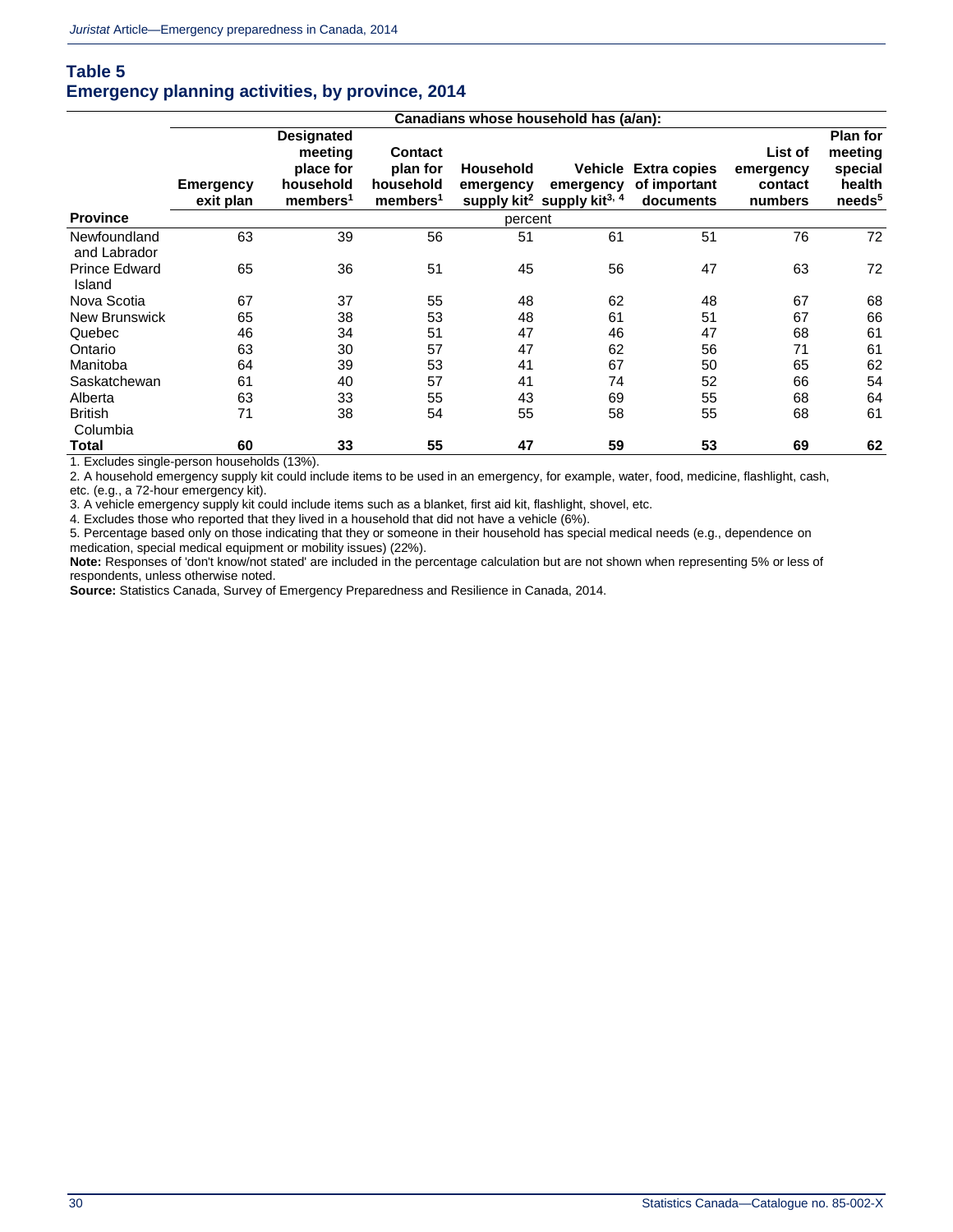## Table 5
## Emergency planning activities, by province, 2014

| Province | Canadians whose household has (a/an): | | | | | | | |
|---|---|---|---|---|---|---|---|---|
| | Emergency exit plan | Designated meeting place for household members[1] | Contact plan for household members[1] | Household emergency supply kit[2] | Vehicle emergency supply kit[3, 4] | Extra copies of important documents | List of emergency contact numbers | Plan for meeting special health needs[5] |
| | percent | | | | | | | |
| Newfoundland and Labrador | 63 | 39 | 56 | 51 | 61 | 51 | 76 | 72 |
| Prince Edward Island | 65 | 36 | 51 | 45 | 56 | 47 | 63 | 72 |
| Nova Scotia | 67 | 37 | 55 | 48 | 62 | 48 | 67 | 68 |
| New Brunswick | 65 | 38 | 53 | 48 | 61 | 51 | 67 | 66 |
| Quebec | 46 | 34 | 51 | 47 | 46 | 47 | 68 | 61 |
| Ontario | 63 | 30 | 57 | 47 | 62 | 56 | 71 | 61 |
| Manitoba | 64 | 39 | 53 | 41 | 67 | 50 | 65 | 62 |
| Saskatchewan | 61 | 40 | 57 | 41 | 74 | 52 | 66 | 54 |
| Alberta | 63 | 33 | 55 | 43 | 69 | 55 | 68 | 64 |
| British Columbia | 71 | 38 | 54 | 55 | 58 | 55 | 68 | 61 |
| **Total** | **60** | **33** | **55** | **47** | **59** | **53** | **69** | **62** |

1. Excludes single-person households (13%).
2. A household emergency supply kit could include items to be used in an emergency, for example, water, food, medicine, flashlight, cash, etc. (e.g., a 72-hour emergency kit).
3. A vehicle emergency supply kit could include items such as a blanket, first aid kit, flashlight, shovel, etc.
4. Excludes those who reported that they lived in a household that did not have a vehicle (6%).
5. Percentage based only on those indicating that they or someone in their household has special medical needs (e.g., dependence on medication, special medical equipment or mobility issues) (22%).

**Note:** Responses of 'don't know/not stated' are included in the percentage calculation but are not shown when representing 5% or less of respondents, unless otherwise noted.

**Source:** Statistics Canada, Survey of Emergency Preparedness and Resilience in Canada, 2014.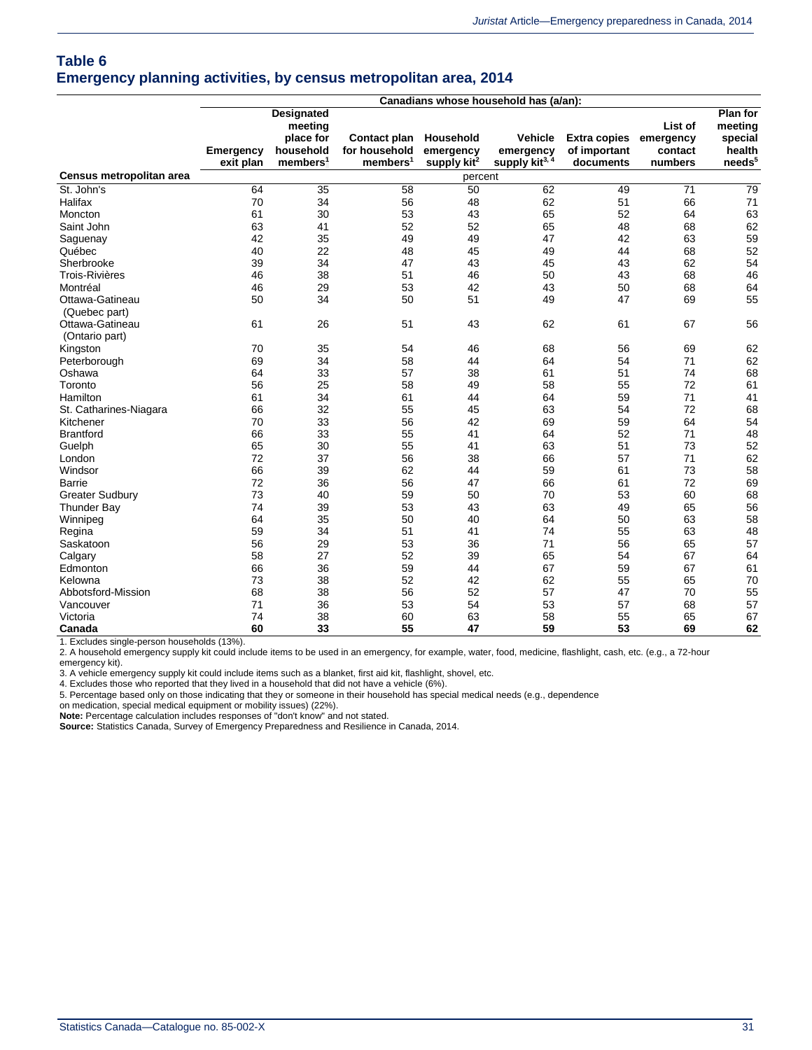## Table 6
## Emergency planning activities, by census metropolitan area, 2014

| Census metropolitan area | Emergency exit plan | Designated meeting place for household members[1] | Contact plan for household members[1] | Household emergency supply kit[2] | Vehicle emergency supply kit[3, 4] | Extra copies of important documents | List of emergency contact numbers | Plan for meeting special health needs[5] |
|---|---|---|---|---|---|---|---|---|
| | Canadians whose household has (a/an): | | | | | | | |
| | percent | | | | | | | |
| St. John's | 64 | 35 | 58 | 50 | 62 | 49 | 71 | 79 |
| Halifax | 70 | 34 | 56 | 48 | 62 | 51 | 66 | 71 |
| Moncton | 61 | 30 | 53 | 43 | 65 | 52 | 64 | 63 |
| Saint John | 63 | 41 | 52 | 52 | 65 | 48 | 68 | 62 |
| Saguenay | 42 | 35 | 49 | 49 | 47 | 42 | 63 | 59 |
| Québec | 40 | 22 | 48 | 45 | 49 | 44 | 68 | 52 |
| Sherbrooke | 39 | 34 | 47 | 43 | 45 | 43 | 62 | 54 |
| Trois-Rivières | 46 | 38 | 51 | 46 | 50 | 43 | 68 | 46 |
| Montréal | 46 | 29 | 53 | 42 | 43 | 50 | 68 | 64 |
| Ottawa-Gatineau (Quebec part) | 50 | 34 | 50 | 51 | 49 | 47 | 69 | 55 |
| Ottawa-Gatineau (Ontario part) | 61 | 26 | 51 | 43 | 62 | 61 | 67 | 56 |
| Kingston | 70 | 35 | 54 | 46 | 68 | 56 | 69 | 62 |
| Peterborough | 69 | 34 | 58 | 44 | 64 | 54 | 71 | 62 |
| Oshawa | 64 | 33 | 57 | 38 | 61 | 51 | 74 | 68 |
| Toronto | 56 | 25 | 58 | 49 | 58 | 55 | 72 | 61 |
| Hamilton | 61 | 34 | 61 | 44 | 64 | 59 | 71 | 41 |
| St. Catharines-Niagara | 66 | 32 | 55 | 45 | 63 | 54 | 72 | 68 |
| Kitchener | 70 | 33 | 56 | 42 | 69 | 59 | 64 | 54 |
| Brantford | 66 | 33 | 55 | 41 | 64 | 52 | 71 | 48 |
| Guelph | 65 | 30 | 55 | 41 | 63 | 51 | 73 | 52 |
| London | 72 | 37 | 56 | 38 | 66 | 57 | 71 | 62 |
| Windsor | 66 | 39 | 62 | 44 | 59 | 61 | 73 | 58 |
| Barrie | 72 | 36 | 56 | 47 | 66 | 61 | 72 | 69 |
| Greater Sudbury | 73 | 40 | 59 | 50 | 70 | 53 | 60 | 68 |
| Thunder Bay | 74 | 39 | 53 | 43 | 63 | 49 | 65 | 56 |
| Winnipeg | 64 | 35 | 50 | 40 | 64 | 50 | 63 | 58 |
| Regina | 59 | 34 | 51 | 41 | 74 | 55 | 63 | 48 |
| Saskatoon | 56 | 29 | 53 | 36 | 71 | 56 | 65 | 57 |
| Calgary | 58 | 27 | 52 | 39 | 65 | 54 | 67 | 64 |
| Edmonton | 66 | 36 | 59 | 44 | 67 | 59 | 67 | 61 |
| Kelowna | 73 | 38 | 52 | 42 | 62 | 55 | 65 | 70 |
| Abbotsford-Mission | 68 | 38 | 56 | 52 | 57 | 47 | 70 | 55 |
| Vancouver | 71 | 36 | 53 | 54 | 53 | 57 | 68 | 57 |
| Victoria | 74 | 38 | 60 | 63 | 58 | 55 | 65 | 67 |
| **Canada** | **60** | **33** | **55** | **47** | **59** | **53** | **69** | **62** |

1. Excludes single-person households (13%).
2. A household emergency supply kit could include items to be used in an emergency, for example, water, food, medicine, flashlight, cash, etc. (e.g., a 72-hour emergency kit).
3. A vehicle emergency supply kit could include items such as a blanket, first aid kit, flashlight, shovel, etc.
4. Excludes those who reported that they lived in a household that did not have a vehicle (6%).
5. Percentage based only on those indicating that they or someone in their household has special medical needs (e.g., dependence on medication, special medical equipment or mobility issues) (22%).

**Note:** Percentage calculation includes responses of "don't know" and not stated.

**Source:** Statistics Canada, Survey of Emergency Preparedness and Resilience in Canada, 2014.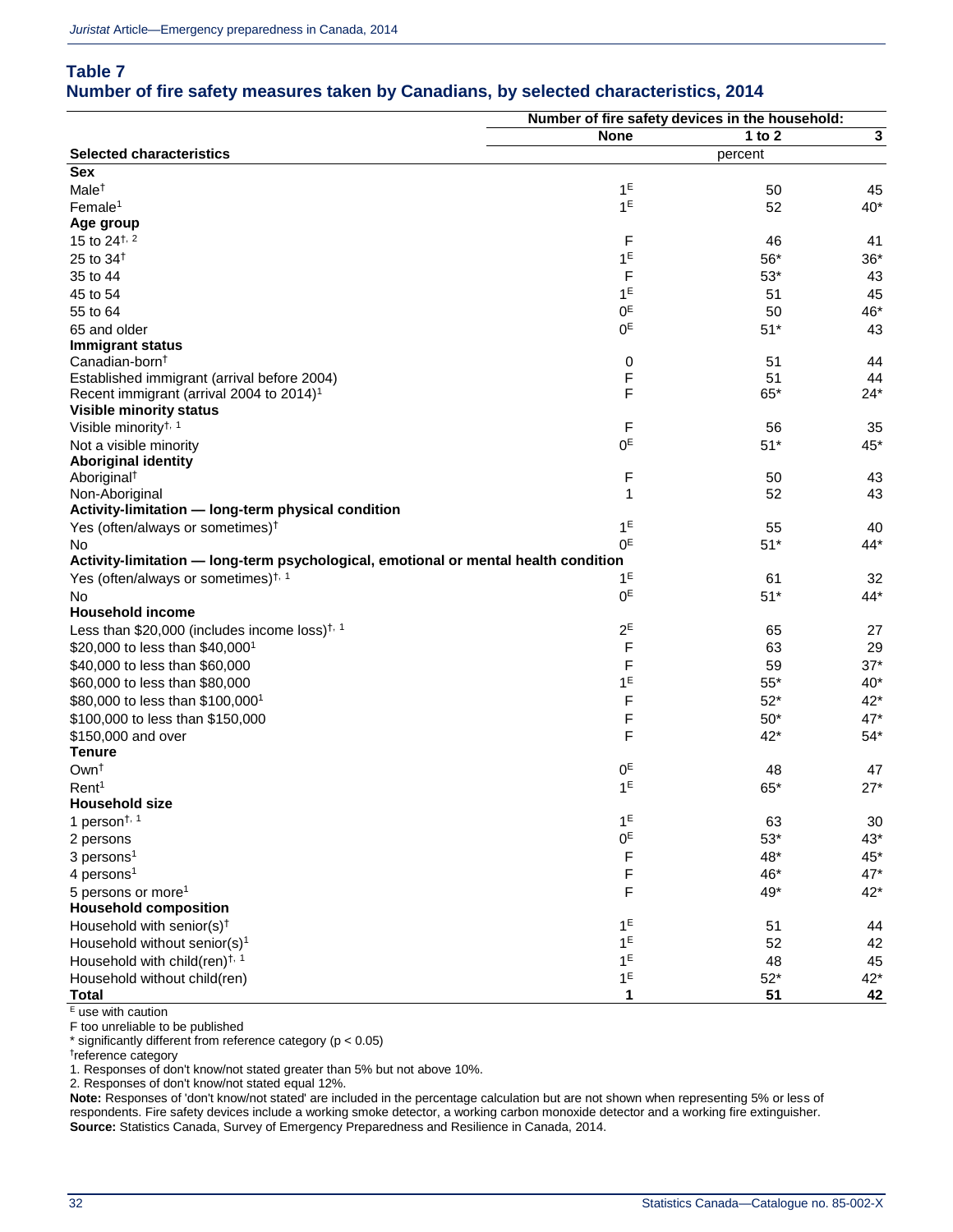## Table 7
## Number of fire safety measures taken by Canadians, by selected characteristics, 2014

| Selected characteristics | Number of fire safety devices in the household: | | |
|---|---|---|---|
| | None | 1 to 2 | 3 |
| | percent | | |
| **Sex** | | | |
| Male† | 1E | 50 | 45 |
| Female[1] | 1E | 52 | 40* |
| **Age group** | | | |
| 15 to 24†, [2] | F | 46 | 41 |
| 25 to 34† | 1E | 56* | 36* |
| 35 to 44 | F | 53* | 43 |
| 45 to 54 | 1E | 51 | 45 |
| 55 to 64 | 0E | 50 | 46* |
| 65 and older | 0E | 51* | 43 |
| **Immigrant status** | | | |
| Canadian-born† | 0 | 51 | 44 |
| Established immigrant (arrival before 2004) | F | 51 | 44 |
| Recent immigrant (arrival 2004 to 2014)[1] | F | 65* | 24* |
| **Visible minority status** | | | |
| Visible minority†, [1] | F | 56 | 35 |
| Not a visible minority | 0E | 51* | 45* |
| **Aboriginal identity** | | | |
| Aboriginal† | F | 50 | 43 |
| Non-Aboriginal | 1 | 52 | 43 |
| **Activity-limitation — long-term physical condition** | | | |
| Yes (often/always or sometimes)† | 1E | 55 | 40 |
| No | 0E | 51* | 44* |
| **Activity-limitation — long-term psychological, emotional or mental health condition** | | | |
| Yes (often/always or sometimes)†, [1] | 1E | 61 | 32 |
| No | 0E | 51* | 44* |
| **Household income** | | | |
| Less than $20,000 (includes income loss)†, [1] | 2E | 65 | 27 |
| $20,000 to less than $40,000[1] | F | 63 | 29 |
| $40,000 to less than $60,000 | F | 59 | 37* |
| $60,000 to less than $80,000 | 1E | 55* | 40* |
| $80,000 to less than $100,000[1] | F | 52* | 42* |
| $100,000 to less than $150,000 | F | 50* | 47* |
| $150,000 and over | F | 42* | 54* |
| **Tenure** | | | |
| Own† | 0E | 48 | 47 |
| Rent[1] | 1E | 65* | 27* |
| **Household size** | | | |
| 1 person†, [1] | 1E | 63 | 30 |
| 2 persons | 0E | 53* | 43* |
| 3 persons[1] | F | 48* | 45* |
| 4 persons[1] | F | 46* | 47* |
| 5 persons or more[1] | F | 49* | 42* |
| **Household composition** | | | |
| Household with senior(s)† | 1E | 51 | 44 |
| Household without senior(s)[1] | 1E | 52 | 42 |
| Household with child(ren)†, [1] | 1E | 48 | 45 |
| Household without child(ren) | 1E | 52* | 42* |
| **Total** | **1** | **51** | **42** |

E use with caution
F too unreliable to be published
* significantly different from reference category ($p < 0.05$)
† reference category
1. Responses of don't know/not stated greater than 5% but not above 10%.
2. Responses of don't know/not stated equal 12%.

**Note:** Responses of 'don't know/not stated' are included in the percentage calculation but are not shown when representing 5% or less of respondents. Fire safety devices include a working smoke detector, a working carbon monoxide detector and a working fire extinguisher.
**Source:** Statistics Canada, Survey of Emergency Preparedness and Resilience in Canada, 2014.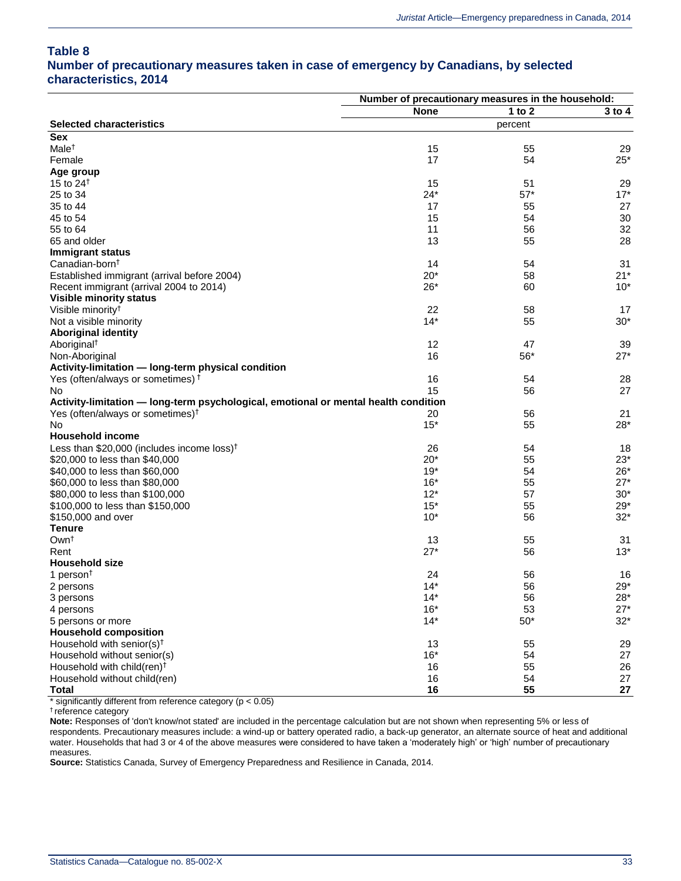## Table 8
## Number of precautionary measures taken in case of emergency by Canadians, by selected characteristics, 2014

| Selected characteristics | Number of precautionary measures in the household: None | 1 to 2 | 3 to 4 |
|---|---|---|---|
| | percent | | |
| **Sex** | | | |
| Male† | 15 | 55 | 29 |
| Female | 17 | 54 | 25* |
| **Age group** | | | |
| 15 to 24† | 15 | 51 | 29 |
| 25 to 34 | 24* | 57* | 17* |
| 35 to 44 | 17 | 55 | 27 |
| 45 to 54 | 15 | 54 | 30 |
| 55 to 64 | 11 | 56 | 32 |
| 65 and older | 13 | 55 | 28 |
| **Immigrant status** | | | |
| Canadian-born† | 14 | 54 | 31 |
| Established immigrant (arrival before 2004) | 20* | 58 | 21* |
| Recent immigrant (arrival 2004 to 2014) | 26* | 60 | 10* |
| **Visible minority status** | | | |
| Visible minority† | 22 | 58 | 17 |
| Not a visible minority | 14* | 55 | 30* |
| **Aboriginal identity** | | | |
| Aboriginal† | 12 | 47 | 39 |
| Non-Aboriginal | 16 | 56* | 27* |
| **Activity-limitation — long-term physical condition** | | | |
| Yes (often/always or sometimes) † | 16 | 54 | 28 |
| No | 15 | 56 | 27 |
| **Activity-limitation — long-term psychological, emotional or mental health condition** | | | |
| Yes (often/always or sometimes)† | 20 | 56 | 21 |
| No | 15* | 55 | 28* |
| **Household income** | | | |
| Less than $20,000 (includes income loss)† | 26 | 54 | 18 |
| $20,000 to less than $40,000 | 20* | 55 | 23* |
| $40,000 to less than $60,000 | 19* | 54 | 26* |
| $60,000 to less than $80,000 | 16* | 55 | 27* |
| $80,000 to less than $100,000 | 12* | 57 | 30* |
| $100,000 to less than $150,000 | 15* | 55 | 29* |
| $150,000 and over | 10* | 56 | 32* |
| **Tenure** | | | |
| Own† | 13 | 55 | 31 |
| Rent | 27* | 56 | 13* |
| **Household size** | | | |
| 1 person† | 24 | 56 | 16 |
| 2 persons | 14* | 56 | 29* |
| 3 persons | 14* | 56 | 28* |
| 4 persons | 16* | 53 | 27* |
| 5 persons or more | 14* | 50* | 32* |
| **Household composition** | | | |
| Household with senior(s)† | 13 | 55 | 29 |
| Household without senior(s) | 16* | 54 | 27 |
| Household with child(ren)† | 16 | 55 | 26 |
| Household without child(ren) | 16 | 54 | 27 |
| **Total** | **16** | **55** | **27** |

* significantly different from reference category ($p < 0.05$)

† reference category

**Note:** Responses of 'don't know/not stated' are included in the percentage calculation but are not shown when representing 5% or less of respondents. Precautionary measures include: a wind-up or battery operated radio, a back-up generator, an alternate source of heat and additional water. Households that had 3 or 4 of the above measures were considered to have taken a 'moderately high' or 'high' number of precautionary measures.

**Source:** Statistics Canada, Survey of Emergency Preparedness and Resilience in Canada, 2014.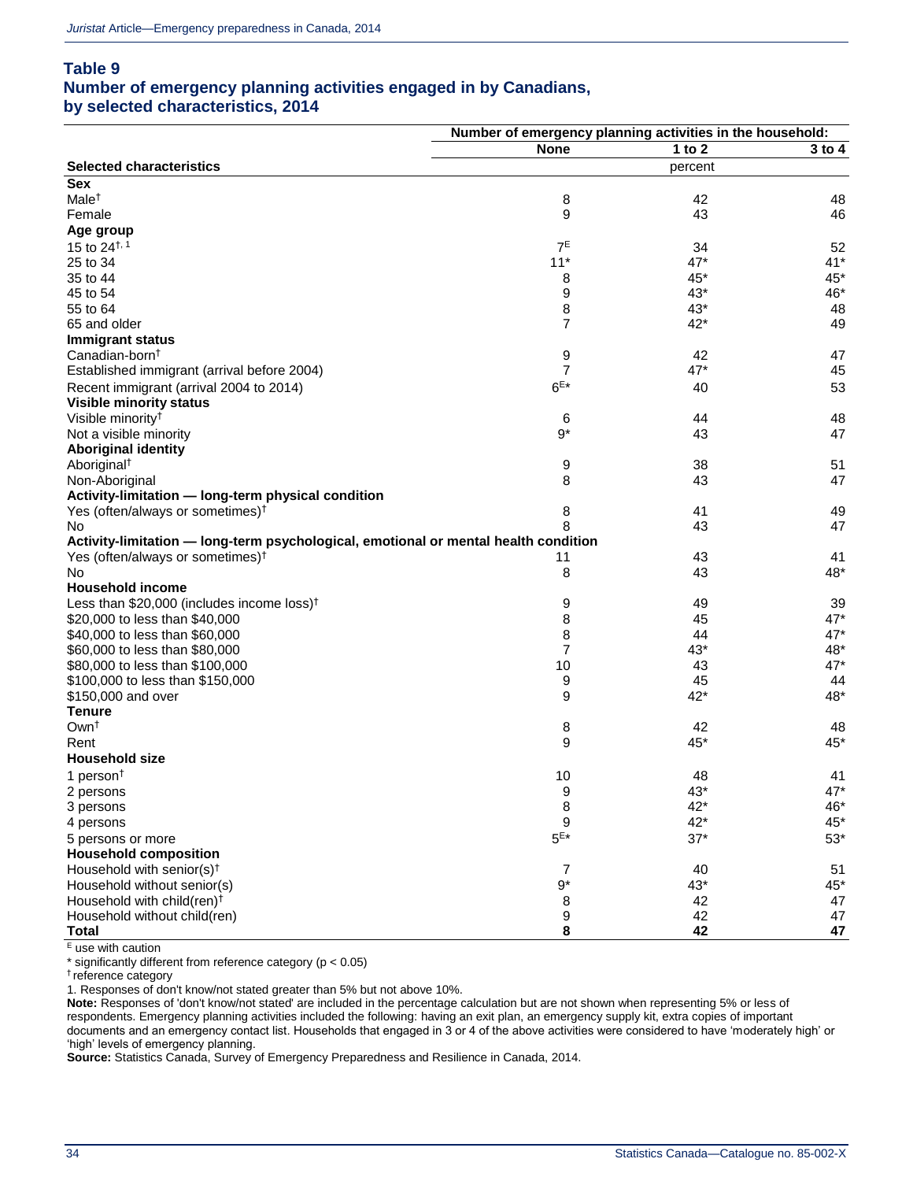## Table 9
## Number of emergency planning activities engaged in by Canadians, by selected characteristics, 2014

| Selected characteristics | Number of emergency planning activities in the household: None | 1 to 2 | 3 to 4 |
|---|---|---|---|
| | percent | | |
| **Sex** | | | |
| Male† | 8 | 42 | 48 |
| Female | 9 | 43 | 46 |
| **Age group** | | | |
| 15 to 24†, 1 | 7E | 34 | 52 |
| 25 to 34 | 11* | 47* | 41* |
| 35 to 44 | 8 | 45* | 45* |
| 45 to 54 | 9 | 43* | 46* |
| 55 to 64 | 8 | 43* | 48 |
| 65 and older | 7 | 42* | 49 |
| **Immigrant status** | | | |
| Canadian-born† | 9 | 42 | 47 |
| Established immigrant (arrival before 2004) | 7 | 47* | 45 |
| Recent immigrant (arrival 2004 to 2014) | 6E* | 40 | 53 |
| **Visible minority status** | | | |
| Visible minority† | 6 | 44 | 48 |
| Not a visible minority | 9* | 43 | 47 |
| **Aboriginal identity** | | | |
| Aboriginal† | 9 | 38 | 51 |
| Non-Aboriginal | 8 | 43 | 47 |
| **Activity-limitation — long-term physical condition** | | | |
| Yes (often/always or sometimes)† | 8 | 41 | 49 |
| No | 8 | 43 | 47 |
| **Activity-limitation — long-term psychological, emotional or mental health condition** | | | |
| Yes (often/always or sometimes)† | 11 | 43 | 41 |
| No | 8 | 43 | 48* |
| **Household income** | | | |
| Less than $20,000 (includes income loss)† | 9 | 49 | 39 |
| $20,000 to less than $40,000 | 8 | 45 | 47* |
| $40,000 to less than $60,000 | 8 | 44 | 47* |
| $60,000 to less than $80,000 | 7 | 43* | 48* |
| $80,000 to less than $100,000 | 10 | 43 | 47* |
| $100,000 to less than $150,000 | 9 | 45 | 44 |
| $150,000 and over | 9 | 42* | 48* |
| **Tenure** | | | |
| Own† | 8 | 42 | 48 |
| Rent | 9 | 45* | 45* |
| **Household size** | | | |
| 1 person† | 10 | 48 | 41 |
| 2 persons | 9 | 43* | 47* |
| 3 persons | 8 | 42* | 46* |
| 4 persons | 9 | 42* | 45* |
| 5 persons or more | 5E* | 37* | 53* |
| **Household composition** | | | |
| Household with senior(s)† | 7 | 40 | 51 |
| Household without senior(s) | 9* | 43* | 45* |
| Household with child(ren)† | 8 | 42 | 47 |
| Household without child(ren) | 9 | 42 | 47 |
| **Total** | **8** | **42** | **47** |

E use with caution

\* significantly different from reference category ($p < 0.05$)

† reference category

1. Responses of don't know/not stated greater than 5% but not above 10%.

**Note:** Responses of 'don't know/not stated' are included in the percentage calculation but are not shown when representing 5% or less of respondents. Emergency planning activities included the following: having an exit plan, an emergency supply kit, extra copies of important documents and an emergency contact list. Households that engaged in 3 or 4 of the above activities were considered to have 'moderately high' or 'high' levels of emergency planning.

**Source:** Statistics Canada, Survey of Emergency Preparedness and Resilience in Canada, 2014.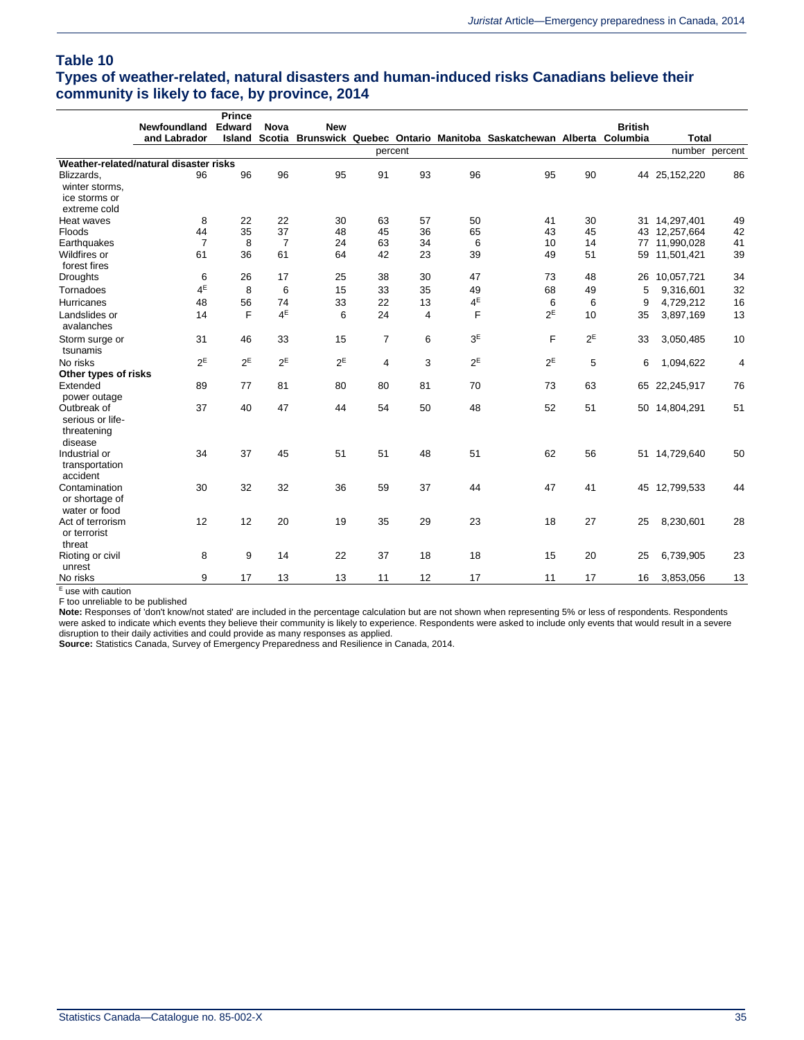## Table 10
## Types of weather-related, natural disasters and human-induced risks Canadians believe their community is likely to face, by province, 2014

| | Newfoundland and Labrador | Prince Edward Island | Nova Scotia | New Brunswick | Quebec | Ontario | Manitoba | Saskatchewan | Alberta | British Columbia | Total | |
|---|---|---|---|---|---|---|---|---|---|---|---|---|
| | percent | | | | | | | | | | number | percent |
| **Weather-related/natural disaster risks** | | | | | | | | | | | | |
| Blizzards, winter storms, ice storms or extreme cold | 96 | 96 | 96 | 95 | 91 | 93 | 96 | 95 | 90 | 44 | 25,152,220 | 86 |
| Heat waves | 8 | 22 | 22 | 30 | 63 | 57 | 50 | 41 | 30 | 31 | 14,297,401 | 49 |
| Floods | 44 | 35 | 37 | 48 | 45 | 36 | 65 | 43 | 45 | 43 | 12,257,664 | 42 |
| Earthquakes | 7 | 8 | 7 | 24 | 63 | 34 | 6 | 10 | 14 | 77 | 11,990,028 | 41 |
| Wildfires or forest fires | 61 | 36 | 61 | 64 | 42 | 23 | 39 | 49 | 51 | 59 | 11,501,421 | 39 |
| Droughts | 6 | 26 | 17 | 25 | 38 | 30 | 47 | 73 | 48 | 26 | 10,057,721 | 34 |
| Tornadoes | 4E | 8 | 6 | 15 | 33 | 35 | 49 | 68 | 49 | 5 | 9,316,601 | 32 |
| Hurricanes | 48 | 56 | 74 | 33 | 22 | 13 | 4E | 6 | 6 | 9 | 4,729,212 | 16 |
| Landslides or avalanches | 14 | F | 4E | 6 | 24 | 4 | F | 2E | 10 | 35 | 3,897,169 | 13 |
| Storm surge or tsunamis | 31 | 46 | 33 | 15 | 7 | 6 | 3E | F | 2E | 33 | 3,050,485 | 10 |
| No risks | 2E | 2E | 2E | 2E | 4 | 3 | 2E | 2E | 5 | 6 | 1,094,622 | 4 |
| **Other types of risks** | | | | | | | | | | | | |
| Extended power outage | 89 | 77 | 81 | 80 | 80 | 81 | 70 | 73 | 63 | 65 | 22,245,917 | 76 |
| Outbreak of serious or life-threatening disease | 37 | 40 | 47 | 44 | 54 | 50 | 48 | 52 | 51 | 50 | 14,804,291 | 51 |
| Industrial or transportation accident | 34 | 37 | 45 | 51 | 51 | 48 | 51 | 62 | 56 | 51 | 14,729,640 | 50 |
| Contamination or shortage of water or food | 30 | 32 | 32 | 36 | 59 | 37 | 44 | 47 | 41 | 45 | 12,799,533 | 44 |
| Act of terrorism or terrorist threat | 12 | 12 | 20 | 19 | 35 | 29 | 23 | 18 | 27 | 25 | 8,230,601 | 28 |
| Rioting or civil unrest | 8 | 9 | 14 | 22 | 37 | 18 | 18 | 15 | 20 | 25 | 6,739,905 | 23 |
| No risks | 9 | 17 | 13 | 13 | 11 | 12 | 17 | 11 | 17 | 16 | 3,853,056 | 13 |

E use with caution

F too unreliable to be published

**Note:** Responses of 'don't know/not stated' are included in the percentage calculation but are not shown when representing 5% or less of respondents. Respondents were asked to indicate which events they believe their community is likely to experience. Respondents were asked to include only events that would result in a severe disruption to their daily activities and could provide as many responses as applied.

**Source:** Statistics Canada, Survey of Emergency Preparedness and Resilience in Canada, 2014.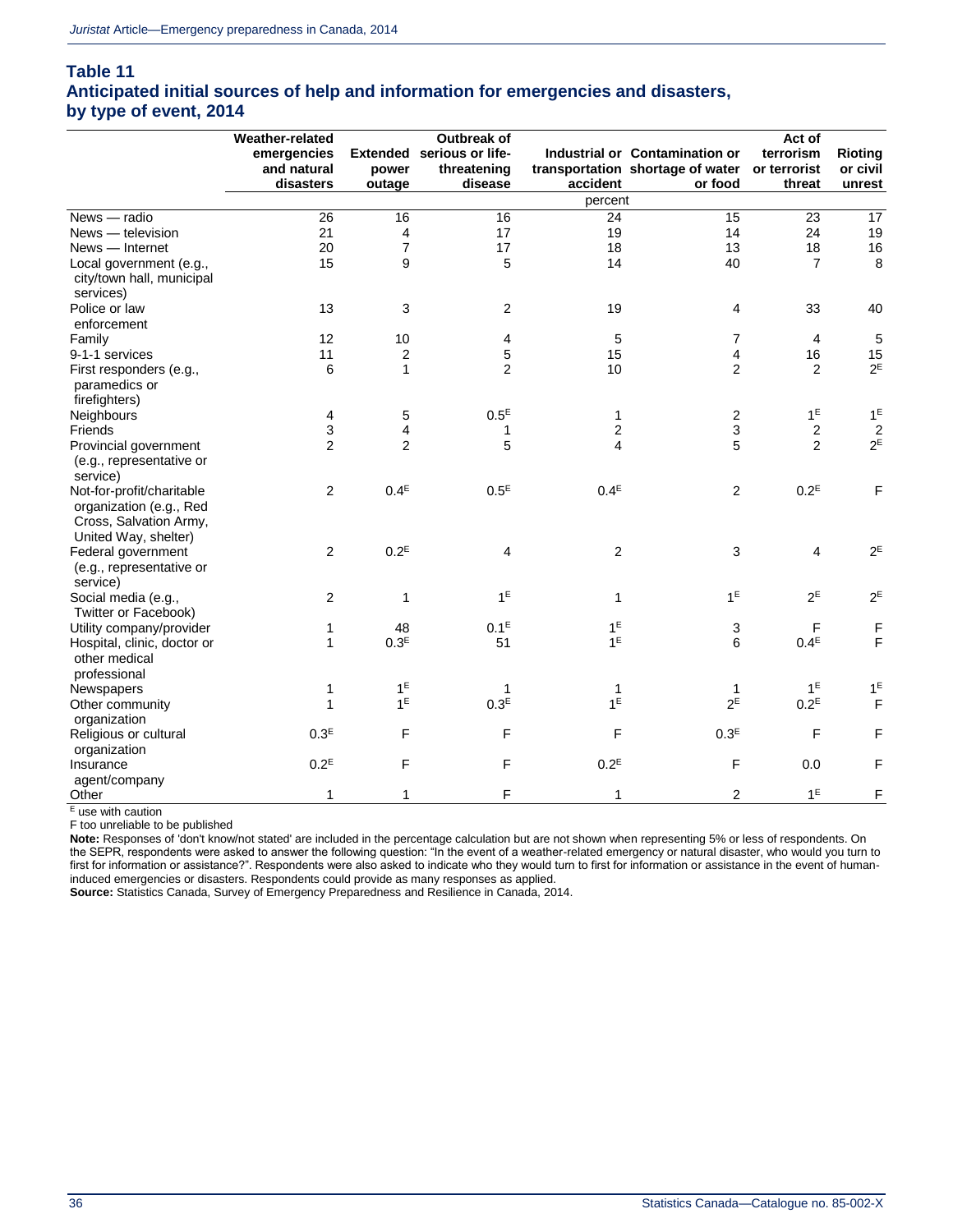## Table 11
## Anticipated initial sources of help and information for emergencies and disasters, by type of event, 2014

| | Weather-related emergencies and natural disasters | Extended power outage | Outbreak of serious or life-threatening disease | Industrial or transportation accident | Contamination or shortage of water or food | Act of terrorism or terrorist threat | Rioting or civil unrest |
|---|---|---|---|---|---|---|---|
| | percent | | | | | | |
| News — radio | 26 | 16 | 16 | 24 | 15 | 23 | 17 |
| News — television | 21 | 4 | 17 | 19 | 14 | 24 | 19 |
| News — Internet | 20 | 7 | 17 | 18 | 13 | 18 | 16 |
| Local government (e.g., city/town hall, municipal services) | 15 | 9 | 5 | 14 | 40 | 7 | 8 |
| Police or law enforcement | 13 | 3 | 2 | 19 | 4 | 33 | 40 |
| Family | 12 | 10 | 4 | 5 | 7 | 4 | 5 |
| 9-1-1 services | 11 | 2 | 5 | 15 | 4 | 16 | 15 |
| First responders (e.g., paramedics or firefighters) | 6 | 1 | 2 | 10 | 2 | 2 | 2^E |
| Neighbours | 4 | 5 | 0.5^E | 1 | 2 | 1^E | 1^E |
| Friends | 3 | 4 | 1 | 2 | 3 | 2 | 2 |
| Provincial government (e.g., representative or service) | 2 | 2 | 5 | 4 | 5 | 2 | 2^E |
| Not-for-profit/charitable organization (e.g., Red Cross, Salvation Army, United Way, shelter) | 2 | 0.4^E | 0.5^E | 0.4^E | 2 | 0.2^E | F |
| Federal government (e.g., representative or service) | 2 | 0.2^E | 4 | 2 | 3 | 4 | 2^E |
| Social media (e.g., Twitter or Facebook) | 2 | 1 | 1^E | 1 | 1^E | 2^E | 2^E |
| Utility company/provider | 1 | 48 | 0.1^E | 1^E | 3 | F | F |
| Hospital, clinic, doctor or other medical professional | 1 | 0.3^E | 51 | 1^E | 6 | 0.4^E | F |
| Newspapers | 1 | 1^E | 1 | 1 | 1 | 1^E | 1^E |
| Other community organization | 1 | 1^E | 0.3^E | 1^E | 2^E | 0.2^E | F |
| Religious or cultural organization | 0.3^E | F | F | F | 0.3^E | F | F |
| Insurance agent/company | 0.2^E | F | F | 0.2^E | F | 0.0 | F |
| Other | 1 | 1 | F | 1 | 2 | 1^E | F |

^E use with caution

F too unreliable to be published

**Note:** Responses of 'don't know/not stated' are included in the percentage calculation but are not shown when representing 5% or less of respondents. On the SEPR, respondents were asked to answer the following question: "In the event of a weather-related emergency or natural disaster, who would you turn to first for information or assistance?". Respondents were also asked to indicate who they would turn to first for information or assistance in the event of human-induced emergencies or disasters. Respondents could provide as many responses as applied.

**Source:** Statistics Canada, Survey of Emergency Preparedness and Resilience in Canada, 2014.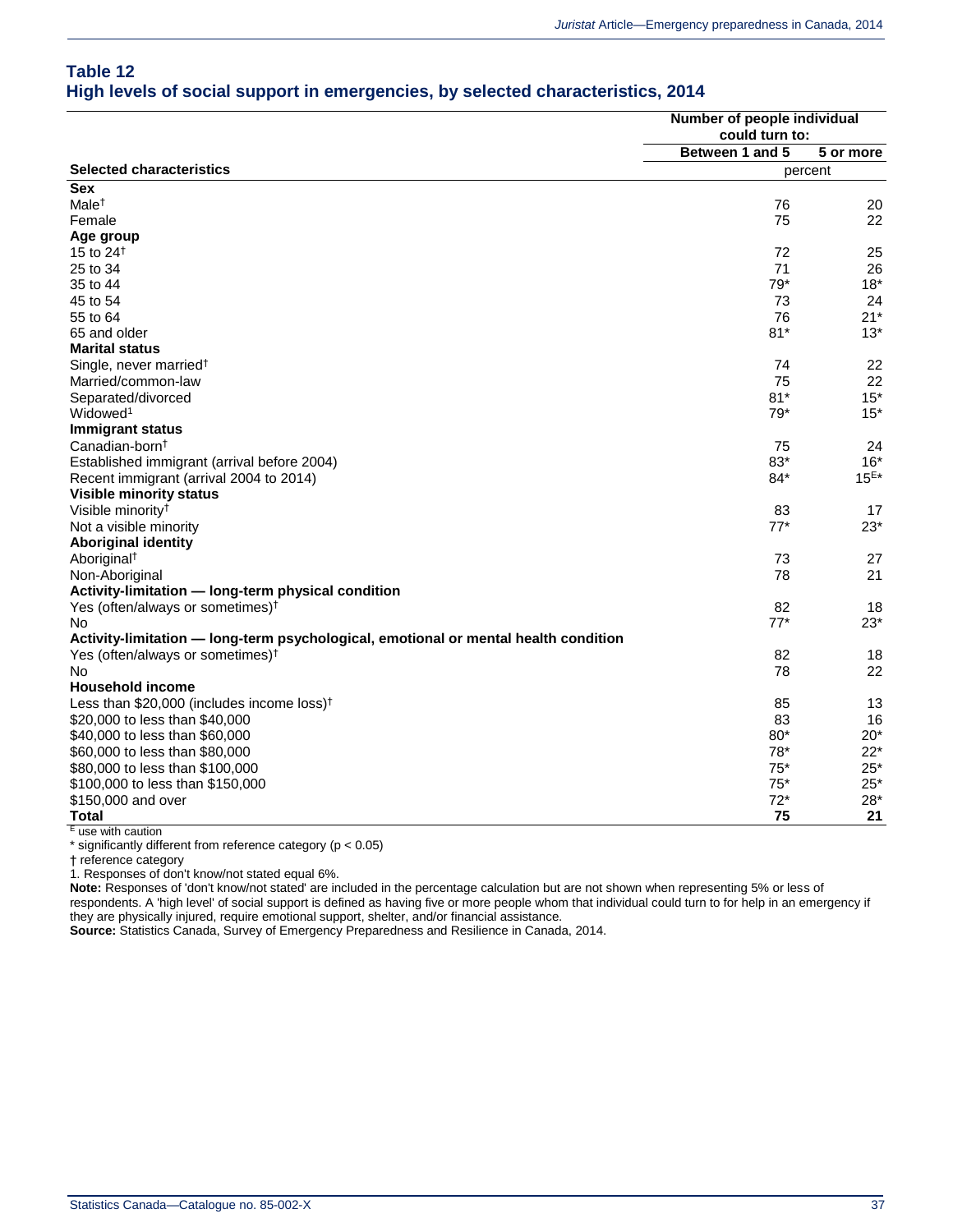## Table 12
## High levels of social support in emergencies, by selected characteristics, 2014

| Selected characteristics | Number of people individual could turn to: | |
|---|---|---|
| | Between 1 and 5 | 5 or more |
| | percent | |
| **Sex** | | |
| Male† | 76 | 20 |
| Female | 75 | 22 |
| **Age group** | | |
| 15 to 24† | 72 | 25 |
| 25 to 34 | 71 | 26 |
| 35 to 44 | 79* | 18* |
| 45 to 54 | 73 | 24 |
| 55 to 64 | 76 | 21* |
| 65 and older | 81* | 13* |
| **Marital status** | | |
| Single, never married† | 74 | 22 |
| Married/common-law | 75 | 22 |
| Separated/divorced | 81* | 15* |
| Widowed[1] | 79* | 15* |
| **Immigrant status** | | |
| Canadian-born† | 75 | 24 |
| Established immigrant (arrival before 2004) | 83* | 16* |
| Recent immigrant (arrival 2004 to 2014) | 84* | 15[E]* |
| **Visible minority status** | | |
| Visible minority† | 83 | 17 |
| Not a visible minority | 77* | 23* |
| **Aboriginal identity** | | |
| Aboriginal† | 73 | 27 |
| Non-Aboriginal | 78 | 21 |
| **Activity-limitation — long-term physical condition** | | |
| Yes (often/always or sometimes)† | 82 | 18 |
| No | 77* | 23* |
| **Activity-limitation — long-term psychological, emotional or mental health condition** | | |
| Yes (often/always or sometimes)† | 82 | 18 |
| No | 78 | 22 |
| **Household income** | | |
| Less than $20,000 (includes income loss)† | 85 | 13 |
| $20,000 to less than $40,000 | 83 | 16 |
| $40,000 to less than $60,000 | 80* | 20* |
| $60,000 to less than $80,000 | 78* | 22* |
| $80,000 to less than $100,000 | 75* | 25* |
| $100,000 to less than $150,000 | 75* | 25* |
| $150,000 and over | 72* | 28* |
| **Total** | **75** | **21** |

[E] use with caution

* significantly different from reference category ($p < 0.05$)

† reference category

1. Responses of don't know/not stated equal 6%.

**Note:** Responses of 'don't know/not stated' are included in the percentage calculation but are not shown when representing 5% or less of respondents. A 'high level' of social support is defined as having five or more people whom that individual could turn to for help in an emergency if they are physically injured, require emotional support, shelter, and/or financial assistance.

**Source:** Statistics Canada, Survey of Emergency Preparedness and Resilience in Canada, 2014.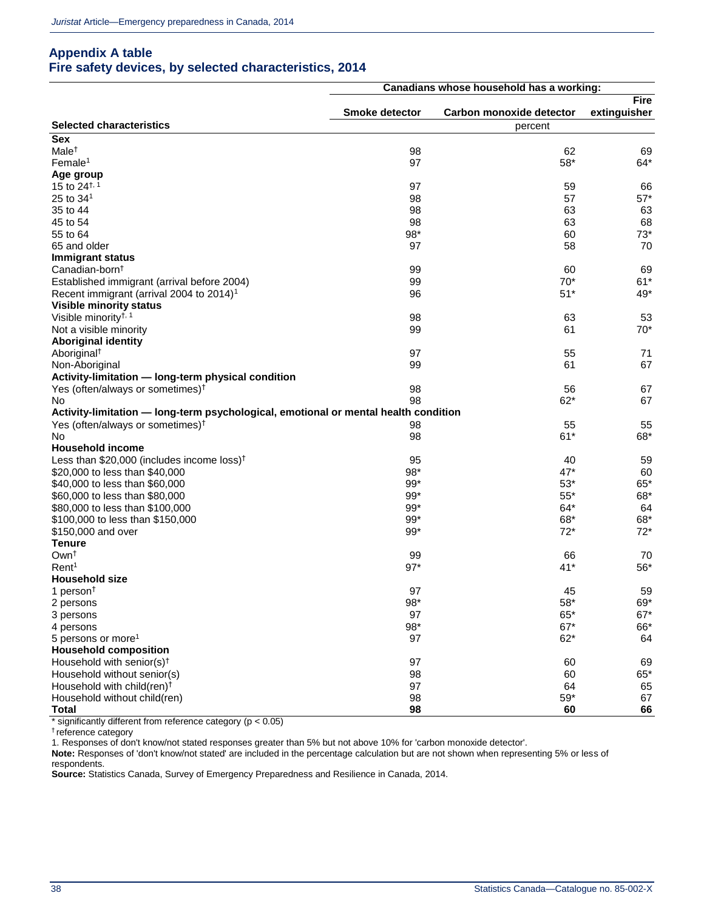## Appendix A table
## Fire safety devices, by selected characteristics, 2014

| Selected characteristics | Canadians whose household has a working: | | |
|---|---|---|---|
| | Smoke detector | Carbon monoxide detector | Fire extinguisher |
| | percent | | |
| **Sex** | | | |
| Male† | 98 | 62 | 69 |
| Female[1] | 97 | 58* | 64* |
| **Age group** | | | |
| 15 to 24†, [1] | 97 | 59 | 66 |
| 25 to 34[1] | 98 | 57 | 57* |
| 35 to 44 | 98 | 63 | 63 |
| 45 to 54 | 98 | 63 | 68 |
| 55 to 64 | 98* | 60 | 73* |
| 65 and older | 97 | 58 | 70 |
| **Immigrant status** | | | |
| Canadian-born† | 99 | 60 | 69 |
| Established immigrant (arrival before 2004) | 99 | 70* | 61* |
| Recent immigrant (arrival 2004 to 2014)[1] | 96 | 51* | 49* |
| **Visible minority status** | | | |
| Visible minority†, [1] | 98 | 63 | 53 |
| Not a visible minority | 99 | 61 | 70* |
| **Aboriginal identity** | | | |
| Aboriginal† | 97 | 55 | 71 |
| Non-Aboriginal | 99 | 61 | 67 |
| **Activity-limitation — long-term physical condition** | | | |
| Yes (often/always or sometimes)† | 98 | 56 | 67 |
| No | 98 | 62* | 67 |
| **Activity-limitation — long-term psychological, emotional or mental health condition** | | | |
| Yes (often/always or sometimes)† | 98 | 55 | 55 |
| No | 98 | 61* | 68* |
| **Household income** | | | |
| Less than $20,000 (includes income loss)† | 95 | 40 | 59 |
| $20,000 to less than $40,000 | 98* | 47* | 60 |
| $40,000 to less than $60,000 | 99* | 53* | 65* |
| $60,000 to less than $80,000 | 99* | 55* | 68* |
| $80,000 to less than $100,000 | 99* | 64* | 64 |
| $100,000 to less than $150,000 | 99* | 68* | 68* |
| $150,000 and over | 99* | 72* | 72* |
| **Tenure** | | | |
| Own† | 99 | 66 | 70 |
| Rent[1] | 97* | 41* | 56* |
| **Household size** | | | |
| 1 person† | 97 | 45 | 59 |
| 2 persons | 98* | 58* | 69* |
| 3 persons | 97 | 65* | 67* |
| 4 persons | 98* | 67* | 66* |
| 5 persons or more[1] | 97 | 62* | 64 |
| **Household composition** | | | |
| Household with senior(s)† | 97 | 60 | 69 |
| Household without senior(s) | 98 | 60 | 65* |
| Household with child(ren)† | 97 | 64 | 65 |
| Household without child(ren) | 98 | 59* | 67 |
| **Total** | **98** | **60** | **66** |

* significantly different from reference category ($p < 0.05$)

† reference category

1. Responses of don't know/not stated responses greater than 5% but not above 10% for 'carbon monoxide detector'.

**Note:** Responses of 'don't know/not stated' are included in the percentage calculation but are not shown when representing 5% or less of respondents.

**Source:** Statistics Canada, Survey of Emergency Preparedness and Resilience in Canada, 2014.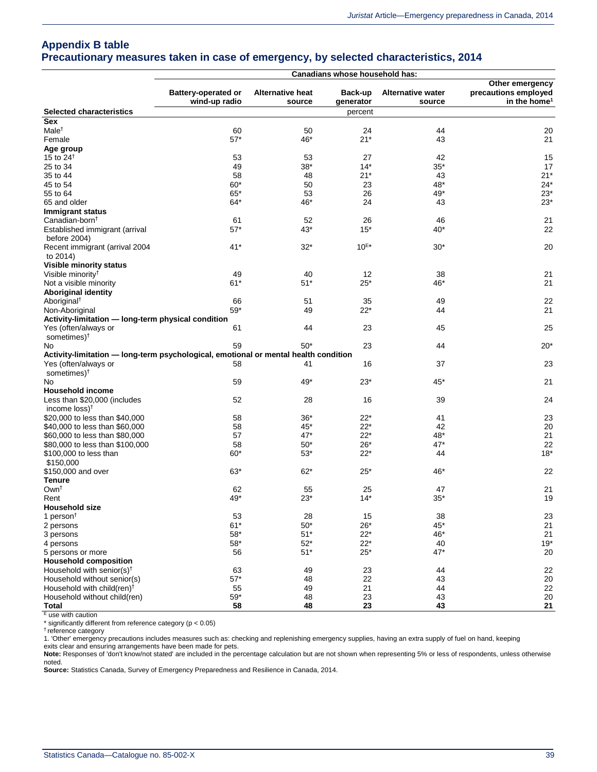## Appendix B table
## Precautionary measures taken in case of emergency, by selected characteristics, 2014

| Selected characteristics | Canadians whose household has: | | | | |
|---|---|---|---|---|---|
| | Battery-operated or wind-up radio | Alternative heat source | Back-up generator | Alternative water source | Other emergency precautions employed in the home[1] |
| | percent | | | | |
| **Sex** | | | | | |
| Male† | 60 | 50 | 24 | 44 | 20 |
| Female | 57* | 46* | 21* | 43 | 21 |
| **Age group** | | | | | |
| 15 to 24† | 53 | 53 | 27 | 42 | 15 |
| 25 to 34 | 49 | 38* | 14* | 35* | 17 |
| 35 to 44 | 58 | 48 | 21* | 43 | 21* |
| 45 to 54 | 60* | 50 | 23 | 48* | 24* |
| 55 to 64 | 65* | 53 | 26 | 49* | 23* |
| 65 and older | 64* | 46* | 24 | 43 | 23* |
| **Immigrant status** | | | | | |
| Canadian-born† | 61 | 52 | 26 | 46 | 21 |
| Established immigrant (arrival before 2004) | 57* | 43* | 15* | 40* | 22 |
| Recent immigrant (arrival 2004 to 2014) | 41* | 32* | 10E* | 30* | 20 |
| **Visible minority status** | | | | | |
| Visible minority† | 49 | 40 | 12 | 38 | 21 |
| Not a visible minority | 61* | 51* | 25* | 46* | 21 |
| **Aboriginal identity** | | | | | |
| Aboriginal† | 66 | 51 | 35 | 49 | 22 |
| Non-Aboriginal | 59* | 49 | 22* | 44 | 21 |
| **Activity-limitation — long-term physical condition** | | | | | |
| Yes (often/always or sometimes)† | 61 | 44 | 23 | 45 | 25 |
| No | 59 | 50* | 23 | 44 | 20* |
| **Activity-limitation — long-term psychological, emotional or mental health condition** | | | | | |
| Yes (often/always or sometimes)† | 58 | 41 | 16 | 37 | 23 |
| No | 59 | 49* | 23* | 45* | 21 |
| **Household income** | | | | | |
| Less than $20,000 (includes income loss)† | 52 | 28 | 16 | 39 | 24 |
| $20,000 to less than $40,000 | 58 | 36* | 22* | 41 | 23 |
| $40,000 to less than $60,000 | 58 | 45* | 22* | 42 | 20 |
| $60,000 to less than $80,000 | 57 | 47* | 22* | 48* | 21 |
| $80,000 to less than $100,000 | 58 | 50* | 26* | 47* | 22 |
| $100,000 to less than $150,000 | 60* | 53* | 22* | 44 | 18* |
| $150,000 and over | 63* | 62* | 25* | 46* | 22 |
| **Tenure** | | | | | |
| Own† | 62 | 55 | 25 | 47 | 21 |
| Rent | 49* | 23* | 14* | 35* | 19 |
| **Household size** | | | | | |
| 1 person† | 53 | 28 | 15 | 38 | 23 |
| 2 persons | 61* | 50* | 26* | 45* | 21 |
| 3 persons | 58* | 51* | 22* | 46* | 21 |
| 4 persons | 58* | 52* | 22* | 40 | 19* |
| 5 persons or more | 56 | 51* | 25* | 47* | 20 |
| **Household composition** | | | | | |
| Household with senior(s)† | 63 | 49 | 23 | 44 | 22 |
| Household without senior(s) | 57* | 48 | 22 | 43 | 20 |
| Household with child(ren)† | 55 | 49 | 21 | 44 | 22 |
| Household without child(ren) | 59* | 48 | 23 | 43 | 20 |
| **Total** | **58** | **48** | **23** | **43** | **21** |

E use with caution

\* significantly different from reference category ($p < 0.05$)

† reference category

1. 'Other' emergency precautions includes measures such as: checking and replenishing emergency supplies, having an extra supply of fuel on hand, keeping exits clear and ensuring arrangements have been made for pets.

**Note:** Responses of 'don't know/not stated' are included in the percentage calculation but are not shown when representing 5% or less of respondents, unless otherwise noted.

**Source:** Statistics Canada, Survey of Emergency Preparedness and Resilience in Canada, 2014.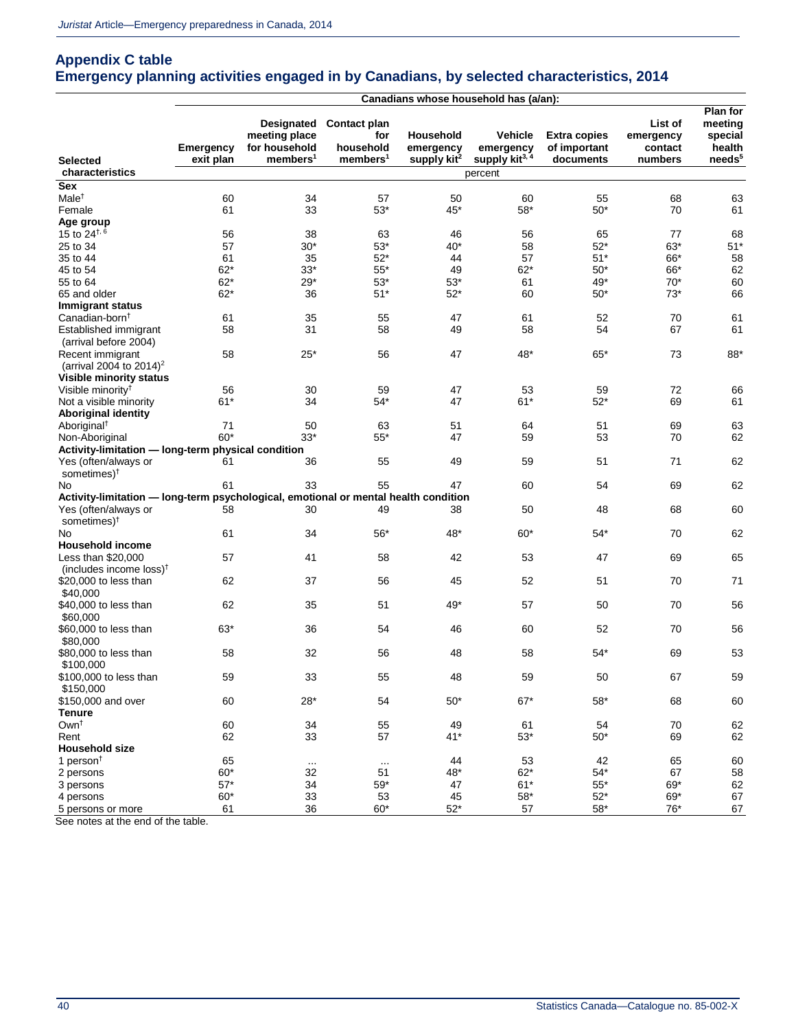## Appendix C table
## Emergency planning activities engaged in by Canadians, by selected characteristics, 2014

| Selected characteristics | Canadians whose household has (a/an): | | | | | | | |
|---|---|---|---|---|---|---|---|---|
| | Emergency exit plan | Designated meeting place for household members[1] | Contact plan for household members[1] | Household emergency supply kit[2] | Vehicle emergency supply kit[3, 4] | Extra copies of important documents | List of emergency contact numbers | Plan for meeting special health needs[5] |
| | percent | | | | | | | |
| **Sex** | | | | | | | | |
| Male† | 60 | 34 | 57 | 50 | 60 | 55 | 68 | 63 |
| Female | 61 | 33 | 53* | 45* | 58* | 50* | 70 | 61 |
| **Age group** | | | | | | | | |
| 15 to 24†, 6 | 56 | 38 | 63 | 46 | 56 | 65 | 77 | 68 |
| 25 to 34 | 57 | 30* | 53* | 40* | 58 | 52* | 63* | 51* |
| 35 to 44 | 61 | 35 | 52* | 44 | 57 | 51* | 66* | 58 |
| 45 to 54 | 62* | 33* | 55* | 49 | 62* | 50* | 66* | 62 |
| 55 to 64 | 62* | 29* | 53* | 53* | 61 | 49* | 70* | 60 |
| 65 and older | 62* | 36 | 51* | 52* | 60 | 50* | 73* | 66 |
| **Immigrant status** | | | | | | | | |
| Canadian-born† | 61 | 35 | 55 | 47 | 61 | 52 | 70 | 61 |
| Established immigrant (arrival before 2004) | 58 | 31 | 58 | 49 | 58 | 54 | 67 | 61 |
| Recent immigrant (arrival 2004 to 2014)[2] | 58 | 25* | 56 | 47 | 48* | 65* | 73 | 88* |
| **Visible minority status** | | | | | | | | |
| Visible minority† | 56 | 30 | 59 | 47 | 53 | 59 | 72 | 66 |
| Not a visible minority | 61* | 34 | 54* | 47 | 61* | 52* | 69 | 61 |
| **Aboriginal identity** | | | | | | | | |
| Aboriginal† | 71 | 50 | 63 | 51 | 64 | 51 | 69 | 63 |
| Non-Aboriginal | 60* | 33* | 55* | 47 | 59 | 53 | 70 | 62 |
| **Activity-limitation — long-term physical condition** | | | | | | | | |
| Yes (often/always or sometimes)† | 61 | 36 | 55 | 49 | 59 | 51 | 71 | 62 |
| No | 61 | 33 | 55 | 47 | 60 | 54 | 69 | 62 |
| **Activity-limitation — long-term psychological, emotional or mental health condition** | | | | | | | | |
| Yes (often/always or sometimes)† | 58 | 30 | 49 | 38 | 50 | 48 | 68 | 60 |
| No | 61 | 34 | 56* | 48* | 60* | 54* | 70 | 62 |
| **Household income** | | | | | | | | |
| Less than $20,000 (includes income loss)† | 57 | 41 | 58 | 42 | 53 | 47 | 69 | 65 |
| $20,000 to less than $40,000 | 62 | 37 | 56 | 45 | 52 | 51 | 70 | 71 |
| $40,000 to less than $60,000 | 62 | 35 | 51 | 49* | 57 | 50 | 70 | 56 |
| $60,000 to less than $80,000 | 63* | 36 | 54 | 46 | 60 | 52 | 70 | 56 |
| $80,000 to less than $100,000 | 58 | 32 | 56 | 48 | 58 | 54* | 69 | 53 |
| $100,000 to less than $150,000 | 59 | 33 | 55 | 48 | 59 | 50 | 67 | 59 |
| $150,000 and over | 60 | 28* | 54 | 50* | 67* | 58* | 68 | 60 |
| **Tenure** | | | | | | | | |
| Own† | 60 | 34 | 55 | 49 | 61 | 54 | 70 | 62 |
| Rent | 62 | 33 | 57 | 41* | 53* | 50* | 69 | 62 |
| **Household size** | | | | | | | | |
| 1 person† | 65 | ... | ... | 44 | 53 | 42 | 65 | 60 |
| 2 persons | 60* | 32 | 51 | 48* | 62* | 54* | 67 | 58 |
| 3 persons | 57* | 34 | 59* | 47 | 61* | 55* | 69* | 62 |
| 4 persons | 60* | 33 | 53 | 45 | 58* | 52* | 69* | 67 |
| 5 persons or more | 61 | 36 | 60* | 52* | 57 | 58* | 76* | 67 |

See notes at the end of the table.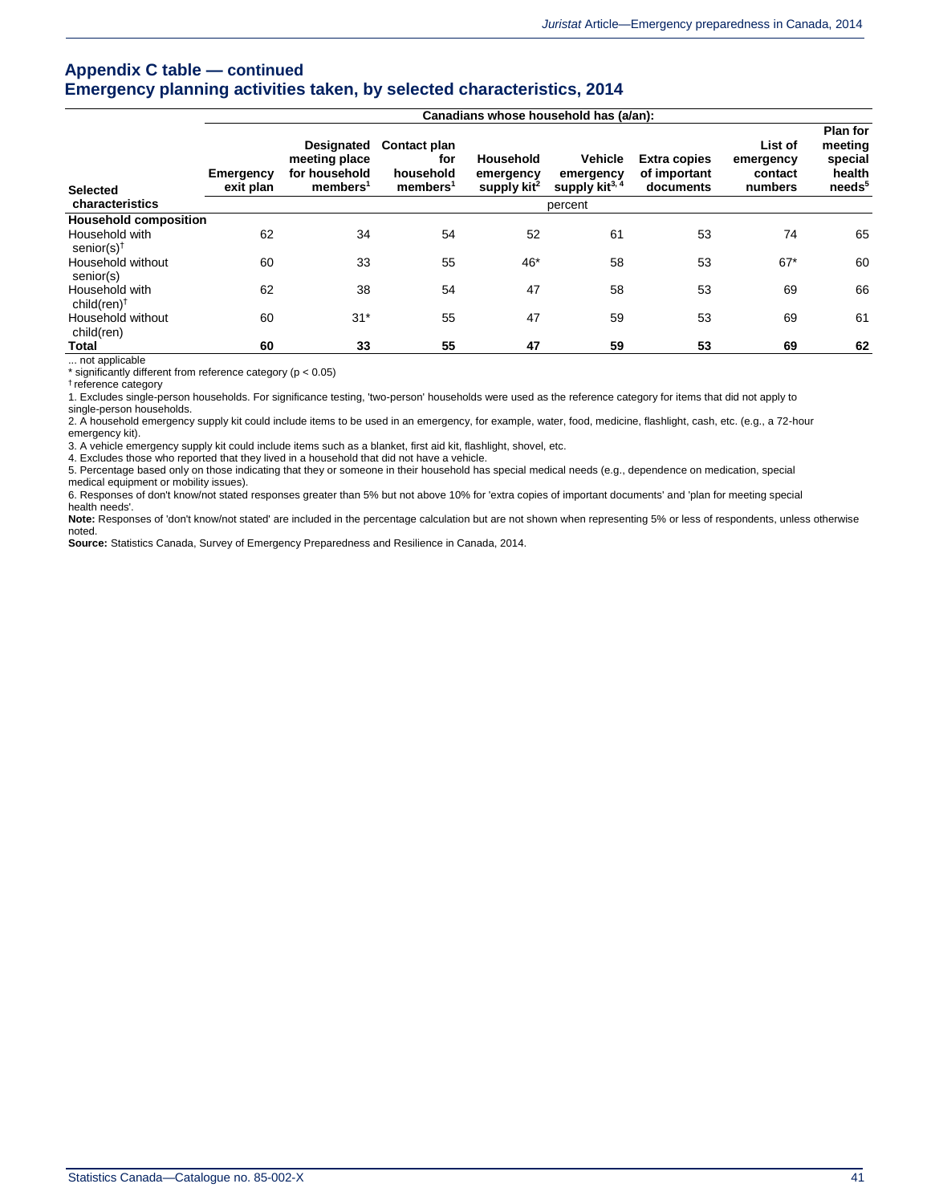## Appendix C table — continued
## Emergency planning activities taken, by selected characteristics, 2014

| Selected characteristics | Canadians whose household has (a/an): | | | | | | | |
|---|---|---|---|---|---|---|---|---|
| | Emergency exit plan | Designated meeting place for household members[1] | Contact plan for household members[1] | Household emergency supply kit[2] | Vehicle emergency supply kit[3, 4] | Extra copies of important documents | List of emergency contact numbers | Plan for meeting special health needs[5] |
| | percent | | | | | | | |
| **Household composition** | | | | | | | | |
| Household with senior(s)† | 62 | 34 | 54 | 52 | 61 | 53 | 74 | 65 |
| Household without senior(s) | 60 | 33 | 55 | 46* | 58 | 53 | 67* | 60 |
| Household with child(ren)† | 62 | 38 | 54 | 47 | 58 | 53 | 69 | 66 |
| Household without child(ren) | 60 | 31* | 55 | 47 | 59 | 53 | 69 | 61 |
| **Total** | **60** | **33** | **55** | **47** | **59** | **53** | **69** | **62** |

... not applicable

\* significantly different from reference category ($p < 0.05$)

† reference category

1. Excludes single-person households. For significance testing, 'two-person' households were used as the reference category for items that did not apply to single-person households.
2. A household emergency supply kit could include items to be used in an emergency, for example, water, food, medicine, flashlight, cash, etc. (e.g., a 72-hour emergency kit).
3. A vehicle emergency supply kit could include items such as a blanket, first aid kit, flashlight, shovel, etc.
4. Excludes those who reported that they lived in a household that did not have a vehicle.
5. Percentage based only on those indicating that they or someone in their household has special medical needs (e.g., dependence on medication, special medical equipment or mobility issues).
6. Responses of don't know/not stated responses greater than 5% but not above 10% for 'extra copies of important documents' and 'plan for meeting special health needs'.

**Note:** Responses of 'don't know/not stated' are included in the percentage calculation but are not shown when representing 5% or less of respondents, unless otherwise noted.

**Source:** Statistics Canada, Survey of Emergency Preparedness and Resilience in Canada, 2014.